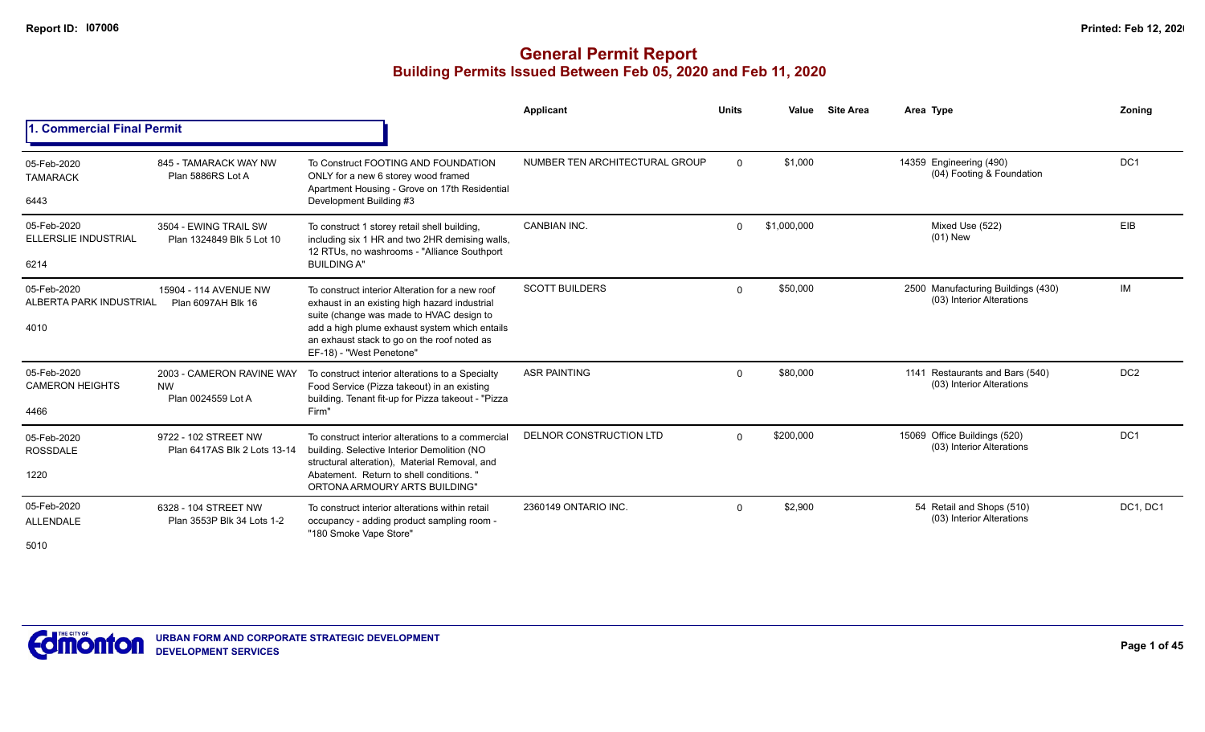Report ID: I07006

Printed: Feb 12, 2020

# General Permit Report

## Building Permits Issued Between Feb 05, 2020 and Feb 11, 2020

### 1. Commercial Final Permit

| Date / Neighbourhood / No. | Address / Legal | Description | Applicant | Units | Value | Site Area | Area | Type | Zoning |
|---|---|---|---|---|---|---|---|---|---|
| 05-Feb-2020 TAMARACK 6443 | 845 - TAMARACK WAY NW Plan 5886RS Lot A | To Construct FOOTING AND FOUNDATION ONLY for a new 6 storey wood framed Apartment Housing - Grove on 17th Residential Development Building #3 | NUMBER TEN ARCHITECTURAL GROUP | 0 | $1,000 | | 14359 | Engineering (490) (04) Footing & Foundation | DC1 |
| 05-Feb-2020 ELLERSLIE INDUSTRIAL 6214 | 3504 - EWING TRAIL SW Plan 1324849 Blk 5 Lot 10 | To construct 1 storey retail shell building, including six 1 HR and two 2HR demising walls, 12 RTUs, no washrooms - "Alliance Southport BUILDING A" | CANBIAN INC. | 0 | $1,000,000 | | | Mixed Use (522) (01) New | EIB |
| 05-Feb-2020 ALBERTA PARK INDUSTRIAL 4010 | 15904 - 114 AVENUE NW Plan 6097AH Blk 16 | To construct interior Alteration for a new roof exhaust in an existing high hazard industrial suite (change was made to HVAC design to add a high plume exhaust system which entails an exhaust stack to go on the roof noted as EF-18) - "West Penetone" | SCOTT BUILDERS | 0 | $50,000 | | 2500 | Manufacturing Buildings (430) (03) Interior Alterations | IM |
| 05-Feb-2020 CAMERON HEIGHTS 4466 | 2003 - CAMERON RAVINE WAY NW Plan 0024559 Lot A | To construct interior alterations to a Specialty Food Service (Pizza takeout) in an existing building. Tenant fit-up for Pizza takeout - "Pizza Firm" | ASR PAINTING | 0 | $80,000 | | 1141 | Restaurants and Bars (540) (03) Interior Alterations | DC2 |
| 05-Feb-2020 ROSSDALE 1220 | 9722 - 102 STREET NW Plan 6417AS Blk 2 Lots 13-14 | To construct interior alterations to a commercial building. Selective Interior Demolition (NO structural alteration), Material Removal, and Abatement. Return to shell conditions. " ORTONA ARMOURY ARTS BUILDING" | DELNOR CONSTRUCTION LTD | 0 | $200,000 | | 15069 | Office Buildings (520) (03) Interior Alterations | DC1 |
| 05-Feb-2020 ALLENDALE 5010 | 6328 - 104 STREET NW Plan 3553P Blk 34 Lots 1-2 | To construct interior alterations within retail occupancy - adding product sampling room - "180 Smoke Vape Store" | 2360149 ONTARIO INC. | 0 | $2,900 | | 54 | Retail and Shops (510) (03) Interior Alterations | DC1, DC1 |

URBAN FORM AND CORPORATE STRATEGIC DEVELOPMENT
DEVELOPMENT SERVICES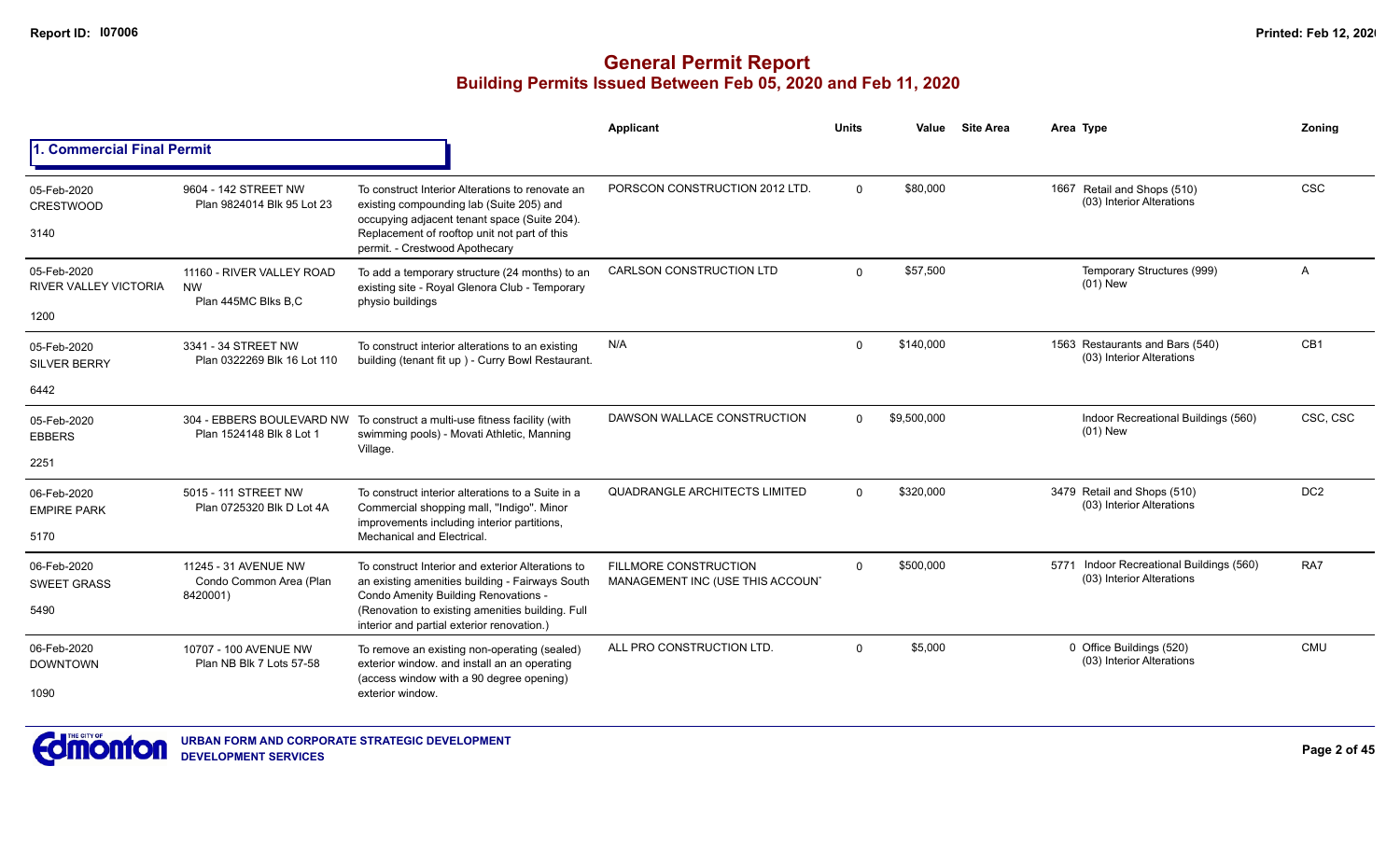# General Permit Report

## Building Permits Issued Between Feb 05, 2020 and Feb 11, 2020

### 1. Commercial Final Permit

| Date / Neighbourhood / Nbhd No. | Address / Legal | Description | Applicant | Units | Value | Site Area | Area | Type | Zoning |
|---|---|---|---|---|---|---|---|---|---|
| 05-Feb-2020 CRESTWOOD 3140 | 9604 - 142 STREET NW Plan 9824014 Blk 95 Lot 23 | To construct Interior Alterations to renovate an existing compounding lab (Suite 205) and occupying adjacent tenant space (Suite 204). Replacement of rooftop unit not part of this permit. - Crestwood Apothecary | PORSCON CONSTRUCTION 2012 LTD. | 0 | $80,000 | | 1667 | Retail and Shops (510) (03) Interior Alterations | CSC |
| 05-Feb-2020 RIVER VALLEY VICTORIA 1200 | 11160 - RIVER VALLEY ROAD NW Plan 445MC Blks B,C | To add a temporary structure (24 months) to an existing site - Royal Glenora Club - Temporary physio buildings | CARLSON CONSTRUCTION LTD | 0 | $57,500 | | | Temporary Structures (999) (01) New | A |
| 05-Feb-2020 SILVER BERRY 6442 | 3341 - 34 STREET NW Plan 0322269 Blk 16 Lot 110 | To construct interior alterations to an existing building (tenant fit up ) - Curry Bowl Restaurant. | N/A | 0 | $140,000 | | 1563 | Restaurants and Bars (540) (03) Interior Alterations | CB1 |
| 05-Feb-2020 EBBERS 2251 | 304 - EBBERS BOULEVARD NW Plan 1524148 Blk 8 Lot 1 | To construct a multi-use fitness facility (with swimming pools) - Movati Athletic, Manning Village. | DAWSON WALLACE CONSTRUCTION | 0 | $9,500,000 | | | Indoor Recreational Buildings (560) (01) New | CSC, CSC |
| 06-Feb-2020 EMPIRE PARK 5170 | 5015 - 111 STREET NW Plan 0725320 Blk D Lot 4A | To construct interior alterations to a Suite in a Commercial shopping mall, "Indigo". Minor improvements including interior partitions, Mechanical and Electrical. | QUADRANGLE ARCHITECTS LIMITED | 0 | $320,000 | | 3479 | Retail and Shops (510) (03) Interior Alterations | DC2 |
| 06-Feb-2020 SWEET GRASS 5490 | 11245 - 31 AVENUE NW Condo Common Area (Plan 8420001) | To construct Interior and exterior Alterations to an existing amenities building - Fairways South Condo Amenity Building Renovations - (Renovation to existing amenities building. Full interior and partial exterior renovation.) | FILLMORE CONSTRUCTION MANAGEMENT INC (USE THIS ACCOUN' | 0 | $500,000 | | 5771 | Indoor Recreational Buildings (560) (03) Interior Alterations | RA7 |
| 06-Feb-2020 DOWNTOWN 1090 | 10707 - 100 AVENUE NW Plan NB Blk 7 Lots 57-58 | To remove an existing non-operating (sealed) exterior window. and install an an operating (access window with a 90 degree opening) exterior window. | ALL PRO CONSTRUCTION LTD. | 0 | $5,000 | | 0 | Office Buildings (520) (03) Interior Alterations | CMU |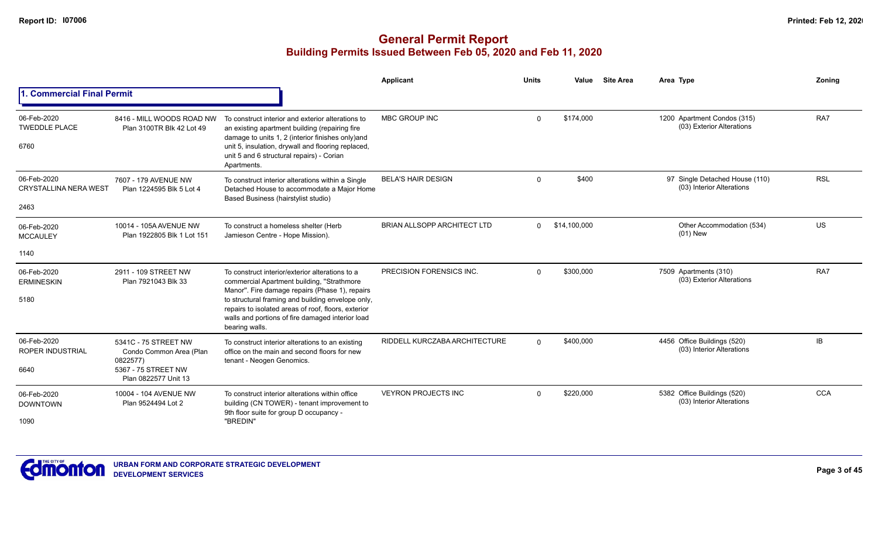# General Permit Report

## Building Permits Issued Between Feb 05, 2020 and Feb 11, 2020

### 1. Commercial Final Permit

| | | | Applicant | Units | Value | Site Area | Area Type | Zoning |
|---|---|---|---|---|---|---|---|---|
| 06-Feb-2020<br>TWEDDLE PLACE<br>6760 | 8416 - MILL WOODS ROAD NW<br>Plan 3100TR Blk 42 Lot 49 | To construct interior and exterior alterations to an existing apartment building (repairing fire damage to units 1, 2 (interior finishes only)and unit 5, insulation, drywall and flooring replaced, unit 5 and 6 structural repairs) - Corian Apartments. | MBC GROUP INC | 0 | $174,000 | | 1200 Apartment Condos (315)<br>(03) Exterior Alterations | RA7 |
| 06-Feb-2020<br>CRYSTALLINA NERA WEST<br>2463 | 7607 - 179 AVENUE NW<br>Plan 1224595 Blk 5 Lot 4 | To construct interior alterations within a Single Detached House to accommodate a Major Home Based Business (hairstylist studio) | BELA'S HAIR DESIGN | 0 | $400 | | 97 Single Detached House (110)<br>(03) Interior Alterations | RSL |
| 06-Feb-2020<br>MCCAULEY<br>1140 | 10014 - 105A AVENUE NW<br>Plan 1922805 Blk 1 Lot 151 | To construct a homeless shelter (Herb Jamieson Centre - Hope Mission). | BRIAN ALLSOPP ARCHITECT LTD | 0 | $14,100,000 | | Other Accommodation (534)<br>(01) New | US |
| 06-Feb-2020<br>ERMINESKIN<br>5180 | 2911 - 109 STREET NW<br>Plan 7921043 Blk 33 | To construct interior/exterior alterations to a commercial Apartment building, "Strathmore Manor". Fire damage repairs (Phase 1), repairs to structural framing and building envelope only, repairs to isolated areas of roof, floors, exterior walls and portions of fire damaged interior load bearing walls. | PRECISION FORENSICS INC. | 0 | $300,000 | | 7509 Apartments (310)<br>(03) Exterior Alterations | RA7 |
| 06-Feb-2020<br>ROPER INDUSTRIAL<br>6640 | 5341C - 75 STREET NW<br>Condo Common Area (Plan 0822577)<br>5367 - 75 STREET NW<br>Plan 0822577 Unit 13 | To construct interior alterations to an existing office on the main and second floors for new tenant - Neogen Genomics. | RIDDELL KURCZABA ARCHITECTURE | 0 | $400,000 | | 4456 Office Buildings (520)<br>(03) Interior Alterations | IB |
| 06-Feb-2020<br>DOWNTOWN<br>1090 | 10004 - 104 AVENUE NW<br>Plan 9524494 Lot 2 | To construct interior alterations within office building (CN TOWER) - tenant improvement to 9th floor suite for group D occupancy - "BREDIN" | VEYRON PROJECTS INC | 0 | $220,000 | | 5382 Office Buildings (520)<br>(03) Interior Alterations | CCA |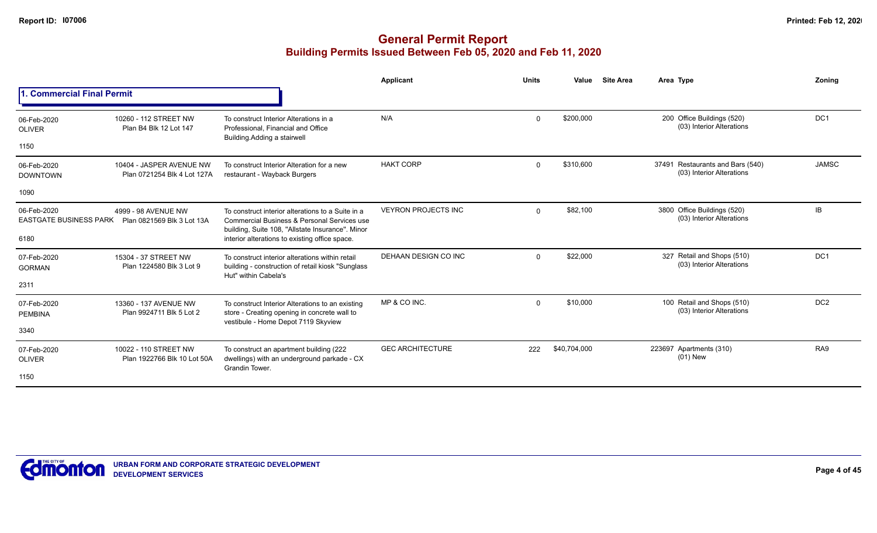# General Permit Report

## Building Permits Issued Between Feb 05, 2020 and Feb 11, 2020

### 1. Commercial Final Permit

| Date / Neighbourhood | Address / Legal | Description | Applicant | Units | Value | Site Area | Area Type | Zoning |
|---|---|---|---|---|---|---|---|---|
| 06-Feb-2020<br>OLIVER<br>1150 | 10260 - 112 STREET NW<br>Plan B4 Blk 12 Lot 147 | To construct Interior Alterations in a Professional, Financial and Office Building.Adding a stairwell | N/A | 0 | $200,000 | | 200 Office Buildings (520)<br>(03) Interior Alterations | DC1 |
| 06-Feb-2020<br>DOWNTOWN<br>1090 | 10404 - JASPER AVENUE NW<br>Plan 0721254 Blk 4 Lot 127A | To construct Interior Alteration for a new restaurant - Wayback Burgers | HAKT CORP | 0 | $310,600 | | 37491 Restaurants and Bars (540)<br>(03) Interior Alterations | JAMSC |
| 06-Feb-2020<br>EASTGATE BUSINESS PARK<br>6180 | 4999 - 98 AVENUE NW<br>Plan 0821569 Blk 3 Lot 13A | To construct interior alterations to a Suite in a Commercial Business & Personal Services use building, Suite 108, "Allstate Insurance". Minor interior alterations to existing office space. | VEYRON PROJECTS INC | 0 | $82,100 | | 3800 Office Buildings (520)<br>(03) Interior Alterations | IB |
| 07-Feb-2020<br>GORMAN<br>2311 | 15304 - 37 STREET NW<br>Plan 1224580 Blk 3 Lot 9 | To construct interior alterations within retail building - construction of retail kiosk "Sunglass Hut" within Cabela's | DEHAAN DESIGN CO INC | 0 | $22,000 | | 327 Retail and Shops (510)<br>(03) Interior Alterations | DC1 |
| 07-Feb-2020<br>PEMBINA<br>3340 | 13360 - 137 AVENUE NW<br>Plan 9924711 Blk 5 Lot 2 | To construct Interior Alterations to an existing store - Creating opening in concrete wall to vestibule - Home Depot 7119 Skyview | MP & CO INC. | 0 | $10,000 | | 100 Retail and Shops (510)<br>(03) Interior Alterations | DC2 |
| 07-Feb-2020<br>OLIVER<br>1150 | 10022 - 110 STREET NW<br>Plan 1922766 Blk 10 Lot 50A | To construct an apartment building (222 dwellings) with an underground parkade - CX Grandin Tower. | GEC ARCHITECTURE | 222 | $40,704,000 | | 223697 Apartments (310)<br>(01) New | RA9 |

URBAN FORM AND CORPORATE STRATEGIC DEVELOPMENT
DEVELOPMENT SERVICES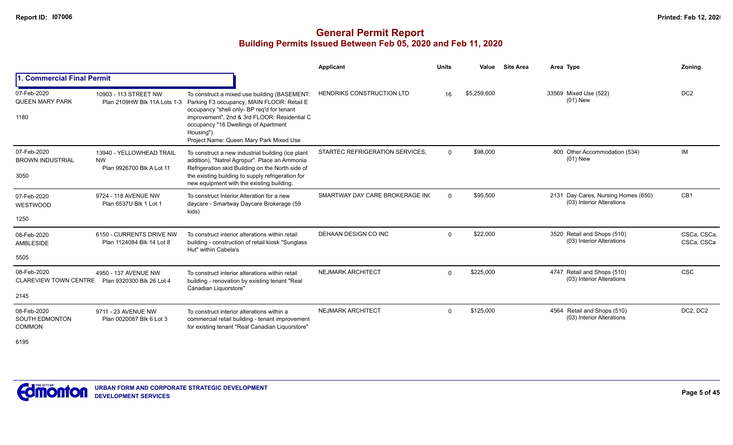# General Permit Report

## Building Permits Issued Between Feb 05, 2020 and Feb 11, 2020

### 1. Commercial Final Permit

| Date / Neighbourhood | Address / Legal | Description | Applicant | Units | Value | Site Area | Area | Type | Zoning |
|---|---|---|---|---|---|---|---|---|---|
| 07-Feb-2020 QUEEN MARY PARK 1180 | 10903 - 113 STREET NW Plan 2109HW Blk 11A Lots 1-3 | To construct a mixed use building (BASEMENT: Parking F3 occupancy, MAIN FLOOR: Retail E occupancy "shell only- BP req'd for tenant improvement", 2nd & 3rd FLOOR: Residential C occupancy "16 Dwellings of Apartment Housing"). Project Name: Queen Mary Park Mixed Use | HENDRIKS CONSTRUCTION LTD | 16 | $5,259,600 | | 33569 | Mixed Use (522) (01) New | DC2 |
| 07-Feb-2020 BROWN INDUSTRIAL 3050 | 13940 - YELLOWHEAD TRAIL NW Plan 9926700 Blk A Lot 11 | To construct a new industrial building (ice plant addition), "Natrel Agropur". Place an Ammonia Refrigeration skid Building on the North side of the existing building to supply refrigeration for new equipment with the existing building. | STARTEC REFRIGERATION SERVICES, | 0 | $98,000 | | 800 | Other Accommodation (534) (01) New | IM |
| 07-Feb-2020 WESTWOOD 1250 | 9724 - 118 AVENUE NW Plan 6537U Blk 1 Lot 1 | To construct Interior Alteration for a new daycare - Smartway Daycare Brokerage (59 kids) | SMARTWAY DAY CARE BROKERAGE INC | 0 | $95,500 | | 2131 | Day Cares, Nursing Homes (650) (03) Interior Alterations | CB1 |
| 08-Feb-2020 AMBLESIDE 5505 | 6150 - CURRENTS DRIVE NW Plan 1124084 Blk 14 Lot 8 | To construct interior alterations within retail building - construction of retail kiosk "Sunglass Hut" within Cabela's | DEHAAN DESIGN CO INC | 0 | $22,000 | | 3520 | Retail and Shops (510) (03) Interior Alterations | CSCa, CSCa, CSCa, CSCa |
| 08-Feb-2020 CLAREVIEW TOWN CENTRE 2145 | 4950 - 137 AVENUE NW Plan 9320300 Blk 26 Lot 4 | To construct interior alterations within retail building - renovation by existing tenant "Real Canadian Liquorstore" | NEJMARK ARCHITECT | 0 | $225,000 | | 4747 | Retail and Shops (510) (03) Interior Alterations | CSC |
| 08-Feb-2020 SOUTH EDMONTON COMMON 6195 | 9711 - 23 AVENUE NW Plan 0020087 Blk 6 Lot 3 | To construct interior alterations within a commercial retail building - tenant improvement for existing tenant "Real Canadian Liquorstore" | NEJMARK ARCHITECT | 0 | $125,000 | | 4564 | Retail and Shops (510) (03) Interior Alterations | DC2, DC2 |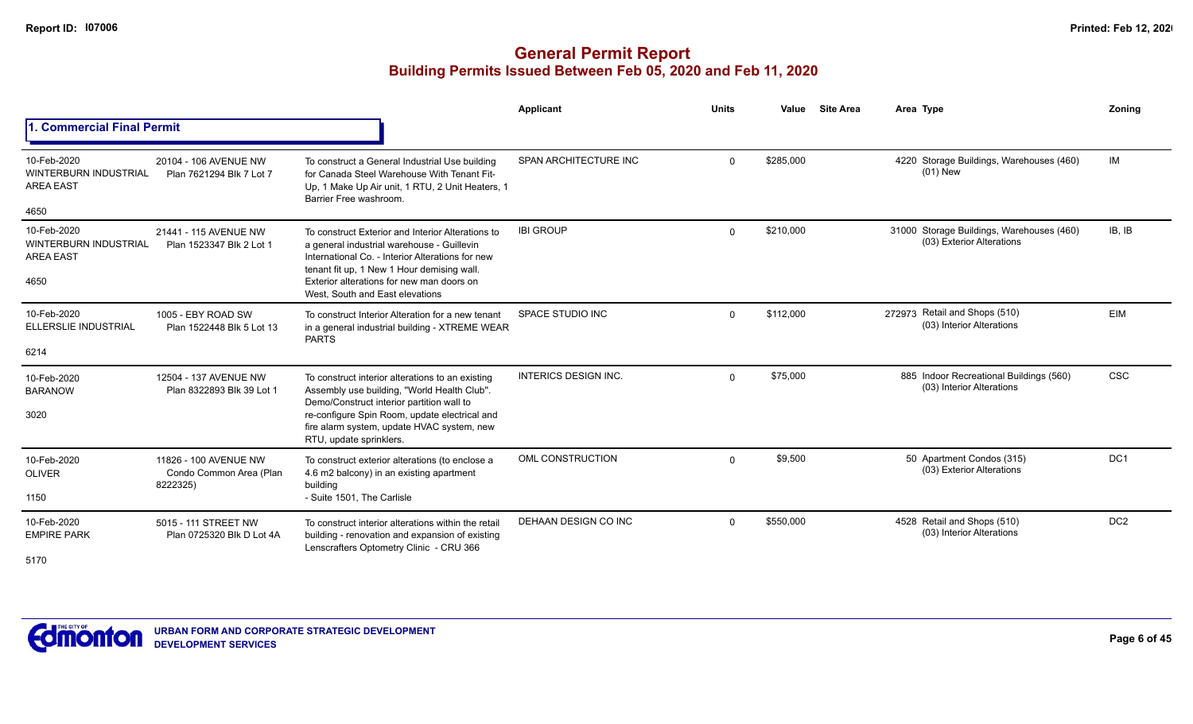# General Permit Report
## Building Permits Issued Between Feb 05, 2020 and Feb 11, 2020

### 1. Commercial Final Permit

| Date / Neighbourhood | Address / Legal | Description | Applicant | Units | Value | Site Area | Area | Type | Zoning |
|---|---|---|---|---|---|---|---|---|---|
| 10-Feb-2020 WINTERBURN INDUSTRIAL AREA EAST 4650 | 20104 - 106 AVENUE NW Plan 7621294 Blk 7 Lot 7 | To construct a General Industrial Use building for Canada Steel Warehouse With Tenant Fit-Up, 1 Make Up Air unit, 1 RTU, 2 Unit Heaters, 1 Barrier Free washroom. | SPAN ARCHITECTURE INC | 0 | $285,000 | | 4220 | Storage Buildings, Warehouses (460) (01) New | IM |
| 10-Feb-2020 WINTERBURN INDUSTRIAL AREA EAST 4650 | 21441 - 115 AVENUE NW Plan 1523347 Blk 2 Lot 1 | To construct Exterior and Interior Alterations to a general industrial warehouse - Guillevin International Co. - Interior Alterations for new tenant fit up, 1 New 1 Hour demising wall. Exterior alterations for new man doors on West, South and East elevations | IBI GROUP | 0 | $210,000 | | 31000 | Storage Buildings, Warehouses (460) (03) Exterior Alterations | IB, IB |
| 10-Feb-2020 ELLERSLIE INDUSTRIAL 6214 | 1005 - EBY ROAD SW Plan 1522448 Blk 5 Lot 13 | To construct Interior Alteration for a new tenant in a general industrial building - XTREME WEAR PARTS | SPACE STUDIO INC | 0 | $112,000 | | 272973 | Retail and Shops (510) (03) Interior Alterations | EIM |
| 10-Feb-2020 BARANOW 3020 | 12504 - 137 AVENUE NW Plan 8322893 Blk 39 Lot 1 | To construct interior alterations to an existing Assembly use building, "World Health Club". Demo/Construct interior partition wall to re-configure Spin Room, update electrical and fire alarm system, update HVAC system, new RTU, update sprinklers. | INTERICS DESIGN INC. | 0 | $75,000 | | 885 | Indoor Recreational Buildings (560) (03) Interior Alterations | CSC |
| 10-Feb-2020 OLIVER 1150 | 11826 - 100 AVENUE NW Condo Common Area (Plan 8222325) | To construct exterior alterations (to enclose a 4.6 m2 balcony) in an existing apartment building - Suite 1501, The Carlisle | OML CONSTRUCTION | 0 | $9,500 | | 50 | Apartment Condos (315) (03) Exterior Alterations | DC1 |
| 10-Feb-2020 EMPIRE PARK 5170 | 5015 - 111 STREET NW Plan 0725320 Blk D Lot 4A | To construct interior alterations within the retail building - renovation and expansion of existing Lenscrafters Optometry Clinic - CRU 366 | DEHAAN DESIGN CO INC | 0 | $550,000 | | 4528 | Retail and Shops (510) (03) Interior Alterations | DC2 |

URBAN FORM AND CORPORATE STRATEGIC DEVELOPMENT
DEVELOPMENT SERVICES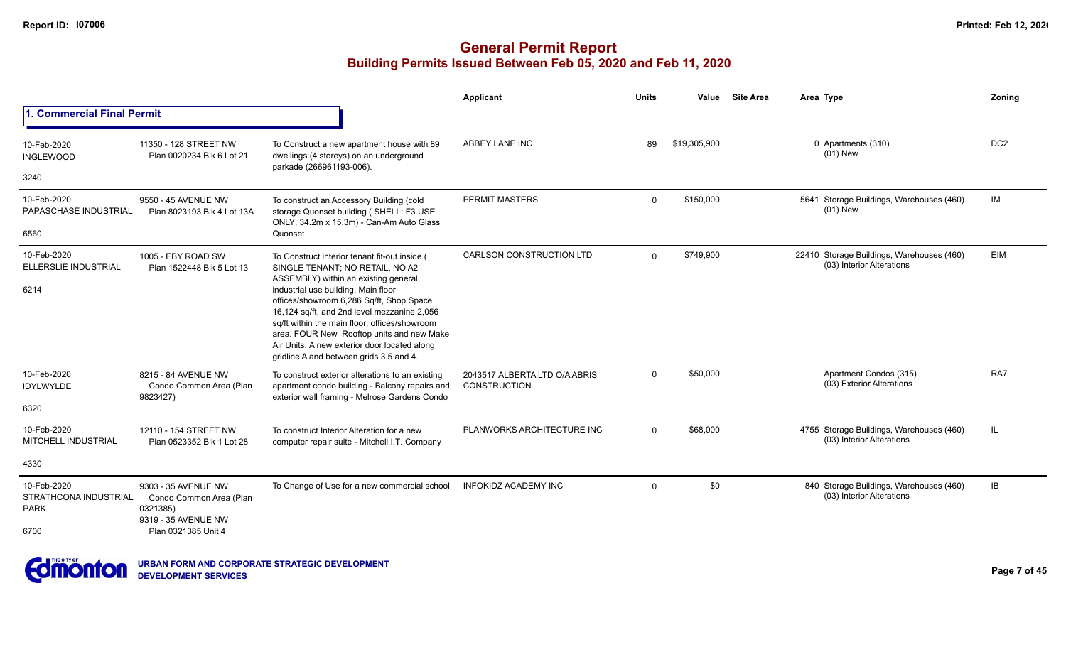# General Permit Report
## Building Permits Issued Between Feb 05, 2020 and Feb 11, 2020

### 1. Commercial Final Permit

| | | | Applicant | Units | Value | Site Area | Area | Type | Zoning |
|---|---|---|---|---|---|---|---|---|---|
| 10-Feb-2020 INGLEWOOD 3240 | 11350 - 128 STREET NW Plan 0020234 Blk 6 Lot 21 | To Construct a new apartment house with 89 dwellings (4 storeys) on an underground parkade (266961193-006). | ABBEY LANE INC | 89 | $19,305,900 | | 0 | Apartments (310) (01) New | DC2 |
| 10-Feb-2020 PAPASCHASE INDUSTRIAL 6560 | 9550 - 45 AVENUE NW Plan 8023193 Blk 4 Lot 13A | To construct an Accessory Building (cold storage Quonset building ( SHELL: F3 USE ONLY, 34.2m x 15.3m) - Can-Am Auto Glass Quonset | PERMIT MASTERS | 0 | $150,000 | | 5641 | Storage Buildings, Warehouses (460) (01) New | IM |
| 10-Feb-2020 ELLERSLIE INDUSTRIAL 6214 | 1005 - EBY ROAD SW Plan 1522448 Blk 5 Lot 13 | To Construct interior tenant fit-out inside ( SINGLE TENANT; NO RETAIL, NO A2 ASSEMBLY) within an existing general industrial use building. Main floor offices/showroom 6,286 Sq/ft, Shop Space 16,124 sq/ft, and 2nd level mezzanine 2,056 sq/ft within the main floor, offices/showroom area. FOUR New Rooftop units and new Make Air Units. A new exterior door located along gridline A and between grids 3.5 and 4. | CARLSON CONSTRUCTION LTD | 0 | $749,900 | | 22410 | Storage Buildings, Warehouses (460) (03) Interior Alterations | EIM |
| 10-Feb-2020 IDYLWYLDE 6320 | 8215 - 84 AVENUE NW Condo Common Area (Plan 9823427) | To construct exterior alterations to an existing apartment condo building - Balcony repairs and exterior wall framing - Melrose Gardens Condo | 2043517 ALBERTA LTD O/A ABRIS CONSTRUCTION | 0 | $50,000 | | | Apartment Condos (315) (03) Exterior Alterations | RA7 |
| 10-Feb-2020 MITCHELL INDUSTRIAL 4330 | 12110 - 154 STREET NW Plan 0523352 Blk 1 Lot 28 | To construct Interior Alteration for a new computer repair suite - Mitchell I.T. Company | PLANWORKS ARCHITECTURE INC | 0 | $68,000 | | 4755 | Storage Buildings, Warehouses (460) (03) Interior Alterations | IL |
| 10-Feb-2020 STRATHCONA INDUSTRIAL PARK 6700 | 9303 - 35 AVENUE NW Condo Common Area (Plan 0321385) 9319 - 35 AVENUE NW Plan 0321385 Unit 4 | To Change of Use for a new commercial school | INFOKIDZ ACADEMY INC | 0 | $0 | | 840 | Storage Buildings, Warehouses (460) (03) Interior Alterations | IB |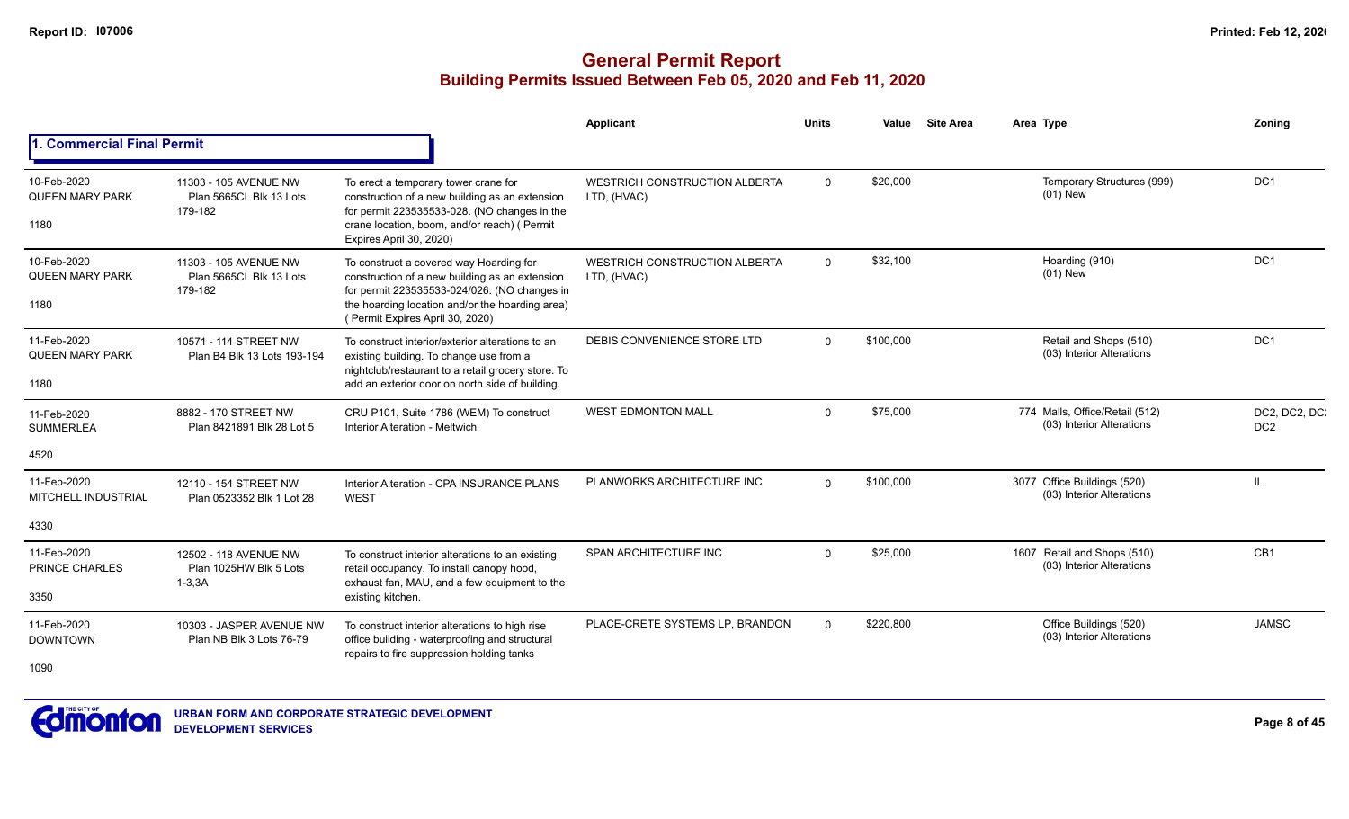# General Permit Report
## Building Permits Issued Between Feb 05, 2020 and Feb 11, 2020

### 1. Commercial Final Permit

| Date / Neighbourhood / Nbhd No. | Address / Legal | Description | Applicant | Units | Value | Site Area | Area | Type | Zoning |
|---|---|---|---|---|---|---|---|---|---|
| 10-Feb-2020 QUEEN MARY PARK 1180 | 11303 - 105 AVENUE NW Plan 5665CL Blk 13 Lots 179-182 | To erect a temporary tower crane for construction of a new building as an extension for permit 223535533-028. (NO changes in the crane location, boom, and/or reach) ( Permit Expires April 30, 2020) | WESTRICH CONSTRUCTION ALBERTA LTD, (HVAC) | 0 | $20,000 | | | Temporary Structures (999) (01) New | DC1 |
| 10-Feb-2020 QUEEN MARY PARK 1180 | 11303 - 105 AVENUE NW Plan 5665CL Blk 13 Lots 179-182 | To construct a covered way Hoarding for construction of a new building as an extension for permit 223535533-024/026. (NO changes in the hoarding location and/or the hoarding area) ( Permit Expires April 30, 2020) | WESTRICH CONSTRUCTION ALBERTA LTD, (HVAC) | 0 | $32,100 | | | Hoarding (910) (01) New | DC1 |
| 11-Feb-2020 QUEEN MARY PARK 1180 | 10571 - 114 STREET NW Plan B4 Blk 13 Lots 193-194 | To construct interior/exterior alterations to an existing building. To change use from a nightclub/restaurant to a retail grocery store. To add an exterior door on north side of building. | DEBIS CONVENIENCE STORE LTD | 0 | $100,000 | | | Retail and Shops (510) (03) Interior Alterations | DC1 |
| 11-Feb-2020 SUMMERLEA 4520 | 8882 - 170 STREET NW Plan 8421891 Blk 28 Lot 5 | CRU P101, Suite 1786 (WEM) To construct Interior Alteration - Meltwich | WEST EDMONTON MALL | 0 | $75,000 | | 774 | Malls, Office/Retail (512) (03) Interior Alterations | DC2, DC2, DC2 DC2 |
| 11-Feb-2020 MITCHELL INDUSTRIAL 4330 | 12110 - 154 STREET NW Plan 0523352 Blk 1 Lot 28 | Interior Alteration - CPA INSURANCE PLANS WEST | PLANWORKS ARCHITECTURE INC | 0 | $100,000 | | 3077 | Office Buildings (520) (03) Interior Alterations | IL |
| 11-Feb-2020 PRINCE CHARLES 3350 | 12502 - 118 AVENUE NW Plan 1025HW Blk 5 Lots 1-3,3A | To construct interior alterations to an existing retail occupancy. To install canopy hood, exhaust fan, MAU, and a few equipment to the existing kitchen. | SPAN ARCHITECTURE INC | 0 | $25,000 | | 1607 | Retail and Shops (510) (03) Interior Alterations | CB1 |
| 11-Feb-2020 DOWNTOWN 1090 | 10303 - JASPER AVENUE NW Plan NB Blk 3 Lots 76-79 | To construct interior alterations to high rise office building - waterproofing and structural repairs to fire suppression holding tanks | PLACE-CRETE SYSTEMS LP, BRANDON | 0 | $220,800 | | | Office Buildings (520) (03) Interior Alterations | JAMSC |

URBAN FORM AND CORPORATE STRATEGIC DEVELOPMENT
DEVELOPMENT SERVICES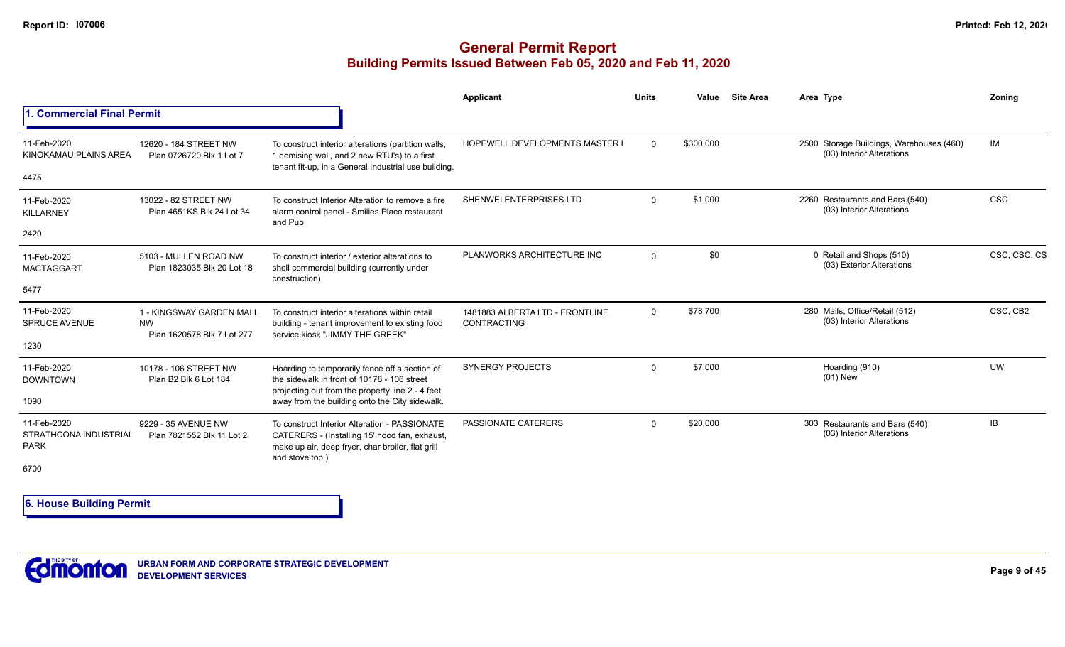# General Permit Report

## Building Permits Issued Between Feb 05, 2020 and Feb 11, 2020

### 1. Commercial Final Permit

| Date / Neighbourhood | Address / Legal | Description | Applicant | Units | Value | Site Area | Area Type | Zoning |
|---|---|---|---|---|---|---|---|---|
| 11-Feb-2020 KINOKAMAU PLAINS AREA 4475 | 12620 - 184 STREET NW Plan 0726720 Blk 1 Lot 7 | To construct interior alterations (partition walls, 1 demising wall, and 2 new RTU's) to a first tenant fit-up, in a General Industrial use building. | HOPEWELL DEVELOPMENTS MASTER L | 0 | $300,000 | | 2500 Storage Buildings, Warehouses (460) (03) Interior Alterations | IM |
| 11-Feb-2020 KILLARNEY 2420 | 13022 - 82 STREET NW Plan 4651KS Blk 24 Lot 34 | To construct Interior Alteration to remove a fire alarm control panel - Smilies Place restaurant and Pub | SHENWEI ENTERPRISES LTD | 0 | $1,000 | | 2260 Restaurants and Bars (540) (03) Interior Alterations | CSC |
| 11-Feb-2020 MACTAGGART 5477 | 5103 - MULLEN ROAD NW Plan 1823035 Blk 20 Lot 18 | To construct interior / exterior alterations to shell commercial building (currently under construction) | PLANWORKS ARCHITECTURE INC | 0 | $0 | | 0 Retail and Shops (510) (03) Exterior Alterations | CSC, CSC, CS |
| 11-Feb-2020 SPRUCE AVENUE 1230 | 1 - KINGSWAY GARDEN MALL NW Plan 1620578 Blk 7 Lot 277 | To construct interior alterations within retail building - tenant improvement to existing food service kiosk "JIMMY THE GREEK" | 1481883 ALBERTA LTD - FRONTLINE CONTRACTING | 0 | $78,700 | | 280 Malls, Office/Retail (512) (03) Interior Alterations | CSC, CB2 |
| 11-Feb-2020 DOWNTOWN 1090 | 10178 - 106 STREET NW Plan B2 Blk 6 Lot 184 | Hoarding to temporarily fence off a section of the sidewalk in front of 10178 - 106 street projecting out from the property line 2 - 4 feet away from the building onto the City sidewalk. | SYNERGY PROJECTS | 0 | $7,000 | | Hoarding (910) (01) New | UW |
| 11-Feb-2020 STRATHCONA INDUSTRIAL PARK 6700 | 9229 - 35 AVENUE NW Plan 7821552 Blk 11 Lot 2 | To construct Interior Alteration - PASSIONATE CATERERS - (Installing 15' hood fan, exhaust, make up air, deep fryer, char broiler, flat grill and stove top.) | PASSIONATE CATERERS | 0 | $20,000 | | 303 Restaurants and Bars (540) (03) Interior Alterations | IB |

### 6. House Building Permit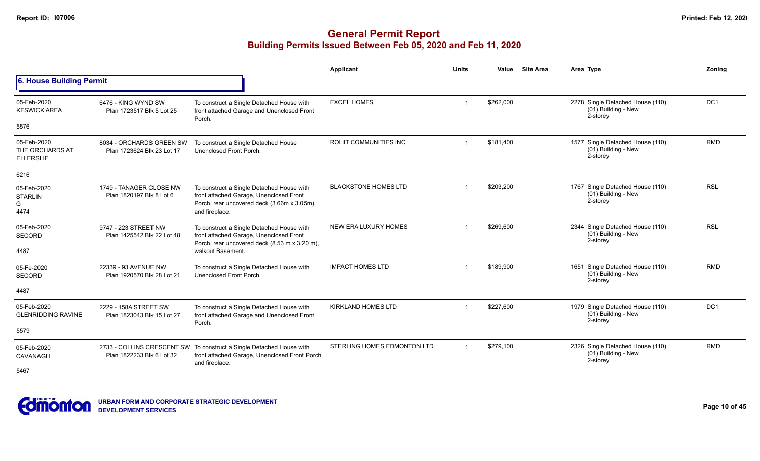# General Permit Report

## Building Permits Issued Between Feb 05, 2020 and Feb 11, 2020

### 6. House Building Permit

| Date / Neighbourhood | Address / Legal | Description | Applicant | Units | Value | Site Area | Area Type | Zoning |
|---|---|---|---|---|---|---|---|---|
| 05-Feb-2020 KESWICK AREA 5576 | 6476 - KING WYND SW Plan 1723517 Blk 5 Lot 25 | To construct a Single Detached House with front attached Garage and Unenclosed Front Porch. | EXCEL HOMES | 1 | $262,000 | | 2278 Single Detached House (110) (01) Building - New 2-storey | DC1 |
| 05-Feb-2020 THE ORCHARDS AT ELLERSLIE 6216 | 8034 - ORCHARDS GREEN SW Plan 1723624 Blk 23 Lot 17 | To construct a Single Detached House Unenclosed Front Porch. | ROHIT COMMUNITIES INC | 1 | $181,400 | | 1577 Single Detached House (110) (01) Building - New 2-storey | RMD |
| 05-Feb-2020 STARLIN G 4474 | 1749 - TANAGER CLOSE NW Plan 1820197 Blk 8 Lot 6 | To construct a Single Detached House with front attached Garage, Unenclosed Front Porch, rear uncovered deck (3.66m x 3.05m) and fireplace. | BLACKSTONE HOMES LTD | 1 | $203,200 | | 1767 Single Detached House (110) (01) Building - New 2-storey | RSL |
| 05-Feb-2020 SECORD 4487 | 9747 - 223 STREET NW Plan 1425542 Blk 22 Lot 48 | To construct a Single Detached House with front attached Garage, Unenclosed Front Porch, rear uncovered deck (8.53 m x 3.20 m), walkout Basement. | NEW ERA LUXURY HOMES | 1 | $269,600 | | 2344 Single Detached House (110) (01) Building - New 2-storey | RSL |
| 05-Fe-2020 SECORD 4487 | 22339 - 93 AVENUE NW Plan 1920570 Blk 28 Lot 21 | To construct a Single Detached House with Unenclosed Front Porch. | IMPACT HOMES LTD | 1 | $189,900 | | 1651 Single Detached House (110) (01) Building - New 2-storey | RMD |
| 05-Feb-2020 GLENRIDDING RAVINE 5579 | 2229 - 158A STREET SW Plan 1823043 Blk 15 Lot 27 | To construct a Single Detached House with front attached Garage and Unenclosed Front Porch. | KIRKLAND HOMES LTD | 1 | $227,600 | | 1979 Single Detached House (110) (01) Building - New 2-storey | DC1 |
| 05-Feb-2020 CAVANAGH 5467 | 2733 - COLLINS CRESCENT SW Plan 1822233 Blk 6 Lot 32 | To construct a Single Detached House with front attached Garage, Unenclosed Front Porch and fireplace. | STERLING HOMES EDMONTON LTD. | 1 | $279,100 | | 2326 Single Detached House (110) (01) Building - New 2-storey | RMD |

URBAN FORM AND CORPORATE STRATEGIC DEVELOPMENT
DEVELOPMENT SERVICES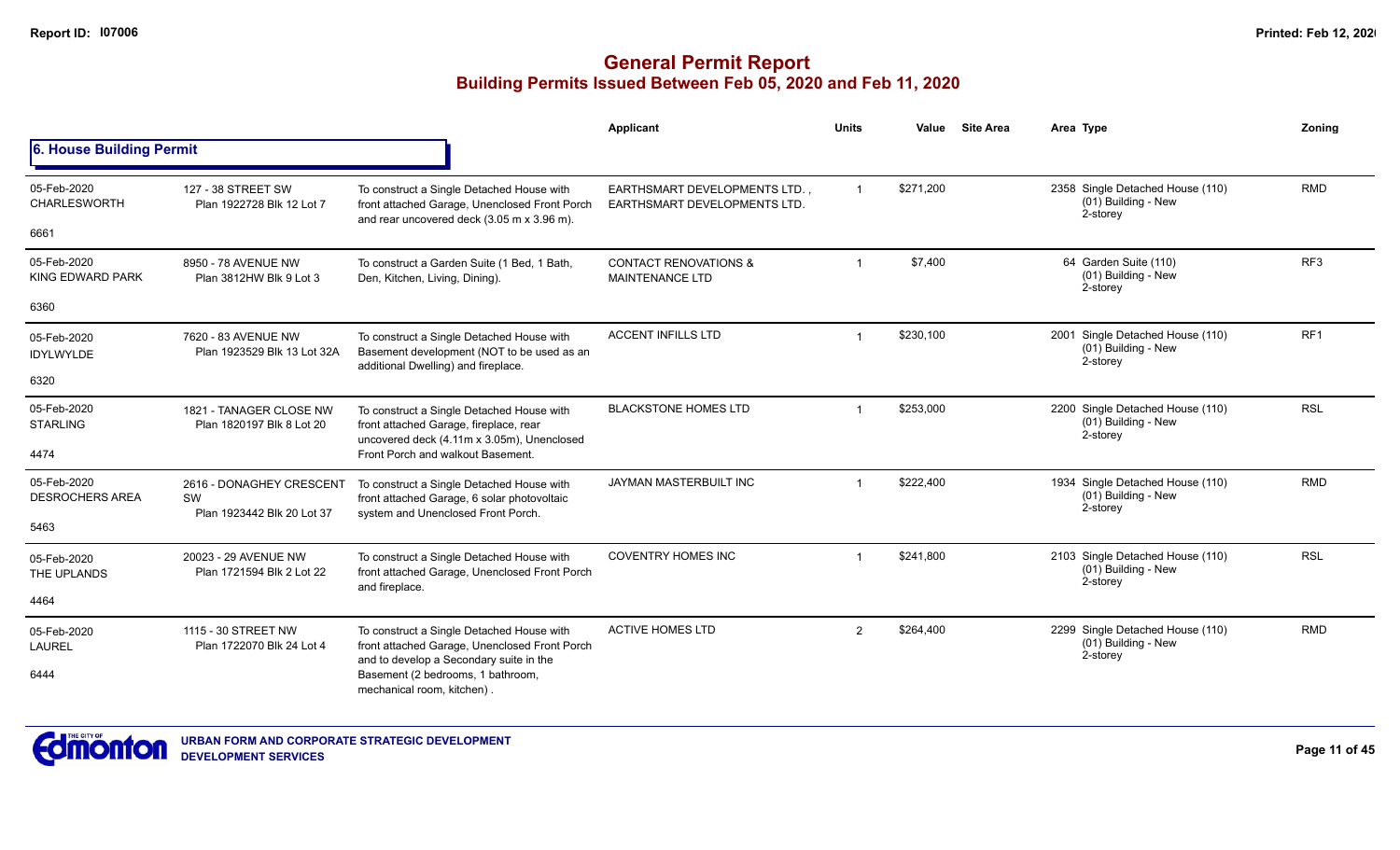# General Permit Report
## Building Permits Issued Between Feb 05, 2020 and Feb 11, 2020

### 6. House Building Permit

| | | | Applicant | Units | Value | Site Area | Area Type | Zoning |
|---|---|---|---|---|---|---|---|---|
| 05-Feb-2020 CHARLESWORTH 6661 | 127 - 38 STREET SW Plan 1922728 Blk 12 Lot 7 | To construct a Single Detached House with front attached Garage, Unenclosed Front Porch and rear uncovered deck (3.05 m x 3.96 m). | EARTHSMART DEVELOPMENTS LTD. , EARTHSMART DEVELOPMENTS LTD. | 1 | $271,200 | | 2358 Single Detached House (110) (01) Building - New 2-storey | RMD |
| 05-Feb-2020 KING EDWARD PARK 6360 | 8950 - 78 AVENUE NW Plan 3812HW Blk 9 Lot 3 | To construct a Garden Suite (1 Bed, 1 Bath, Den, Kitchen, Living, Dining). | CONTACT RENOVATIONS & MAINTENANCE LTD | 1 | $7,400 | | 64 Garden Suite (110) (01) Building - New 2-storey | RF3 |
| 05-Feb-2020 IDYLWYLDE 6320 | 7620 - 83 AVENUE NW Plan 1923529 Blk 13 Lot 32A | To construct a Single Detached House with Basement development (NOT to be used as an additional Dwelling) and fireplace. | ACCENT INFILLS LTD | 1 | $230,100 | | 2001 Single Detached House (110) (01) Building - New 2-storey | RF1 |
| 05-Feb-2020 STARLING 4474 | 1821 - TANAGER CLOSE NW Plan 1820197 Blk 8 Lot 20 | To construct a Single Detached House with front attached Garage, fireplace, rear uncovered deck (4.11m x 3.05m), Unenclosed Front Porch and walkout Basement. | BLACKSTONE HOMES LTD | 1 | $253,000 | | 2200 Single Detached House (110) (01) Building - New 2-storey | RSL |
| 05-Feb-2020 DESROCHERS AREA 5463 | 2616 - DONAGHEY CRESCENT SW Plan 1923442 Blk 20 Lot 37 | To construct a Single Detached House with front attached Garage, 6 solar photovoltaic system and Unenclosed Front Porch. | JAYMAN MASTERBUILT INC | 1 | $222,400 | | 1934 Single Detached House (110) (01) Building - New 2-storey | RMD |
| 05-Feb-2020 THE UPLANDS 4464 | 20023 - 29 AVENUE NW Plan 1721594 Blk 2 Lot 22 | To construct a Single Detached House with front attached Garage, Unenclosed Front Porch and fireplace. | COVENTRY HOMES INC | 1 | $241,800 | | 2103 Single Detached House (110) (01) Building - New 2-storey | RSL |
| 05-Feb-2020 LAUREL 6444 | 1115 - 30 STREET NW Plan 1722070 Blk 24 Lot 4 | To construct a Single Detached House with front attached Garage, Unenclosed Front Porch and to develop a Secondary suite in the Basement (2 bedrooms, 1 bathroom, mechanical room, kitchen) . | ACTIVE HOMES LTD | 2 | $264,400 | | 2299 Single Detached House (110) (01) Building - New 2-storey | RMD |

URBAN FORM AND CORPORATE STRATEGIC DEVELOPMENT
DEVELOPMENT SERVICES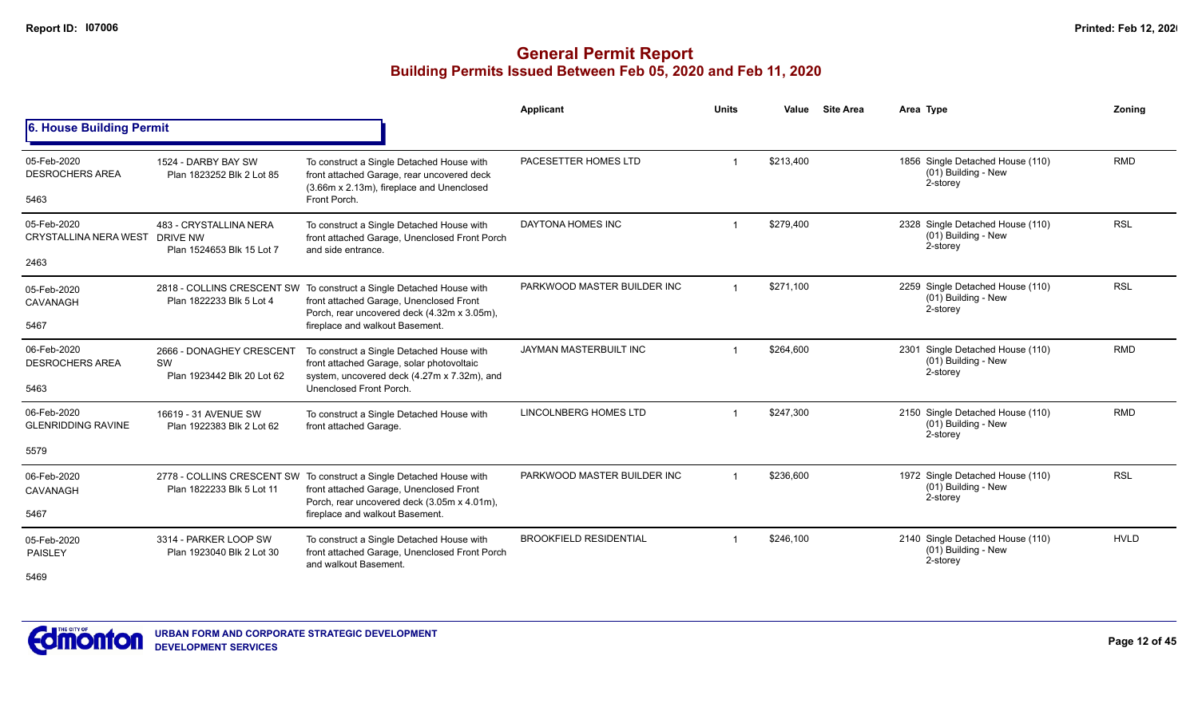# General Permit Report

## Building Permits Issued Between Feb 05, 2020 and Feb 11, 2020

### 6. House Building Permit

| | | | Applicant | Units | Value | Site Area | Area | Type | Zoning |
|---|---|---|---|---|---|---|---|---|---|
| 05-Feb-2020 DESROCHERS AREA 5463 | 1524 - DARBY BAY SW Plan 1823252 Blk 2 Lot 85 | To construct a Single Detached House with front attached Garage, rear uncovered deck (3.66m x 2.13m), fireplace and Unenclosed Front Porch. | PACESETTER HOMES LTD | 1 | $213,400 | | 1856 | Single Detached House (110) (01) Building - New 2-storey | RMD |
| 05-Feb-2020 CRYSTALLINA NERA WEST 2463 | 483 - CRYSTALLINA NERA DRIVE NW Plan 1524653 Blk 15 Lot 7 | To construct a Single Detached House with front attached Garage, Unenclosed Front Porch and side entrance. | DAYTONA HOMES INC | 1 | $279,400 | | 2328 | Single Detached House (110) (01) Building - New 2-storey | RSL |
| 05-Feb-2020 CAVANAGH 5467 | 2818 - COLLINS CRESCENT SW Plan 1822233 Blk 5 Lot 4 | To construct a Single Detached House with front attached Garage, Unenclosed Front Porch, rear uncovered deck (4.32m x 3.05m), fireplace and walkout Basement. | PARKWOOD MASTER BUILDER INC | 1 | $271,100 | | 2259 | Single Detached House (110) (01) Building - New 2-storey | RSL |
| 06-Feb-2020 DESROCHERS AREA 5463 | 2666 - DONAGHEY CRESCENT SW Plan 1923442 Blk 20 Lot 62 | To construct a Single Detached House with front attached Garage, solar photovoltaic system, uncovered deck (4.27m x 7.32m), and Unenclosed Front Porch. | JAYMAN MASTERBUILT INC | 1 | $264,600 | | 2301 | Single Detached House (110) (01) Building - New 2-storey | RMD |
| 06-Feb-2020 GLENRIDDING RAVINE 5579 | 16619 - 31 AVENUE SW Plan 1922383 Blk 2 Lot 62 | To construct a Single Detached House with front attached Garage. | LINCOLNBERG HOMES LTD | 1 | $247,300 | | 2150 | Single Detached House (110) (01) Building - New 2-storey | RMD |
| 06-Feb-2020 CAVANAGH 5467 | 2778 - COLLINS CRESCENT SW Plan 1822233 Blk 5 Lot 11 | To construct a Single Detached House with front attached Garage, Unenclosed Front Porch, rear uncovered deck (3.05m x 4.01m), fireplace and walkout Basement. | PARKWOOD MASTER BUILDER INC | 1 | $236,600 | | 1972 | Single Detached House (110) (01) Building - New 2-storey | RSL |
| 05-Feb-2020 PAISLEY 5469 | 3314 - PARKER LOOP SW Plan 1923040 Blk 2 Lot 30 | To construct a Single Detached House with front attached Garage, Unenclosed Front Porch and walkout Basement. | BROOKFIELD RESIDENTIAL | 1 | $246,100 | | 2140 | Single Detached House (110) (01) Building - New 2-storey | HVLD |

URBAN FORM AND CORPORATE STRATEGIC DEVELOPMENT
DEVELOPMENT SERVICES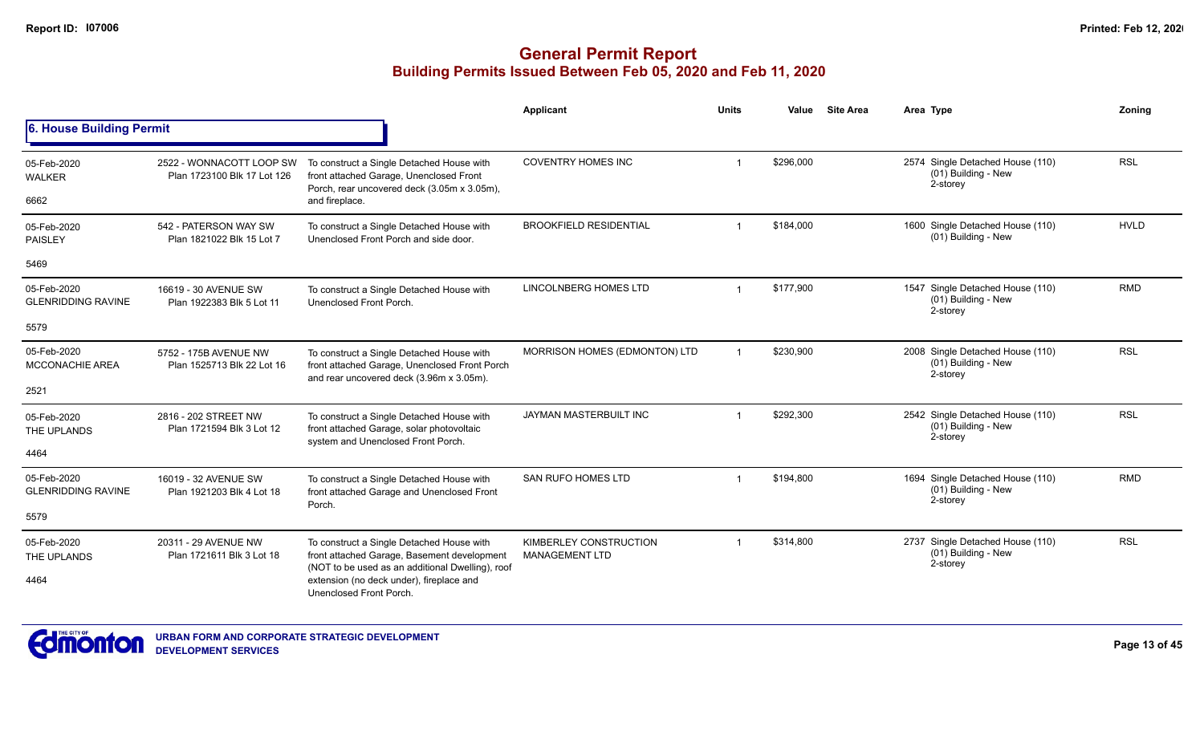# General Permit Report

## Building Permits Issued Between Feb 05, 2020 and Feb 11, 2020

### 6. House Building Permit

| | | | Applicant | Units | Value | Site Area | Area | Type | Zoning |
|---|---|---|---|---|---|---|---|---|---|
| 05-Feb-2020<br>WALKER<br>6662 | 2522 - WONNACOTT LOOP SW<br>Plan 1723100 Blk 17 Lot 126 | To construct a Single Detached House with front attached Garage, Unenclosed Front Porch, rear uncovered deck (3.05m x 3.05m), and fireplace. | COVENTRY HOMES INC | 1 | $296,000 | | 2574 | Single Detached House (110)<br>(01) Building - New<br>2-storey | RSL |
| 05-Feb-2020<br>PAISLEY<br>5469 | 542 - PATERSON WAY SW<br>Plan 1821022 Blk 15 Lot 7 | To construct a Single Detached House with Unenclosed Front Porch and side door. | BROOKFIELD RESIDENTIAL | 1 | $184,000 | | 1600 | Single Detached House (110)<br>(01) Building - New | HVLD |
| 05-Feb-2020<br>GLENRIDDING RAVINE<br>5579 | 16619 - 30 AVENUE SW<br>Plan 1922383 Blk 5 Lot 11 | To construct a Single Detached House with Unenclosed Front Porch. | LINCOLNBERG HOMES LTD | 1 | $177,900 | | 1547 | Single Detached House (110)<br>(01) Building - New<br>2-storey | RMD |
| 05-Feb-2020<br>MCCONACHIE AREA<br>2521 | 5752 - 175B AVENUE NW<br>Plan 1525713 Blk 22 Lot 16 | To construct a Single Detached House with front attached Garage, Unenclosed Front Porch and rear uncovered deck (3.96m x 3.05m). | MORRISON HOMES (EDMONTON) LTD | 1 | $230,900 | | 2008 | Single Detached House (110)<br>(01) Building - New<br>2-storey | RSL |
| 05-Feb-2020<br>THE UPLANDS<br>4464 | 2816 - 202 STREET NW<br>Plan 1721594 Blk 3 Lot 12 | To construct a Single Detached House with front attached Garage, solar photovoltaic system and Unenclosed Front Porch. | JAYMAN MASTERBUILT INC | 1 | $292,300 | | 2542 | Single Detached House (110)<br>(01) Building - New<br>2-storey | RSL |
| 05-Feb-2020<br>GLENRIDDING RAVINE<br>5579 | 16019 - 32 AVENUE SW<br>Plan 1921203 Blk 4 Lot 18 | To construct a Single Detached House with front attached Garage and Unenclosed Front Porch. | SAN RUFO HOMES LTD | 1 | $194,800 | | 1694 | Single Detached House (110)<br>(01) Building - New<br>2-storey | RMD |
| 05-Feb-2020<br>THE UPLANDS<br>4464 | 20311 - 29 AVENUE NW<br>Plan 1721611 Blk 3 Lot 18 | To construct a Single Detached House with front attached Garage, Basement development (NOT to be used as an additional Dwelling), roof extension (no deck under), fireplace and Unenclosed Front Porch. | KIMBERLEY CONSTRUCTION MANAGEMENT LTD | 1 | $314,800 | | 2737 | Single Detached House (110)<br>(01) Building - New<br>2-storey | RSL |

URBAN FORM AND CORPORATE STRATEGIC DEVELOPMENT
DEVELOPMENT SERVICES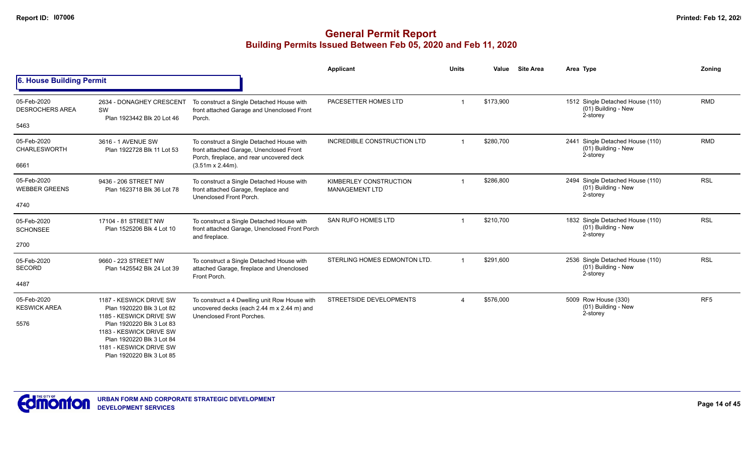# General Permit Report
## Building Permits Issued Between Feb 05, 2020 and Feb 11, 2020

### 6. House Building Permit

| Date / Neighbourhood / ID | Address / Legal | Description | Applicant | Units | Value | Site Area | Area | Type | Zoning |
|---|---|---|---|---|---|---|---|---|---|
| 05-Feb-2020 DESROCHERS AREA 5463 | 2634 - DONAGHEY CRESCENT SW Plan 1923442 Blk 20 Lot 46 | To construct a Single Detached House with front attached Garage and Unenclosed Front Porch. | PACESETTER HOMES LTD | 1 | $173,900 | | 1512 | Single Detached House (110) (01) Building - New 2-storey | RMD |
| 05-Feb-2020 CHARLESWORTH 6661 | 3616 - 1 AVENUE SW Plan 1922728 Blk 11 Lot 53 | To construct a Single Detached House with front attached Garage, Unenclosed Front Porch, fireplace, and rear uncovered deck (3.51m x 2.44m). | INCREDIBLE CONSTRUCTION LTD | 1 | $280,700 | | 2441 | Single Detached House (110) (01) Building - New 2-storey | RMD |
| 05-Feb-2020 WEBBER GREENS 4740 | 9436 - 206 STREET NW Plan 1623718 Blk 36 Lot 78 | To construct a Single Detached House with front attached Garage, fireplace and Unenclosed Front Porch. | KIMBERLEY CONSTRUCTION MANAGEMENT LTD | 1 | $286,800 | | 2494 | Single Detached House (110) (01) Building - New 2-storey | RSL |
| 05-Feb-2020 SCHONSEE 2700 | 17104 - 81 STREET NW Plan 1525206 Blk 4 Lot 10 | To construct a Single Detached House with front attached Garage, Unenclosed Front Porch and fireplace. | SAN RUFO HOMES LTD | 1 | $210,700 | | 1832 | Single Detached House (110) (01) Building - New 2-storey | RSL |
| 05-Feb-2020 SECORD 4487 | 9660 - 223 STREET NW Plan 1425542 Blk 24 Lot 39 | To construct a Single Detached House with attached Garage, fireplace and Unenclosed Front Porch. | STERLING HOMES EDMONTON LTD. | 1 | $291,600 | | 2536 | Single Detached House (110) (01) Building - New 2-storey | RSL |
| 05-Feb-2020 KESWICK AREA 5576 | 1187 - KESWICK DRIVE SW Plan 1920220 Blk 3 Lot 82 1185 - KESWICK DRIVE SW Plan 1920220 Blk 3 Lot 83 1183 - KESWICK DRIVE SW Plan 1920220 Blk 3 Lot 84 1181 - KESWICK DRIVE SW Plan 1920220 Blk 3 Lot 85 | To construct a 4 Dwelling unit Row House with uncovered decks (each 2.44 m x 2.44 m) and Unenclosed Front Porches. | STREETSIDE DEVELOPMENTS | 4 | $576,000 | | 5009 | Row House (330) (01) Building - New 2-storey | RF5 |

URBAN FORM AND CORPORATE STRATEGIC DEVELOPMENT
DEVELOPMENT SERVICES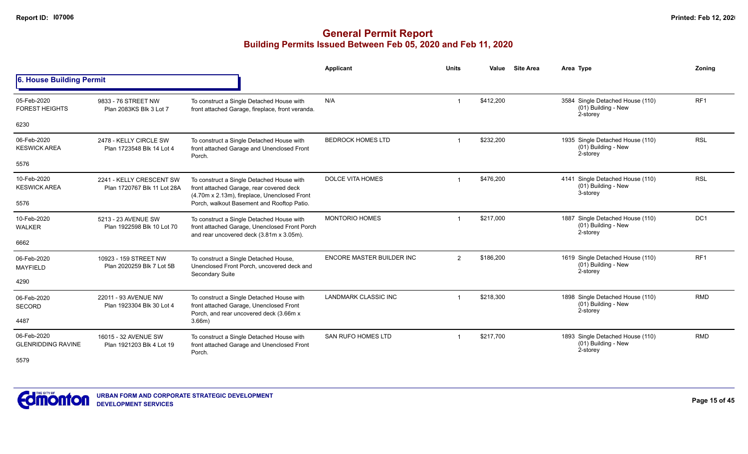# General Permit Report

## Building Permits Issued Between Feb 05, 2020 and Feb 11, 2020

### 6. House Building Permit

| Date / Neighbourhood | Address / Legal | Description | Applicant | Units | Value | Site Area | Area | Type | Zoning |
|---|---|---|---|---|---|---|---|---|---|
| 05-Feb-2020 FOREST HEIGHTS 6230 | 9833 - 76 STREET NW Plan 2083KS Blk 3 Lot 7 | To construct a Single Detached House with front attached Garage, fireplace, front veranda. | N/A | 1 | $412,200 | | 3584 | Single Detached House (110) (01) Building - New 2-storey | RF1 |
| 06-Feb-2020 KESWICK AREA 5576 | 2478 - KELLY CIRCLE SW Plan 1723548 Blk 14 Lot 4 | To construct a Single Detached House with front attached Garage and Unenclosed Front Porch. | BEDROCK HOMES LTD | 1 | $232,200 | | 1935 | Single Detached House (110) (01) Building - New 2-storey | RSL |
| 10-Feb-2020 KESWICK AREA 5576 | 2241 - KELLY CRESCENT SW Plan 1720767 Blk 11 Lot 28A | To construct a Single Detached House with front attached Garage, rear covered deck (4.70m x 2.13m), fireplace, Unenclosed Front Porch, walkout Basement and Rooftop Patio. | DOLCE VITA HOMES | 1 | $476,200 | | 4141 | Single Detached House (110) (01) Building - New 3-storey | RSL |
| 10-Feb-2020 WALKER 6662 | 5213 - 23 AVENUE SW Plan 1922598 Blk 10 Lot 70 | To construct a Single Detached House with front attached Garage, Unenclosed Front Porch and rear uncovered deck (3.81m x 3.05m). | MONTORIO HOMES | 1 | $217,000 | | 1887 | Single Detached House (110) (01) Building - New 2-storey | DC1 |
| 06-Feb-2020 MAYFIELD 4290 | 10923 - 159 STREET NW Plan 2020259 Blk 7 Lot 5B | To construct a Single Detached House, Unenclosed Front Porch, uncovered deck and Secondary Suite | ENCORE MASTER BUILDER INC | 2 | $186,200 | | 1619 | Single Detached House (110) (01) Building - New 2-storey | RF1 |
| 06-Feb-2020 SECORD 4487 | 22011 - 93 AVENUE NW Plan 1923304 Blk 30 Lot 4 | To construct a Single Detached House with front attached Garage, Unenclosed Front Porch, and rear uncovered deck (3.66m x 3.66m) | LANDMARK CLASSIC INC | 1 | $218,300 | | 1898 | Single Detached House (110) (01) Building - New 2-storey | RMD |
| 06-Feb-2020 GLENRIDDING RAVINE 5579 | 16015 - 32 AVENUE SW Plan 1921203 Blk 4 Lot 19 | To construct a Single Detached House with front attached Garage and Unenclosed Front Porch. | SAN RUFO HOMES LTD | 1 | $217,700 | | 1893 | Single Detached House (110) (01) Building - New 2-storey | RMD |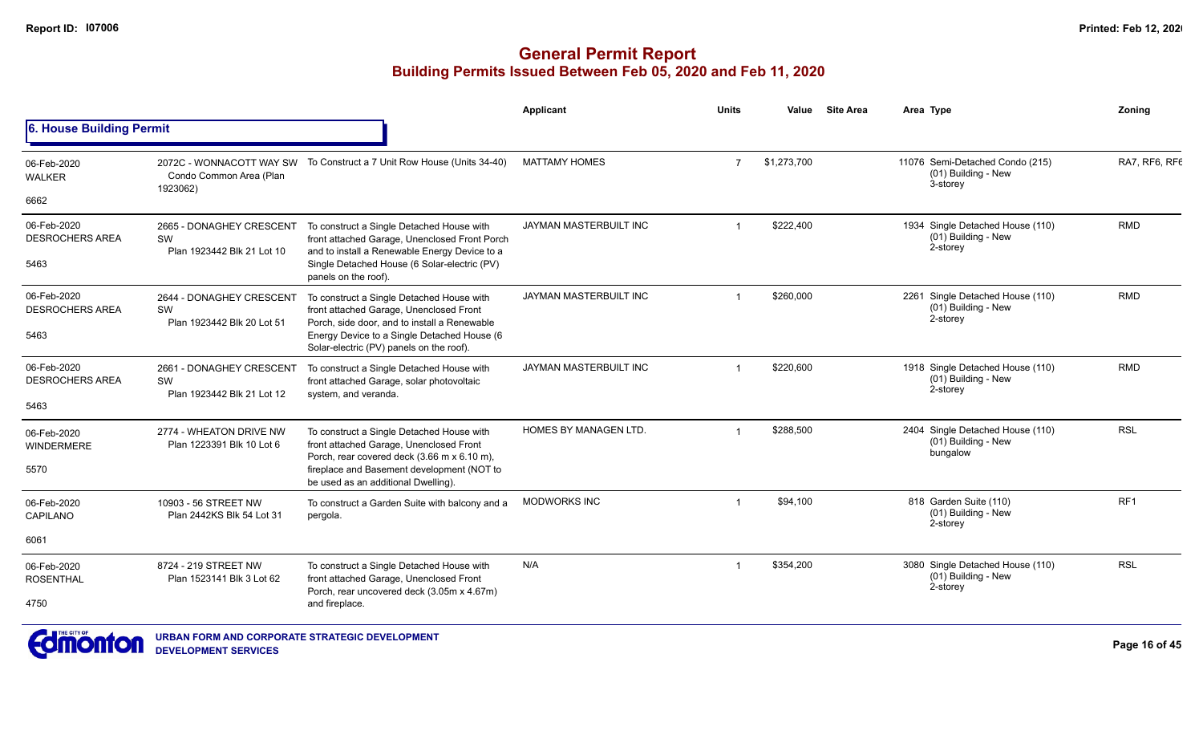# General Permit Report
## Building Permits Issued Between Feb 05, 2020 and Feb 11, 2020

### 6. House Building Permit

| Date / Neighbourhood / Code | Address / Legal | Description | Applicant | Units | Value | Site Area | Area | Type | Zoning |
|---|---|---|---|---|---|---|---|---|---|
| 06-Feb-2020 WALKER 6662 | 2072C - WONNACOTT WAY SW Condo Common Area (Plan 1923062) | To Construct a 7 Unit Row House (Units 34-40) | MATTAMY HOMES | 7 | $1,273,700 | | 11076 | Semi-Detached Condo (215) (01) Building - New 3-storey | RA7, RF6, RF6 |
| 06-Feb-2020 DESROCHERS AREA 5463 | 2665 - DONAGHEY CRESCENT SW Plan 1923442 Blk 21 Lot 10 | To construct a Single Detached House with front attached Garage, Unenclosed Front Porch and to install a Renewable Energy Device to a Single Detached House (6 Solar-electric (PV) panels on the roof). | JAYMAN MASTERBUILT INC | 1 | $222,400 | | 1934 | Single Detached House (110) (01) Building - New 2-storey | RMD |
| 06-Feb-2020 DESROCHERS AREA 5463 | 2644 - DONAGHEY CRESCENT SW Plan 1923442 Blk 20 Lot 51 | To construct a Single Detached House with front attached Garage, Unenclosed Front Porch, side door, and to install a Renewable Energy Device to a Single Detached House (6 Solar-electric (PV) panels on the roof). | JAYMAN MASTERBUILT INC | 1 | $260,000 | | 2261 | Single Detached House (110) (01) Building - New 2-storey | RMD |
| 06-Feb-2020 DESROCHERS AREA 5463 | 2661 - DONAGHEY CRESCENT SW Plan 1923442 Blk 21 Lot 12 | To construct a Single Detached House with front attached Garage, solar photovoltaic system, and veranda. | JAYMAN MASTERBUILT INC | 1 | $220,600 | | 1918 | Single Detached House (110) (01) Building - New 2-storey | RMD |
| 06-Feb-2020 WINDERMERE 5570 | 2774 - WHEATON DRIVE NW Plan 1223391 Blk 10 Lot 6 | To construct a Single Detached House with front attached Garage, Unenclosed Front Porch, rear covered deck (3.66 m x 6.10 m), fireplace and Basement development (NOT to be used as an additional Dwelling). | HOMES BY MANAGEN LTD. | 1 | $288,500 | | 2404 | Single Detached House (110) (01) Building - New bungalow | RSL |
| 06-Feb-2020 CAPILANO 6061 | 10903 - 56 STREET NW Plan 2442KS Blk 54 Lot 31 | To construct a Garden Suite with balcony and a pergola. | MODWORKS INC | 1 | $94,100 | | 818 | Garden Suite (110) (01) Building - New 2-storey | RF1 |
| 06-Feb-2020 ROSENTHAL 4750 | 8724 - 219 STREET NW Plan 1523141 Blk 3 Lot 62 | To construct a Single Detached House with front attached Garage, Unenclosed Front Porch, rear uncovered deck (3.05m x 4.67m) and fireplace. | N/A | 1 | $354,200 | | 3080 | Single Detached House (110) (01) Building - New 2-storey | RSL |

URBAN FORM AND CORPORATE STRATEGIC DEVELOPMENT
DEVELOPMENT SERVICES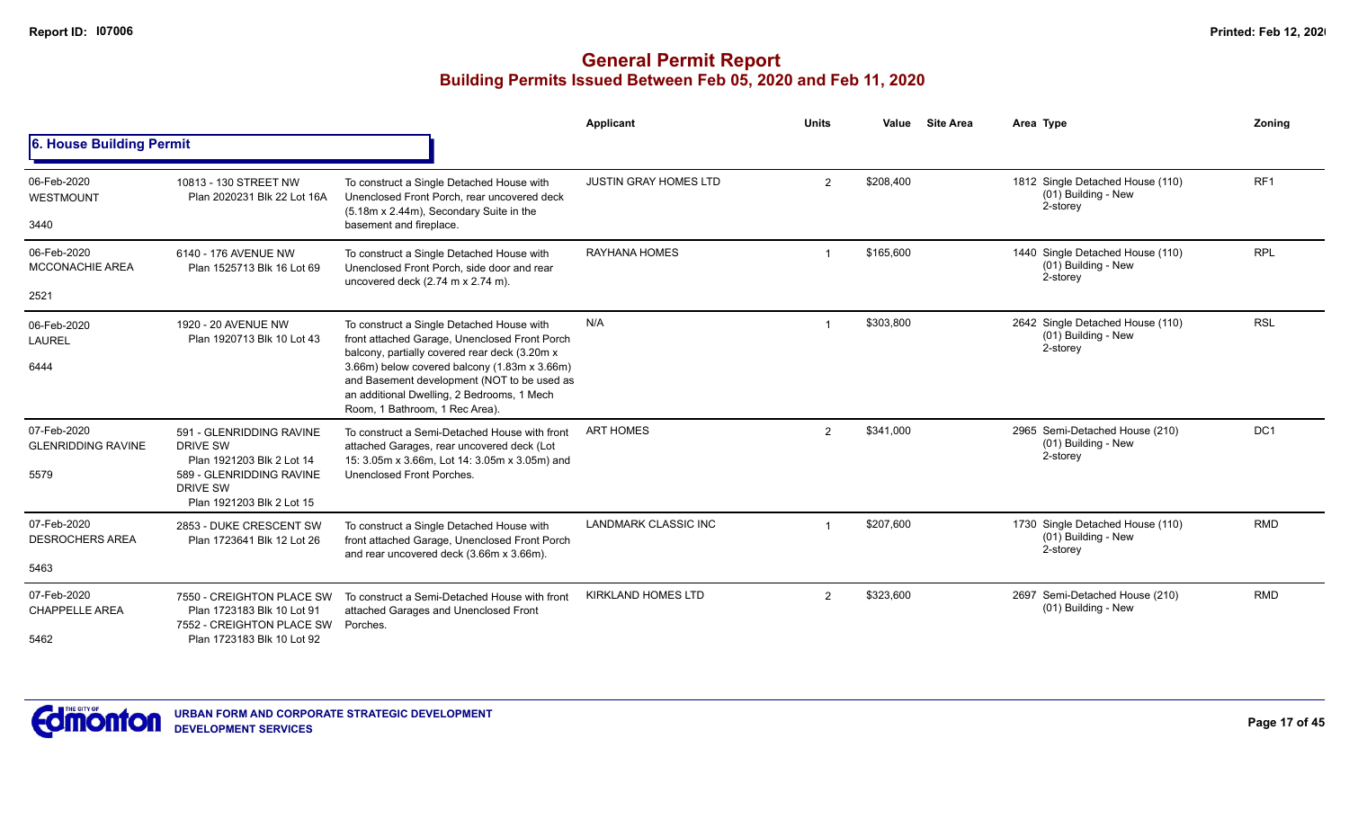# General Permit Report

## Building Permits Issued Between Feb 05, 2020 and Feb 11, 2020

### 6. House Building Permit

| | | | Applicant | Units | Value | Site Area | Area Type | Zoning |
|---|---|---|---|---|---|---|---|---|
| 06-Feb-2020 WESTMOUNT 3440 | 10813 - 130 STREET NW Plan 2020231 Blk 22 Lot 16A | To construct a Single Detached House with Unenclosed Front Porch, rear uncovered deck (5.18m x 2.44m), Secondary Suite in the basement and fireplace. | JUSTIN GRAY HOMES LTD | 2 | $208,400 | | 1812 Single Detached House (110) (01) Building - New 2-storey | RF1 |
| 06-Feb-2020 MCCONACHIE AREA 2521 | 6140 - 176 AVENUE NW Plan 1525713 Blk 16 Lot 69 | To construct a Single Detached House with Unenclosed Front Porch, side door and rear uncovered deck (2.74 m x 2.74 m). | RAYHANA HOMES | 1 | $165,600 | | 1440 Single Detached House (110) (01) Building - New 2-storey | RPL |
| 06-Feb-2020 LAUREL 6444 | 1920 - 20 AVENUE NW Plan 1920713 Blk 10 Lot 43 | To construct a Single Detached House with front attached Garage, Unenclosed Front Porch balcony, partially covered rear deck (3.20m x 3.66m) below covered balcony (1.83m x 3.66m) and Basement development (NOT to be used as an additional Dwelling, 2 Bedrooms, 1 Mech Room, 1 Bathroom, 1 Rec Area). | N/A | 1 | $303,800 | | 2642 Single Detached House (110) (01) Building - New 2-storey | RSL |
| 07-Feb-2020 GLENRIDDING RAVINE 5579 | 591 - GLENRIDDING RAVINE DRIVE SW Plan 1921203 Blk 2 Lot 14 589 - GLENRIDDING RAVINE DRIVE SW Plan 1921203 Blk 2 Lot 15 | To construct a Semi-Detached House with front attached Garages, rear uncovered deck (Lot 15: 3.05m x 3.66m, Lot 14: 3.05m x 3.05m) and Unenclosed Front Porches. | ART HOMES | 2 | $341,000 | | 2965 Semi-Detached House (210) (01) Building - New 2-storey | DC1 |
| 07-Feb-2020 DESROCHERS AREA 5463 | 2853 - DUKE CRESCENT SW Plan 1723641 Blk 12 Lot 26 | To construct a Single Detached House with front attached Garage, Unenclosed Front Porch and rear uncovered deck (3.66m x 3.66m). | LANDMARK CLASSIC INC | 1 | $207,600 | | 1730 Single Detached House (110) (01) Building - New 2-storey | RMD |
| 07-Feb-2020 CHAPPELLE AREA 5462 | 7550 - CREIGHTON PLACE SW Plan 1723183 Blk 10 Lot 91 7552 - CREIGHTON PLACE SW Plan 1723183 Blk 10 Lot 92 | To construct a Semi-Detached House with front attached Garages and Unenclosed Front Porches. | KIRKLAND HOMES LTD | 2 | $323,600 | | 2697 Semi-Detached House (210) (01) Building - New | RMD |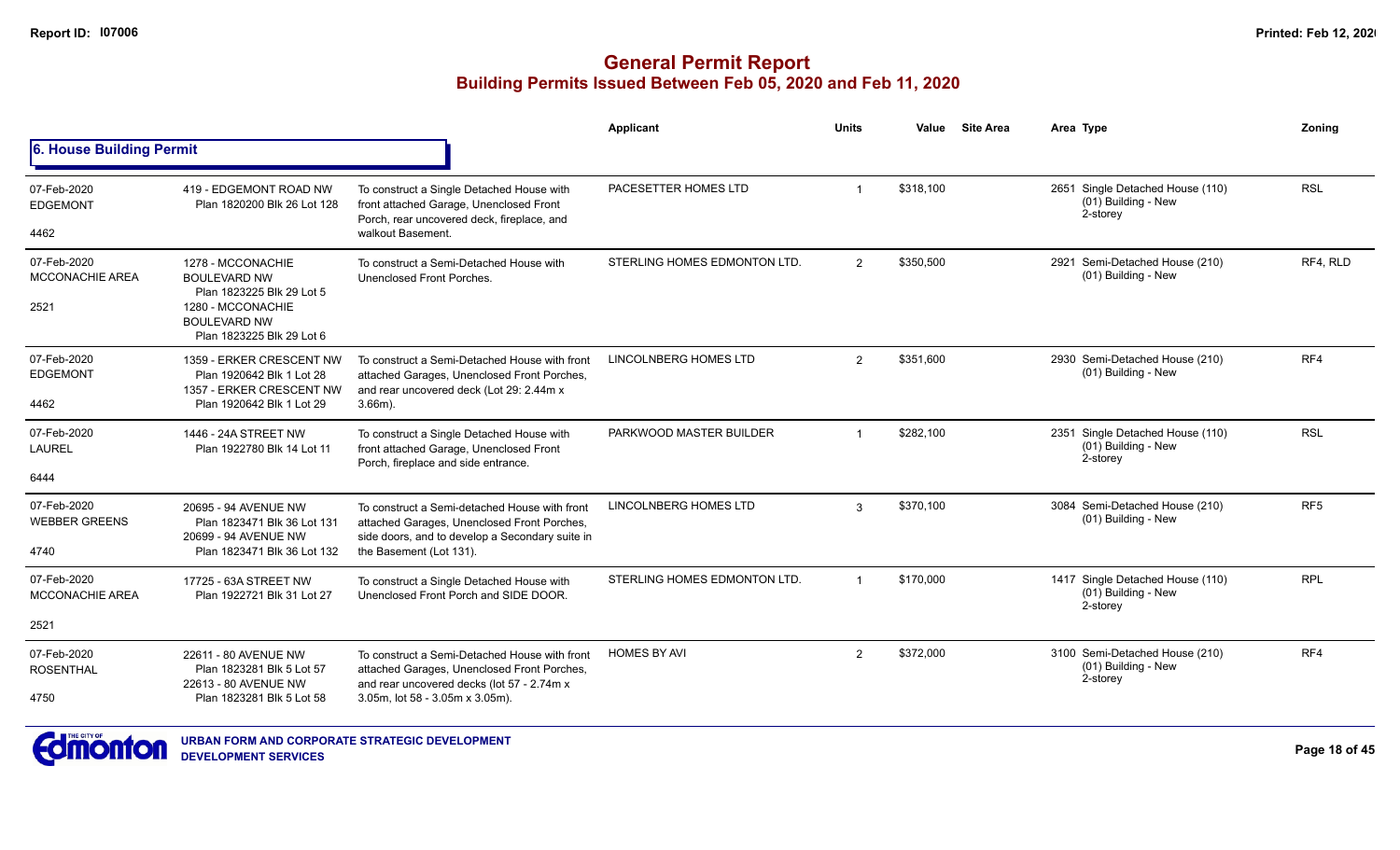# General Permit Report

## Building Permits Issued Between Feb 05, 2020 and Feb 11, 2020

### 6. House Building Permit

| | | | Applicant | Units | Value | Site Area | Area Type | Zoning |
|---|---|---|---|---|---|---|---|---|
| 07-Feb-2020<br>EDGEMONT<br>4462 | 419 - EDGEMONT ROAD NW<br>Plan 1820200 Blk 26 Lot 128 | To construct a Single Detached House with front attached Garage, Unenclosed Front Porch, rear uncovered deck, fireplace, and walkout Basement. | PACESETTER HOMES LTD | 1 | $318,100 | | 2651 Single Detached House (110)<br>(01) Building - New<br>2-storey | RSL |
| 07-Feb-2020<br>MCCONACHIE AREA<br>2521 | 1278 - MCCONACHIE BOULEVARD NW<br>Plan 1823225 Blk 29 Lot 5<br>1280 - MCCONACHIE BOULEVARD NW<br>Plan 1823225 Blk 29 Lot 6 | To construct a Semi-Detached House with Unenclosed Front Porches. | STERLING HOMES EDMONTON LTD. | 2 | $350,500 | | 2921 Semi-Detached House (210)<br>(01) Building - New | RF4, RLD |
| 07-Feb-2020<br>EDGEMONT<br>4462 | 1359 - ERKER CRESCENT NW<br>Plan 1920642 Blk 1 Lot 28<br>1357 - ERKER CRESCENT NW<br>Plan 1920642 Blk 1 Lot 29 | To construct a Semi-Detached House with front attached Garages, Unenclosed Front Porches, and rear uncovered deck (Lot 29: 2.44m x 3.66m). | LINCOLNBERG HOMES LTD | 2 | $351,600 | | 2930 Semi-Detached House (210)<br>(01) Building - New | RF4 |
| 07-Feb-2020<br>LAUREL<br>6444 | 1446 - 24A STREET NW<br>Plan 1922780 Blk 14 Lot 11 | To construct a Single Detached House with front attached Garage, Unenclosed Front Porch, fireplace and side entrance. | PARKWOOD MASTER BUILDER | 1 | $282,100 | | 2351 Single Detached House (110)<br>(01) Building - New<br>2-storey | RSL |
| 07-Feb-2020<br>WEBBER GREENS<br>4740 | 20695 - 94 AVENUE NW<br>Plan 1823471 Blk 36 Lot 131<br>20699 - 94 AVENUE NW<br>Plan 1823471 Blk 36 Lot 132 | To construct a Semi-detached House with front attached Garages, Unenclosed Front Porches, side doors, and to develop a Secondary suite in the Basement (Lot 131). | LINCOLNBERG HOMES LTD | 3 | $370,100 | | 3084 Semi-Detached House (210)<br>(01) Building - New | RF5 |
| 07-Feb-2020<br>MCCONACHIE AREA<br>2521 | 17725 - 63A STREET NW<br>Plan 1922721 Blk 31 Lot 27 | To construct a Single Detached House with Unenclosed Front Porch and SIDE DOOR. | STERLING HOMES EDMONTON LTD. | 1 | $170,000 | | 1417 Single Detached House (110)<br>(01) Building - New<br>2-storey | RPL |
| 07-Feb-2020<br>ROSENTHAL<br>4750 | 22611 - 80 AVENUE NW<br>Plan 1823281 Blk 5 Lot 57<br>22613 - 80 AVENUE NW<br>Plan 1823281 Blk 5 Lot 58 | To construct a Semi-Detached House with front attached Garages, Unenclosed Front Porches, and rear uncovered decks (lot 57 - 2.74m x 3.05m, lot 58 - 3.05m x 3.05m). | HOMES BY AVI | 2 | $372,000 | | 3100 Semi-Detached House (210)<br>(01) Building - New<br>2-storey | RF4 |

URBAN FORM AND CORPORATE STRATEGIC DEVELOPMENT
DEVELOPMENT SERVICES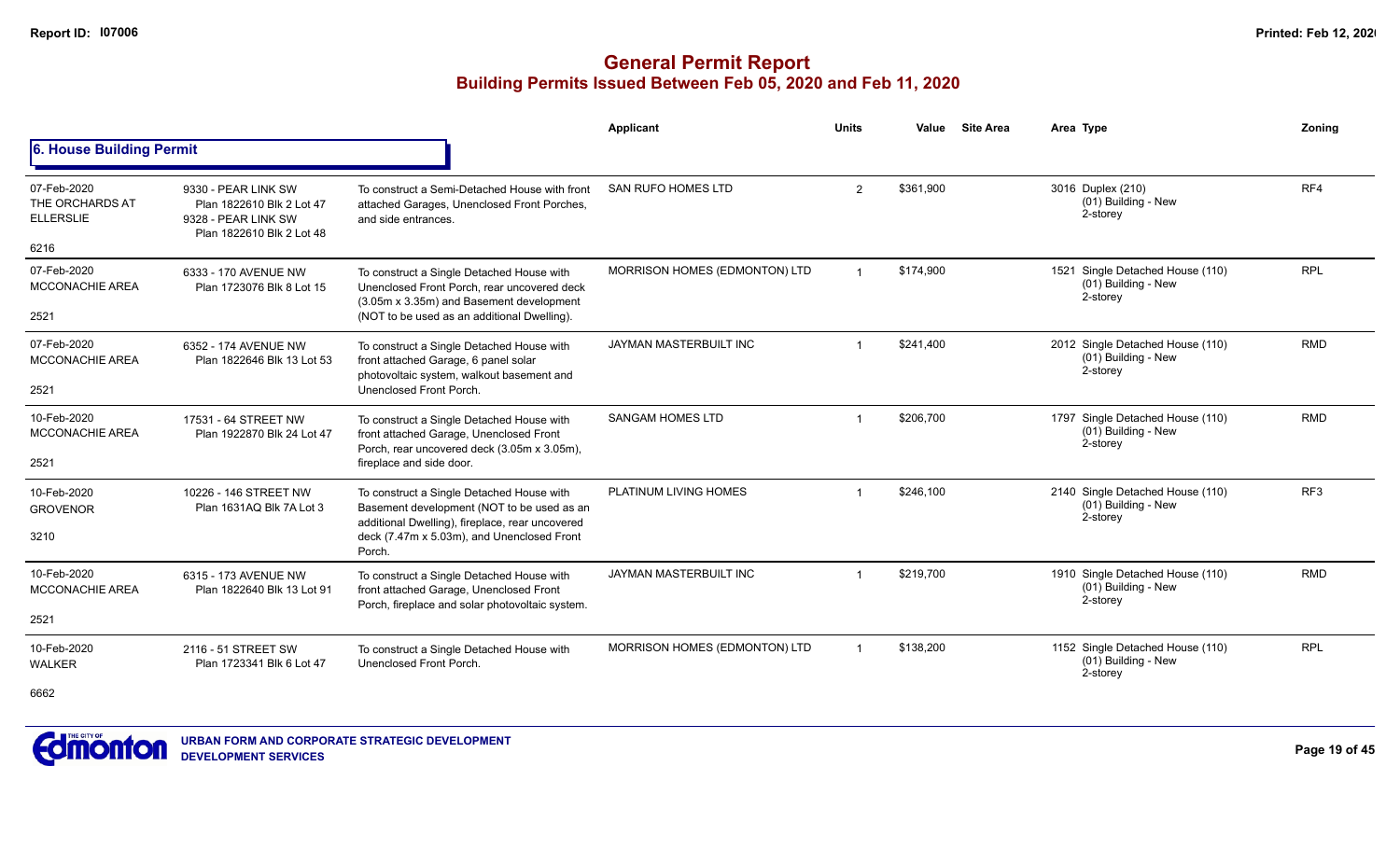# General Permit Report

## Building Permits Issued Between Feb 05, 2020 and Feb 11, 2020

### 6. House Building Permit

| Date / Neighbourhood | Address / Legal | Description | Applicant | Units | Value | Site Area | Area | Type | Zoning |
|---|---|---|---|---|---|---|---|---|---|
| 07-Feb-2020 THE ORCHARDS AT ELLERSLIE 6216 | 9330 - PEAR LINK SW Plan 1822610 Blk 2 Lot 47 9328 - PEAR LINK SW Plan 1822610 Blk 2 Lot 48 | To construct a Semi-Detached House with front attached Garages, Unenclosed Front Porches, and side entrances. | SAN RUFO HOMES LTD | 2 | $361,900 | | 3016 | Duplex (210) (01) Building - New 2-storey | RF4 |
| 07-Feb-2020 MCCONACHIE AREA 2521 | 6333 - 170 AVENUE NW Plan 1723076 Blk 8 Lot 15 | To construct a Single Detached House with Unenclosed Front Porch, rear uncovered deck (3.05m x 3.35m) and Basement development (NOT to be used as an additional Dwelling). | MORRISON HOMES (EDMONTON) LTD | 1 | $174,900 | | 1521 | Single Detached House (110) (01) Building - New 2-storey | RPL |
| 07-Feb-2020 MCCONACHIE AREA 2521 | 6352 - 174 AVENUE NW Plan 1822646 Blk 13 Lot 53 | To construct a Single Detached House with front attached Garage, 6 panel solar photovoltaic system, walkout basement and Unenclosed Front Porch. | JAYMAN MASTERBUILT INC | 1 | $241,400 | | 2012 | Single Detached House (110) (01) Building - New 2-storey | RMD |
| 10-Feb-2020 MCCONACHIE AREA 2521 | 17531 - 64 STREET NW Plan 1922870 Blk 24 Lot 47 | To construct a Single Detached House with front attached Garage, Unenclosed Front Porch, rear uncovered deck (3.05m x 3.05m), fireplace and side door. | SANGAM HOMES LTD | 1 | $206,700 | | 1797 | Single Detached House (110) (01) Building - New 2-storey | RMD |
| 10-Feb-2020 GROVENOR 3210 | 10226 - 146 STREET NW Plan 1631AQ Blk 7A Lot 3 | To construct a Single Detached House with Basement development (NOT to be used as an additional Dwelling), fireplace, rear uncovered deck (7.47m x 5.03m), and Unenclosed Front Porch. | PLATINUM LIVING HOMES | 1 | $246,100 | | 2140 | Single Detached House (110) (01) Building - New 2-storey | RF3 |
| 10-Feb-2020 MCCONACHIE AREA 2521 | 6315 - 173 AVENUE NW Plan 1822640 Blk 13 Lot 91 | To construct a Single Detached House with front attached Garage, Unenclosed Front Porch, fireplace and solar photovoltaic system. | JAYMAN MASTERBUILT INC | 1 | $219,700 | | 1910 | Single Detached House (110) (01) Building - New 2-storey | RMD |
| 10-Feb-2020 WALKER 6662 | 2116 - 51 STREET SW Plan 1723341 Blk 6 Lot 47 | To construct a Single Detached House with Unenclosed Front Porch. | MORRISON HOMES (EDMONTON) LTD | 1 | $138,200 | | 1152 | Single Detached House (110) (01) Building - New 2-storey | RPL |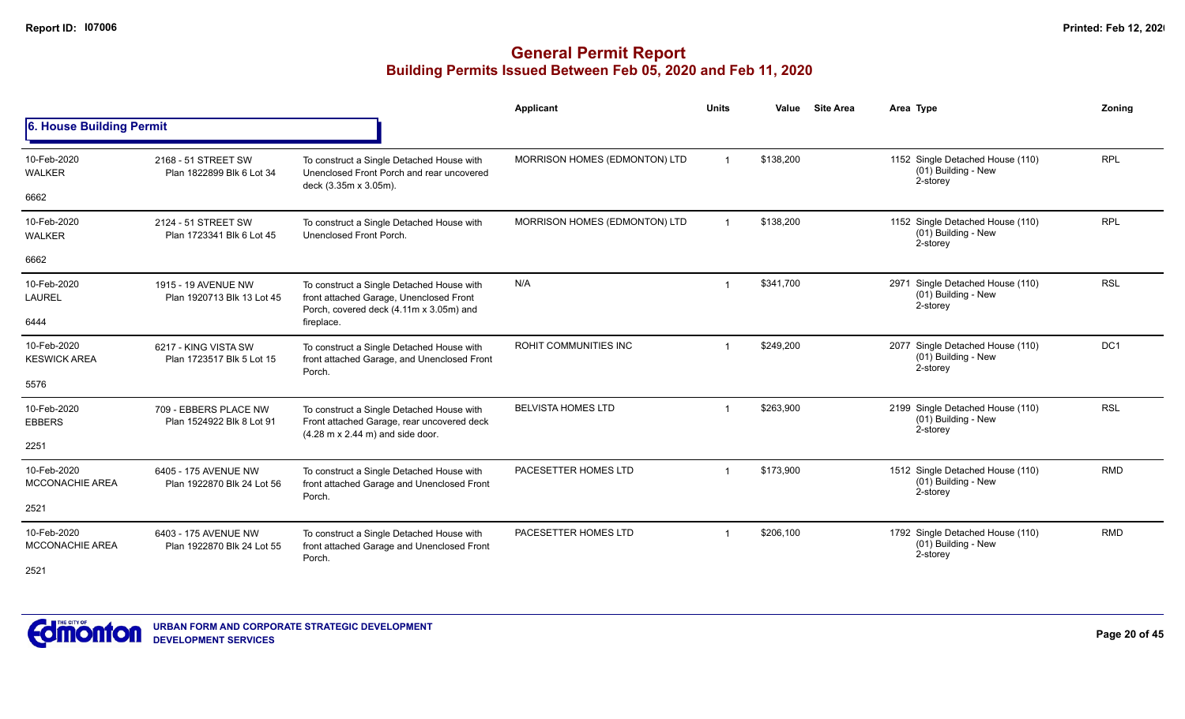# General Permit Report

## Building Permits Issued Between Feb 05, 2020 and Feb 11, 2020

### 6. House Building Permit

| Date / Neighbourhood | Address / Legal | Description | Applicant | Units | Value | Site Area | Area Type | Zoning |
|---|---|---|---|---|---|---|---|---|
| 10-Feb-2020 WALKER 6662 | 2168 - 51 STREET SW Plan 1822899 Blk 6 Lot 34 | To construct a Single Detached House with Unenclosed Front Porch and rear uncovered deck (3.35m x 3.05m). | MORRISON HOMES (EDMONTON) LTD | 1 | $138,200 | | 1152 Single Detached House (110) (01) Building - New 2-storey | RPL |
| 10-Feb-2020 WALKER 6662 | 2124 - 51 STREET SW Plan 1723341 Blk 6 Lot 45 | To construct a Single Detached House with Unenclosed Front Porch. | MORRISON HOMES (EDMONTON) LTD | 1 | $138,200 | | 1152 Single Detached House (110) (01) Building - New 2-storey | RPL |
| 10-Feb-2020 LAUREL 6444 | 1915 - 19 AVENUE NW Plan 1920713 Blk 13 Lot 45 | To construct a Single Detached House with front attached Garage, Unenclosed Front Porch, covered deck (4.11m x 3.05m) and fireplace. | N/A | 1 | $341,700 | | 2971 Single Detached House (110) (01) Building - New 2-storey | RSL |
| 10-Feb-2020 KESWICK AREA 5576 | 6217 - KING VISTA SW Plan 1723517 Blk 5 Lot 15 | To construct a Single Detached House with front attached Garage, and Unenclosed Front Porch. | ROHIT COMMUNITIES INC | 1 | $249,200 | | 2077 Single Detached House (110) (01) Building - New 2-storey | DC1 |
| 10-Feb-2020 EBBERS 2251 | 709 - EBBERS PLACE NW Plan 1524922 Blk 8 Lot 91 | To construct a Single Detached House with Front attached Garage, rear uncovered deck (4.28 m x 2.44 m) and side door. | BELVISTA HOMES LTD | 1 | $263,900 | | 2199 Single Detached House (110) (01) Building - New 2-storey | RSL |
| 10-Feb-2020 MCCONACHIE AREA 2521 | 6405 - 175 AVENUE NW Plan 1922870 Blk 24 Lot 56 | To construct a Single Detached House with front attached Garage and Unenclosed Front Porch. | PACESETTER HOMES LTD | 1 | $173,900 | | 1512 Single Detached House (110) (01) Building - New 2-storey | RMD |
| 10-Feb-2020 MCCONACHIE AREA 2521 | 6403 - 175 AVENUE NW Plan 1922870 Blk 24 Lot 55 | To construct a Single Detached House with front attached Garage and Unenclosed Front Porch. | PACESETTER HOMES LTD | 1 | $206,100 | | 1792 Single Detached House (110) (01) Building - New 2-storey | RMD |

URBAN FORM AND CORPORATE STRATEGIC DEVELOPMENT
DEVELOPMENT SERVICES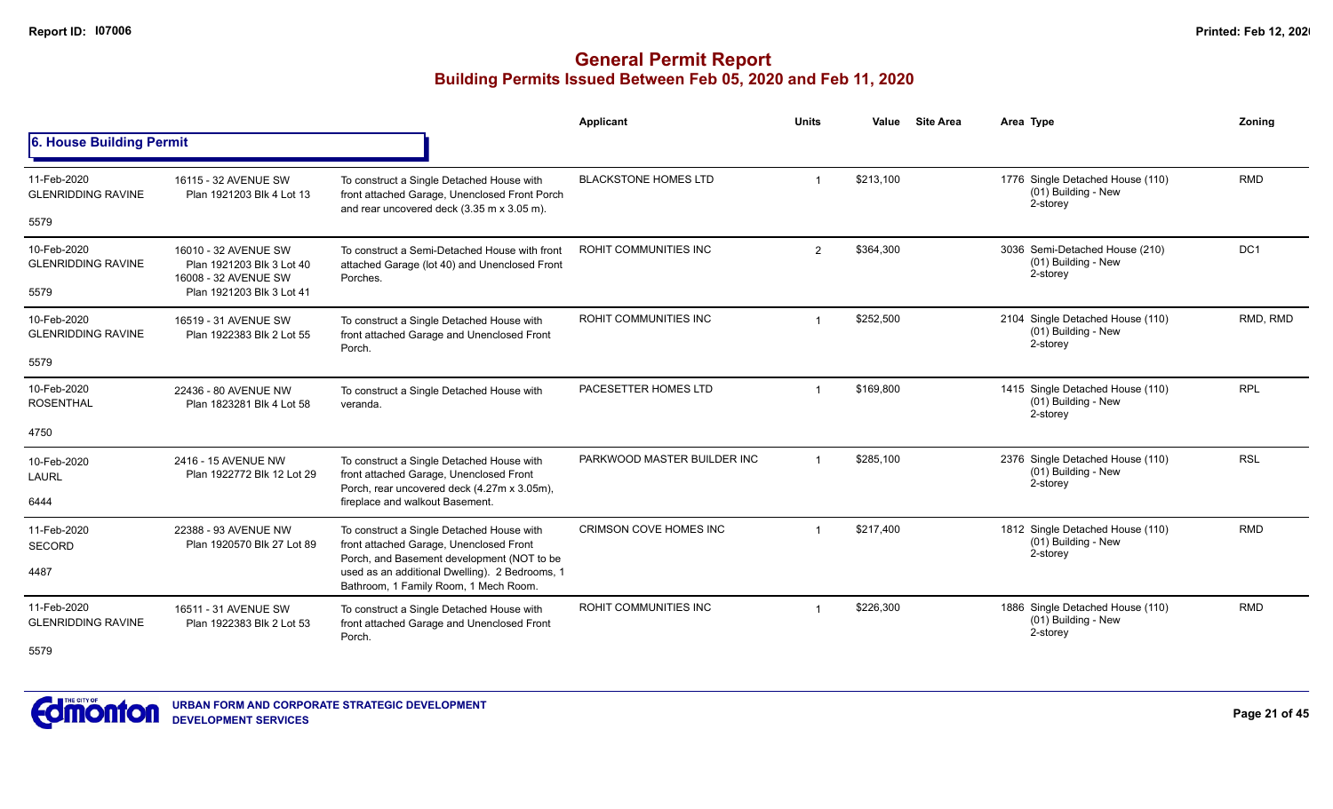# General Permit Report

## Building Permits Issued Between Feb 05, 2020 and Feb 11, 2020

### 6. House Building Permit

| Date / Neighbourhood | Address | Description | Applicant | Units | Value | Site Area | Area | Type | Zoning |
|---|---|---|---|---|---|---|---|---|---|
| 11-Feb-2020 GLENRIDDING RAVINE 5579 | 16115 - 32 AVENUE SW Plan 1921203 Blk 4 Lot 13 | To construct a Single Detached House with front attached Garage, Unenclosed Front Porch and rear uncovered deck (3.35 m x 3.05 m). | BLACKSTONE HOMES LTD | 1 | $213,100 | | 1776 | Single Detached House (110) (01) Building - New 2-storey | RMD |
| 10-Feb-2020 GLENRIDDING RAVINE 5579 | 16010 - 32 AVENUE SW Plan 1921203 Blk 3 Lot 40 16008 - 32 AVENUE SW Plan 1921203 Blk 3 Lot 41 | To construct a Semi-Detached House with front attached Garage (lot 40) and Unenclosed Front Porches. | ROHIT COMMUNITIES INC | 2 | $364,300 | | 3036 | Semi-Detached House (210) (01) Building - New 2-storey | DC1 |
| 10-Feb-2020 GLENRIDDING RAVINE 5579 | 16519 - 31 AVENUE SW Plan 1922383 Blk 2 Lot 55 | To construct a Single Detached House with front attached Garage and Unenclosed Front Porch. | ROHIT COMMUNITIES INC | 1 | $252,500 | | 2104 | Single Detached House (110) (01) Building - New 2-storey | RMD, RMD |
| 10-Feb-2020 ROSENTHAL 4750 | 22436 - 80 AVENUE NW Plan 1823281 Blk 4 Lot 58 | To construct a Single Detached House with veranda. | PACESETTER HOMES LTD | 1 | $169,800 | | 1415 | Single Detached House (110) (01) Building - New 2-storey | RPL |
| 10-Feb-2020 LAURL 6444 | 2416 - 15 AVENUE NW Plan 1922772 Blk 12 Lot 29 | To construct a Single Detached House with front attached Garage, Unenclosed Front Porch, rear uncovered deck (4.27m x 3.05m), fireplace and walkout Basement. | PARKWOOD MASTER BUILDER INC | 1 | $285,100 | | 2376 | Single Detached House (110) (01) Building - New 2-storey | RSL |
| 11-Feb-2020 SECORD 4487 | 22388 - 93 AVENUE NW Plan 1920570 Blk 27 Lot 89 | To construct a Single Detached House with front attached Garage, Unenclosed Front Porch, and Basement development (NOT to be used as an additional Dwelling). 2 Bedrooms, 1 Bathroom, 1 Family Room, 1 Mech Room. | CRIMSON COVE HOMES INC | 1 | $217,400 | | 1812 | Single Detached House (110) (01) Building - New 2-storey | RMD |
| 11-Feb-2020 GLENRIDDING RAVINE 5579 | 16511 - 31 AVENUE SW Plan 1922383 Blk 2 Lot 53 | To construct a Single Detached House with front attached Garage and Unenclosed Front Porch. | ROHIT COMMUNITIES INC | 1 | $226,300 | | 1886 | Single Detached House (110) (01) Building - New 2-storey | RMD |

URBAN FORM AND CORPORATE STRATEGIC DEVELOPMENT
DEVELOPMENT SERVICES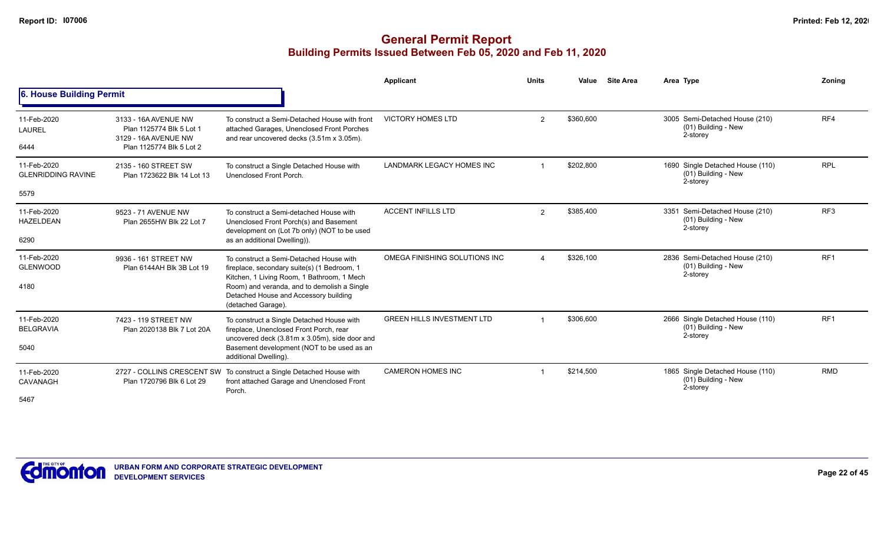# General Permit Report

## Building Permits Issued Between Feb 05, 2020 and Feb 11, 2020

### 6. House Building Permit

| Date / Neighbourhood | Address / Legal | Description | Applicant | Units | Value | Site Area | Area Type | Zoning |
|---|---|---|---|---|---|---|---|---|
| 11-Feb-2020 LAUREL 6444 | 3133 - 16A AVENUE NW Plan 1125774 Blk 5 Lot 1 3129 - 16A AVENUE NW Plan 1125774 Blk 5 Lot 2 | To construct a Semi-Detached House with front attached Garages, Unenclosed Front Porches and rear uncovered decks (3.51m x 3.05m). | VICTORY HOMES LTD | 2 | $360,600 | | 3005 Semi-Detached House (210) (01) Building - New 2-storey | RF4 |
| 11-Feb-2020 GLENRIDDING RAVINE 5579 | 2135 - 160 STREET SW Plan 1723622 Blk 14 Lot 13 | To construct a Single Detached House with Unenclosed Front Porch. | LANDMARK LEGACY HOMES INC | 1 | $202,800 | | 1690 Single Detached House (110) (01) Building - New 2-storey | RPL |
| 11-Feb-2020 HAZELDEAN 6290 | 9523 - 71 AVENUE NW Plan 2655HW Blk 22 Lot 7 | To construct a Semi-detached House with Unenclosed Front Porch(s) and Basement development on (Lot 7b only) (NOT to be used as an additional Dwelling)). | ACCENT INFILLS LTD | 2 | $385,400 | | 3351 Semi-Detached House (210) (01) Building - New 2-storey | RF3 |
| 11-Feb-2020 GLENWOOD 4180 | 9936 - 161 STREET NW Plan 6144AH Blk 3B Lot 19 | To construct a Semi-Detached House with fireplace, secondary suite(s) (1 Bedroom, 1 Kitchen, 1 Living Room, 1 Bathroom, 1 Mech Room) and veranda, and to demolish a Single Detached House and Accessory building (detached Garage). | OMEGA FINISHING SOLUTIONS INC | 4 | $326,100 | | 2836 Semi-Detached House (210) (01) Building - New 2-storey | RF1 |
| 11-Feb-2020 BELGRAVIA 5040 | 7423 - 119 STREET NW Plan 2020138 Blk 7 Lot 20A | To construct a Single Detached House with fireplace, Unenclosed Front Porch, rear uncovered deck (3.81m x 3.05m), side door and Basement development (NOT to be used as an additional Dwelling). | GREEN HILLS INVESTMENT LTD | 1 | $306,600 | | 2666 Single Detached House (110) (01) Building - New 2-storey | RF1 |
| 11-Feb-2020 CAVANAGH 5467 | 2727 - COLLINS CRESCENT SW Plan 1720796 Blk 6 Lot 29 | To construct a Single Detached House with front attached Garage and Unenclosed Front Porch. | CAMERON HOMES INC | 1 | $214,500 | | 1865 Single Detached House (110) (01) Building - New 2-storey | RMD |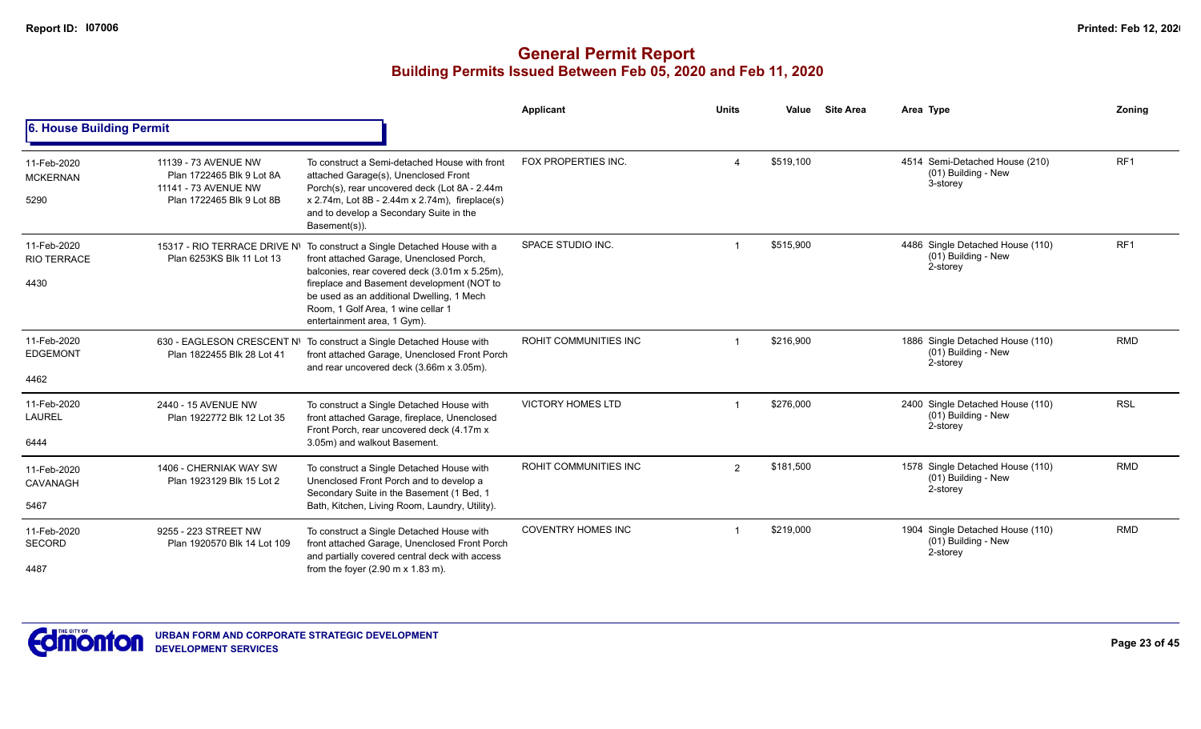# General Permit Report
## Building Permits Issued Between Feb 05, 2020 and Feb 11, 2020

### 6. House Building Permit

| Date / Neighbourhood / Ward | Address / Legal | Description | Applicant | Units | Value | Site Area | Area | Type | Zoning |
|---|---|---|---|---|---|---|---|---|---|
| 11-Feb-2020 MCKERNAN 5290 | 11139 - 73 AVENUE NW Plan 1722465 Blk 9 Lot 8A 11141 - 73 AVENUE NW Plan 1722465 Blk 9 Lot 8B | To construct a Semi-detached House with front attached Garage(s), Unenclosed Front Porch(s), rear uncovered deck (Lot 8A - 2.44m x 2.74m, Lot 8B - 2.44m x 2.74m), fireplace(s) and to develop a Secondary Suite in the Basement(s)). | FOX PROPERTIES INC. | 4 | $519,100 | | 4514 | Semi-Detached House (210) (01) Building - New 3-storey | RF1 |
| 11-Feb-2020 RIO TERRACE 4430 | 15317 - RIO TERRACE DRIVE NW Plan 6253KS Blk 11 Lot 13 | To construct a Single Detached House with a front attached Garage, Unenclosed Porch, balconies, rear covered deck (3.01m x 5.25m), fireplace and Basement development (NOT to be used as an additional Dwelling, 1 Mech Room, 1 Golf Area, 1 wine cellar 1 entertainment area, 1 Gym). | SPACE STUDIO INC. | 1 | $515,900 | | 4486 | Single Detached House (110) (01) Building - New 2-storey | RF1 |
| 11-Feb-2020 EDGEMONT 4462 | 630 - EAGLESON CRESCENT NW Plan 1822455 Blk 28 Lot 41 | To construct a Single Detached House with front attached Garage, Unenclosed Front Porch and rear uncovered deck (3.66m x 3.05m). | ROHIT COMMUNITIES INC | 1 | $216,900 | | 1886 | Single Detached House (110) (01) Building - New 2-storey | RMD |
| 11-Feb-2020 LAUREL 6444 | 2440 - 15 AVENUE NW Plan 1922772 Blk 12 Lot 35 | To construct a Single Detached House with front attached Garage, fireplace, Unenclosed Front Porch, rear uncovered deck (4.17m x 3.05m) and walkout Basement. | VICTORY HOMES LTD | 1 | $276,000 | | 2400 | Single Detached House (110) (01) Building - New 2-storey | RSL |
| 11-Feb-2020 CAVANAGH 5467 | 1406 - CHERNIAK WAY SW Plan 1923129 Blk 15 Lot 2 | To construct a Single Detached House with Unenclosed Front Porch and to develop a Secondary Suite in the Basement (1 Bed, 1 Bath, Kitchen, Living Room, Laundry, Utility). | ROHIT COMMUNITIES INC | 2 | $181,500 | | 1578 | Single Detached House (110) (01) Building - New 2-storey | RMD |
| 11-Feb-2020 SECORD 4487 | 9255 - 223 STREET NW Plan 1920570 Blk 14 Lot 109 | To construct a Single Detached House with front attached Garage, Unenclosed Front Porch and partially covered central deck with access from the foyer (2.90 m x 1.83 m). | COVENTRY HOMES INC | 1 | $219,000 | | 1904 | Single Detached House (110) (01) Building - New 2-storey | RMD |

URBAN FORM AND CORPORATE STRATEGIC DEVELOPMENT
DEVELOPMENT SERVICES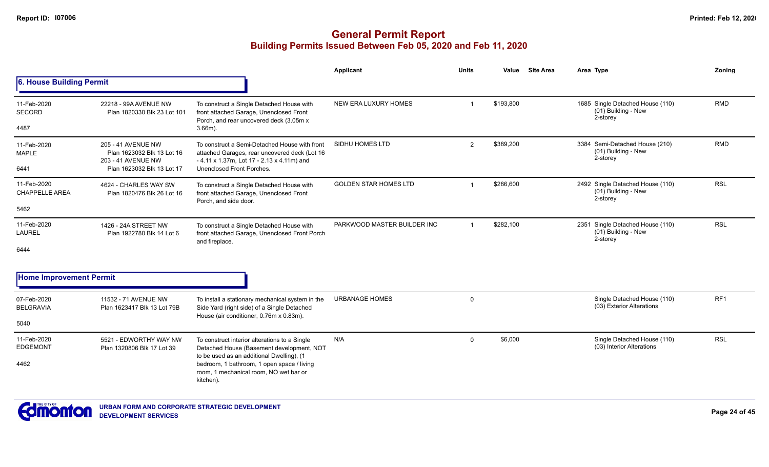# General Permit Report
## Building Permits Issued Between Feb 05, 2020 and Feb 11, 2020

### 6. House Building Permit

| Date / Neighbourhood / No. | Address | Description | Applicant | Units | Value | Site Area | Area | Type | Zoning |
|---|---|---|---|---|---|---|---|---|---|
| 11-Feb-2020 SECORD 4487 | 22218 - 99A AVENUE NW Plan 1820330 Blk 23 Lot 101 | To construct a Single Detached House with front attached Garage, Unenclosed Front Porch, and rear uncovered deck (3.05m x 3.66m). | NEW ERA LUXURY HOMES | 1 | $193,800 | | 1685 | Single Detached House (110) (01) Building - New 2-storey | RMD |
| 11-Feb-2020 MAPLE 6441 | 205 - 41 AVENUE NW Plan 1623032 Blk 13 Lot 16 203 - 41 AVENUE NW Plan 1623032 Blk 13 Lot 17 | To construct a Semi-Detached House with front attached Garages, rear uncovered deck (Lot 16 - 4.11 x 1.37m, Lot 17 - 2.13 x 4.11m) and Unenclosed Front Porches. | SIDHU HOMES LTD | 2 | $389,200 | | 3384 | Semi-Detached House (210) (01) Building - New 2-storey | RMD |
| 11-Feb-2020 CHAPPELLE AREA 5462 | 4624 - CHARLES WAY SW Plan 1820476 Blk 26 Lot 16 | To construct a Single Detached House with front attached Garage, Unenclosed Front Porch, and side door. | GOLDEN STAR HOMES LTD | 1 | $286,600 | | 2492 | Single Detached House (110) (01) Building - New 2-storey | RSL |
| 11-Feb-2020 LAUREL 6444 | 1426 - 24A STREET NW Plan 1922780 Blk 14 Lot 6 | To construct a Single Detached House with front attached Garage, Unenclosed Front Porch and fireplace. | PARKWOOD MASTER BUILDER INC | 1 | $282,100 | | 2351 | Single Detached House (110) (01) Building - New 2-storey | RSL |

### Home Improvement Permit

| Date / Neighbourhood / No. | Address | Description | Applicant | Units | Value | Site Area | Area | Type | Zoning |
|---|---|---|---|---|---|---|---|---|---|
| 07-Feb-2020 BELGRAVIA 5040 | 11532 - 71 AVENUE NW Plan 1623417 Blk 13 Lot 79B | To install a stationary mechanical system in the Side Yard (right side) of a Single Detached House (air conditioner, 0.76m x 0.83m). | URBANAGE HOMES | 0 | | | | Single Detached House (110) (03) Exterior Alterations | RF1 |
| 11-Feb-2020 EDGEMONT 4462 | 5521 - EDWORTHY WAY NW Plan 1320806 Blk 17 Lot 39 | To construct interior alterations to a Single Detached House (Basement development, NOT to be used as an additional Dwelling), (1 bedroom, 1 bathroom, 1 open space / living room, 1 mechanical room, NO wet bar or kitchen). | N/A | 0 | $6,000 | | | Single Detached House (110) (03) Interior Alterations | RSL |

URBAN FORM AND CORPORATE STRATEGIC DEVELOPMENT
DEVELOPMENT SERVICES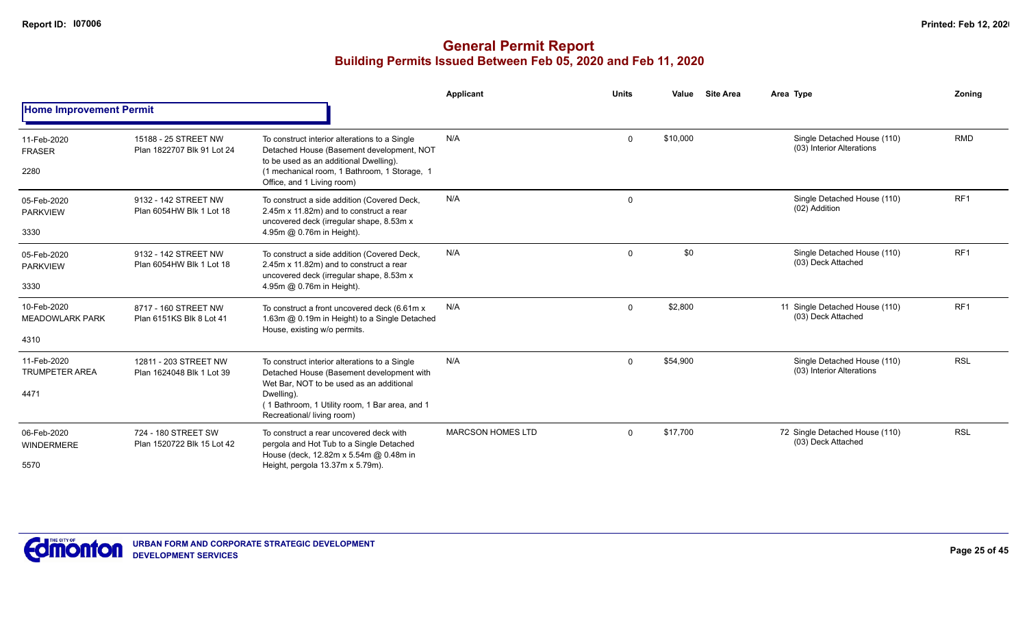# General Permit Report

## Building Permits Issued Between Feb 05, 2020 and Feb 11, 2020

### Home Improvement Permit

| Date / Neighbourhood | Address / Legal | Description | Applicant | Units | Value | Site Area | Area Type | Zoning |
|---|---|---|---|---|---|---|---|---|
| 11-Feb-2020 FRASER 2280 | 15188 - 25 STREET NW Plan 1822707 Blk 91 Lot 24 | To construct interior alterations to a Single Detached House (Basement development, NOT to be used as an additional Dwelling). (1 mechanical room, 1 Bathroom, 1 Storage, 1 Office, and 1 Living room) | N/A | 0 | $10,000 | | Single Detached House (110) (03) Interior Alterations | RMD |
| 05-Feb-2020 PARKVIEW 3330 | 9132 - 142 STREET NW Plan 6054HW Blk 1 Lot 18 | To construct a side addition (Covered Deck, 2.45m x 11.82m) and to construct a rear uncovered deck (irregular shape, 8.53m x 4.95m @ 0.76m in Height). | N/A | 0 | | | Single Detached House (110) (02) Addition | RF1 |
| 05-Feb-2020 PARKVIEW 3330 | 9132 - 142 STREET NW Plan 6054HW Blk 1 Lot 18 | To construct a side addition (Covered Deck, 2.45m x 11.82m) and to construct a rear uncovered deck (irregular shape, 8.53m x 4.95m @ 0.76m in Height). | N/A | 0 | $0 | | Single Detached House (110) (03) Deck Attached | RF1 |
| 10-Feb-2020 MEADOWLARK PARK 4310 | 8717 - 160 STREET NW Plan 6151KS Blk 8 Lot 41 | To construct a front uncovered deck (6.61m x 1.63m @ 0.19m in Height) to a Single Detached House, existing w/o permits. | N/A | 0 | $2,800 | 11 | Single Detached House (110) (03) Deck Attached | RF1 |
| 11-Feb-2020 TRUMPETER AREA 4471 | 12811 - 203 STREET NW Plan 1624048 Blk 1 Lot 39 | To construct interior alterations to a Single Detached House (Basement development with Wet Bar, NOT to be used as an additional Dwelling). ( 1 Bathroom, 1 Utility room, 1 Bar area, and 1 Recreational/ living room) | N/A | 0 | $54,900 | | Single Detached House (110) (03) Interior Alterations | RSL |
| 06-Feb-2020 WINDERMERE 5570 | 724 - 180 STREET SW Plan 1520722 Blk 15 Lot 42 | To construct a rear uncovered deck with pergola and Hot Tub to a Single Detached House (deck, 12.82m x 5.54m @ 0.48m in Height, pergola 13.37m x 5.79m). | MARCSON HOMES LTD | 0 | $17,700 | 72 | Single Detached House (110) (03) Deck Attached | RSL |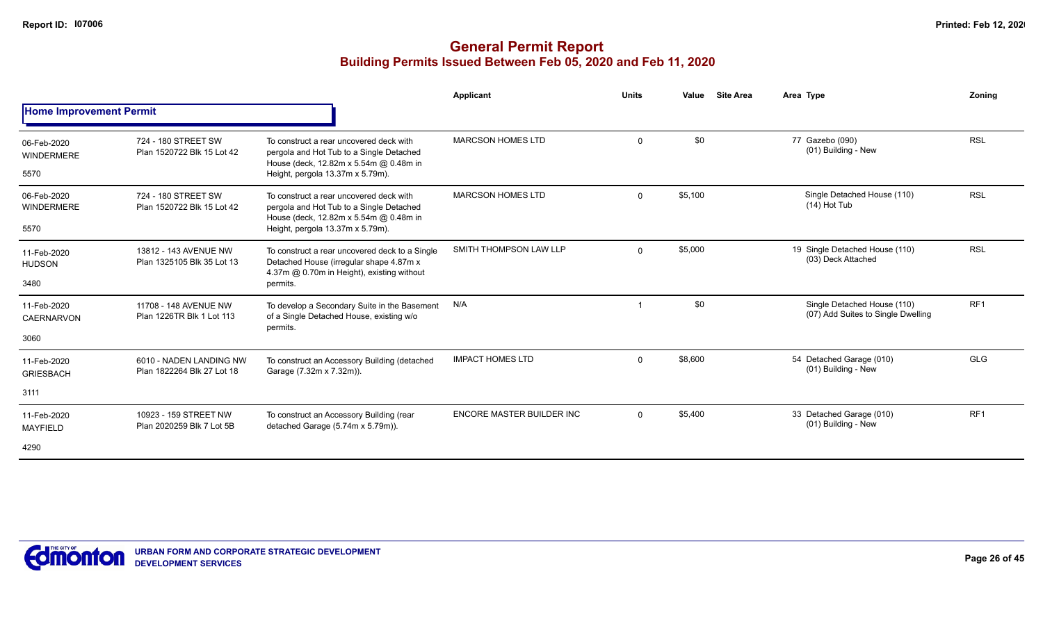# General Permit Report

## Building Permits Issued Between Feb 05, 2020 and Feb 11, 2020

### Home Improvement Permit

| Date / Neighbourhood / No. | Address / Legal | Description | Applicant | Units | Value | Site Area | Area Type | Zoning |
|---|---|---|---|---|---|---|---|---|
| 06-Feb-2020 WINDERMERE 5570 | 724 - 180 STREET SW Plan 1520722 Blk 15 Lot 42 | To construct a rear uncovered deck with pergola and Hot Tub to a Single Detached House (deck, 12.82m x 5.54m @ 0.48m in Height, pergola 13.37m x 5.79m). | MARCSON HOMES LTD | 0 | $0 | | 77 Gazebo (090) (01) Building - New | RSL |
| 06-Feb-2020 WINDERMERE 5570 | 724 - 180 STREET SW Plan 1520722 Blk 15 Lot 42 | To construct a rear uncovered deck with pergola and Hot Tub to a Single Detached House (deck, 12.82m x 5.54m @ 0.48m in Height, pergola 13.37m x 5.79m). | MARCSON HOMES LTD | 0 | $5,100 | | Single Detached House (110) (14) Hot Tub | RSL |
| 11-Feb-2020 HUDSON 3480 | 13812 - 143 AVENUE NW Plan 1325105 Blk 35 Lot 13 | To construct a rear uncovered deck to a Single Detached House (irregular shape 4.87m x 4.37m @ 0.70m in Height), existing without permits. | SMITH THOMPSON LAW LLP | 0 | $5,000 | | 19 Single Detached House (110) (03) Deck Attached | RSL |
| 11-Feb-2020 CAERNARVON 3060 | 11708 - 148 AVENUE NW Plan 1226TR Blk 1 Lot 113 | To develop a Secondary Suite in the Basement of a Single Detached House, existing w/o permits. | N/A | 1 | $0 | | Single Detached House (110) (07) Add Suites to Single Dwelling | RF1 |
| 11-Feb-2020 GRIESBACH 3111 | 6010 - NADEN LANDING NW Plan 1822264 Blk 27 Lot 18 | To construct an Accessory Building (detached Garage (7.32m x 7.32m)). | IMPACT HOMES LTD | 0 | $8,600 | | 54 Detached Garage (010) (01) Building - New | GLG |
| 11-Feb-2020 MAYFIELD 4290 | 10923 - 159 STREET NW Plan 2020259 Blk 7 Lot 5B | To construct an Accessory Building (rear detached Garage (5.74m x 5.79m)). | ENCORE MASTER BUILDER INC | 0 | $5,400 | | 33 Detached Garage (010) (01) Building - New | RF1 |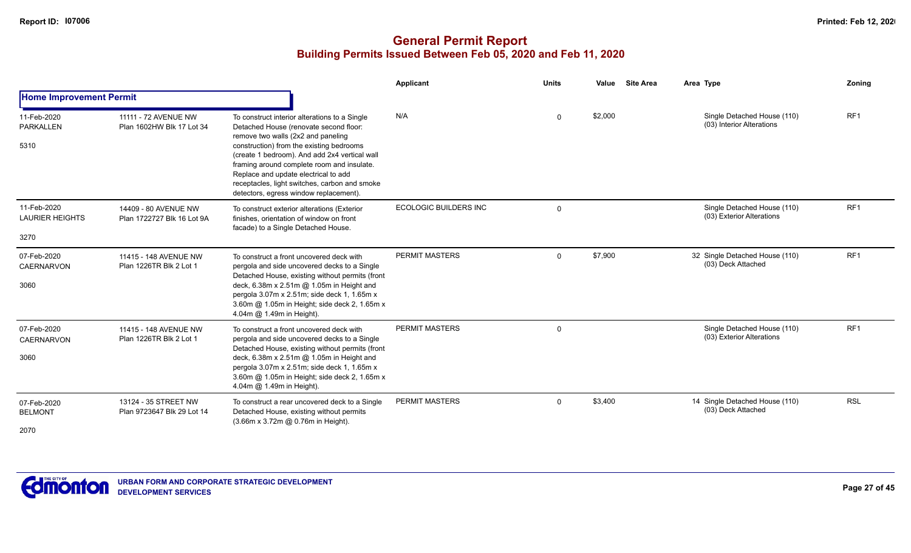# General Permit Report
## Building Permits Issued Between Feb 05, 2020 and Feb 11, 2020

### Home Improvement Permit

| Date / Neighbourhood | Address / Legal | Description | Applicant | Units | Value | Site Area | Area | Type | Zoning |
|---|---|---|---|---|---|---|---|---|---|
| 11-Feb-2020 PARKALLEN 5310 | 11111 - 72 AVENUE NW Plan 1602HW Blk 17 Lot 34 | To construct interior alterations to a Single Detached House (renovate second floor: remove two walls (2x2 and paneling construction) from the existing bedrooms (create 1 bedroom). And add 2x4 vertical wall framing around complete room and insulate. Replace and update electrical to add receptacles, light switches, carbon and smoke detectors, egress window replacement). | N/A | 0 | $2,000 | | | Single Detached House (110) (03) Interior Alterations | RF1 |
| 11-Feb-2020 LAURIER HEIGHTS 3270 | 14409 - 80 AVENUE NW Plan 1722727 Blk 16 Lot 9A | To construct exterior alterations (Exterior finishes, orientation of window on front facade) to a Single Detached House. | ECOLOGIC BUILDERS INC | 0 | | | | Single Detached House (110) (03) Exterior Alterations | RF1 |
| 07-Feb-2020 CAERNARVON 3060 | 11415 - 148 AVENUE NW Plan 1226TR Blk 2 Lot 1 | To construct a front uncovered deck with pergola and side uncovered decks to a Single Detached House, existing without permits (front deck, 6.38m x 2.51m @ 1.05m in Height and pergola 3.07m x 2.51m; side deck 1, 1.65m x 3.60m @ 1.05m in Height; side deck 2, 1.65m x 4.04m @ 1.49m in Height). | PERMIT MASTERS | 0 | $7,900 | | 32 | Single Detached House (110) (03) Deck Attached | RF1 |
| 07-Feb-2020 CAERNARVON 3060 | 11415 - 148 AVENUE NW Plan 1226TR Blk 2 Lot 1 | To construct a front uncovered deck with pergola and side uncovered decks to a Single Detached House, existing without permits (front deck, 6.38m x 2.51m @ 1.05m in Height and pergola 3.07m x 2.51m; side deck 1, 1.65m x 3.60m @ 1.05m in Height; side deck 2, 1.65m x 4.04m @ 1.49m in Height). | PERMIT MASTERS | 0 | | | | Single Detached House (110) (03) Exterior Alterations | RF1 |
| 07-Feb-2020 BELMONT 2070 | 13124 - 35 STREET NW Plan 9723647 Blk 29 Lot 14 | To construct a rear uncovered deck to a Single Detached House, existing without permits (3.66m x 3.72m @ 0.76m in Height). | PERMIT MASTERS | 0 | $3,400 | | 14 | Single Detached House (110) (03) Deck Attached | RSL |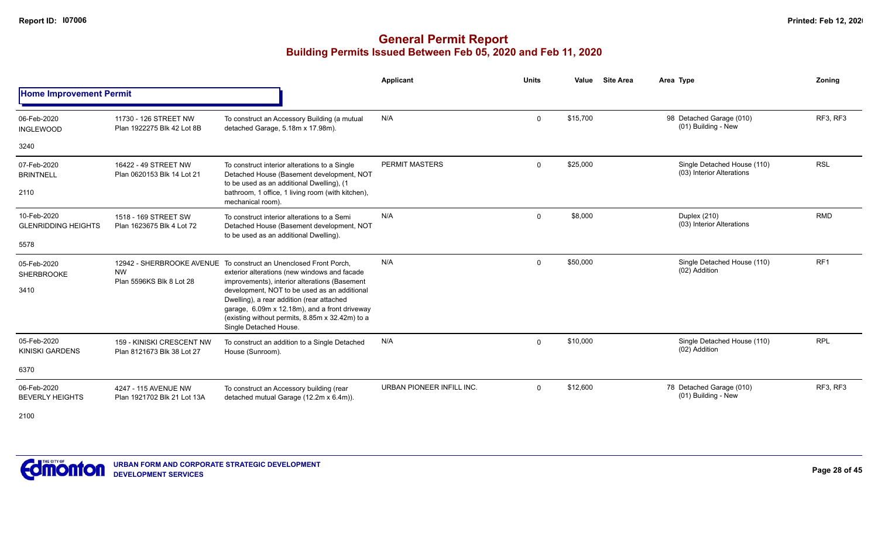# General Permit Report

## Building Permits Issued Between Feb 05, 2020 and Feb 11, 2020

### Home Improvement Permit

| Date / Neighbourhood | Address / Legal | Description | Applicant | Units | Value | Site Area | Area Type | Zoning |
|---|---|---|---|---|---|---|---|---|
| 06-Feb-2020<br>INGLEWOOD<br>3240 | 11730 - 126 STREET NW<br>Plan 1922275 Blk 42 Lot 8B | To construct an Accessory Building (a mutual detached Garage, 5.18m x 17.98m). | N/A | 0 | $15,700 | | 98 Detached Garage (010)<br>(01) Building - New | RF3, RF3 |
| 07-Feb-2020<br>BRINTNELL<br>2110 | 16422 - 49 STREET NW<br>Plan 0620153 Blk 14 Lot 21 | To construct interior alterations to a Single Detached House (Basement development, NOT to be used as an additional Dwelling), (1 bathroom, 1 office, 1 living room (with kitchen), mechanical room). | PERMIT MASTERS | 0 | $25,000 | | Single Detached House (110)<br>(03) Interior Alterations | RSL |
| 10-Feb-2020<br>GLENRIDDING HEIGHTS<br>5578 | 1518 - 169 STREET SW<br>Plan 1623675 Blk 4 Lot 72 | To construct interior alterations to a Semi Detached House (Basement development, NOT to be used as an additional Dwelling). | N/A | 0 | $8,000 | | Duplex (210)<br>(03) Interior Alterations | RMD |
| 05-Feb-2020<br>SHERBROOKE<br>3410 | 12942 - SHERBROOKE AVENUE NW<br>Plan 5596KS Blk 8 Lot 28 | To construct an Unenclosed Front Porch, exterior alterations (new windows and facade improvements), interior alterations (Basement development, NOT to be used as an additional Dwelling), a rear addition (rear attached garage, 6.09m x 12.18m), and a front driveway (existing without permits, 8.85m x 32.42m) to a Single Detached House. | N/A | 0 | $50,000 | | Single Detached House (110)<br>(02) Addition | RF1 |
| 05-Feb-2020<br>KINISKI GARDENS<br>6370 | 159 - KINISKI CRESCENT NW<br>Plan 8121673 Blk 38 Lot 27 | To construct an addition to a Single Detached House (Sunroom). | N/A | 0 | $10,000 | | Single Detached House (110)<br>(02) Addition | RPL |
| 06-Feb-2020<br>BEVERLY HEIGHTS<br>2100 | 4247 - 115 AVENUE NW<br>Plan 1921702 Blk 21 Lot 13A | To construct an Accessory building (rear detached mutual Garage (12.2m x 6.4m)). | URBAN PIONEER INFILL INC. | 0 | $12,600 | | 78 Detached Garage (010)<br>(01) Building - New | RF3, RF3 |

URBAN FORM AND CORPORATE STRATEGIC DEVELOPMENT
DEVELOPMENT SERVICES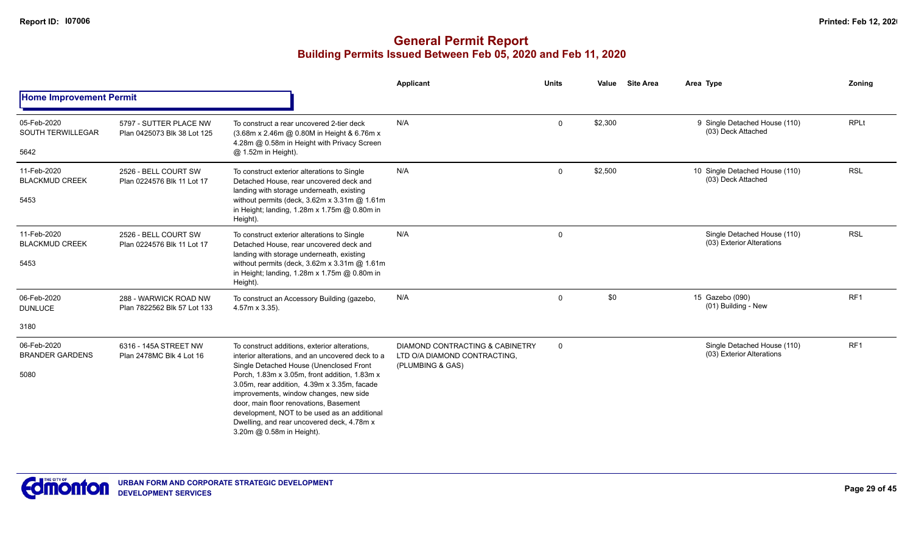# General Permit Report
## Building Permits Issued Between Feb 05, 2020 and Feb 11, 2020

### Home Improvement Permit

| | | | Applicant | Units | Value | Site Area | Area | Type | Zoning |
|---|---|---|---|---|---|---|---|---|---|
| 05-Feb-2020<br>SOUTH TERWILLEGAR<br>5642 | 5797 - SUTTER PLACE NW<br>Plan 0425073 Blk 38 Lot 125 | To construct a rear uncovered 2-tier deck (3.68m x 2.46m @ 0.80M in Height & 6.76m x 4.28m @ 0.58m in Height with Privacy Screen @ 1.52m in Height). | N/A | 0 | $2,300 | | 9 | Single Detached House (110)<br>(03) Deck Attached | RPLt |
| 11-Feb-2020<br>BLACKMUD CREEK<br>5453 | 2526 - BELL COURT SW<br>Plan 0224576 Blk 11 Lot 17 | To construct exterior alterations to Single Detached House, rear uncovered deck and landing with storage underneath, existing without permits (deck, 3.62m x 3.31m @ 1.61m in Height; landing, 1.28m x 1.75m @ 0.80m in Height). | N/A | 0 | $2,500 | | 10 | Single Detached House (110)<br>(03) Deck Attached | RSL |
| 11-Feb-2020<br>BLACKMUD CREEK<br>5453 | 2526 - BELL COURT SW<br>Plan 0224576 Blk 11 Lot 17 | To construct exterior alterations to Single Detached House, rear uncovered deck and landing with storage underneath, existing without permits (deck, 3.62m x 3.31m @ 1.61m in Height; landing, 1.28m x 1.75m @ 0.80m in Height). | N/A | 0 | | | | Single Detached House (110)<br>(03) Exterior Alterations | RSL |
| 06-Feb-2020<br>DUNLUCE<br>3180 | 288 - WARWICK ROAD NW<br>Plan 7822562 Blk 57 Lot 133 | To construct an Accessory Building (gazebo, 4.57m x 3.35). | N/A | 0 | $0 | | 15 | Gazebo (090)<br>(01) Building - New | RF1 |
| 06-Feb-2020<br>BRANDER GARDENS<br>5080 | 6316 - 145A STREET NW<br>Plan 2478MC Blk 4 Lot 16 | To construct additions, exterior alterations, interior alterations, and an uncovered deck to a Single Detached House (Unenclosed Front Porch, 1.83m x 3.05m, front addition, 1.83m x 3.05m, rear addition, 4.39m x 3.35m, facade improvements, window changes, new side door, main floor renovations, Basement development, NOT to be used as an additional Dwelling, and rear uncovered deck, 4.78m x 3.20m @ 0.58m in Height). | DIAMOND CONTRACTING & CABINETRY LTD O/A DIAMOND CONTRACTING, (PLUMBING & GAS) | 0 | | | | Single Detached House (110)<br>(03) Exterior Alterations | RF1 |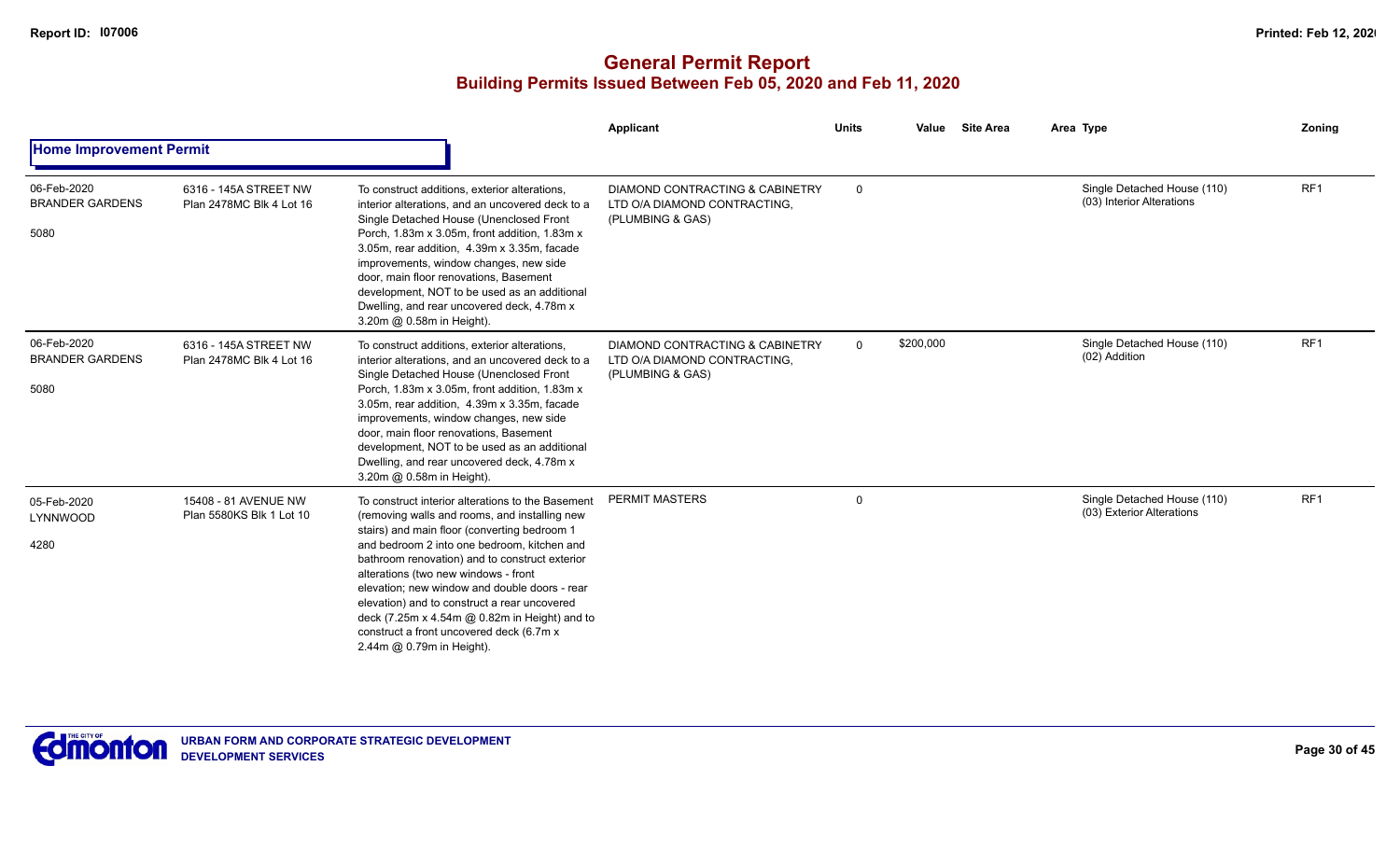# General Permit Report

## Building Permits Issued Between Feb 05, 2020 and Feb 11, 2020

### Home Improvement Permit

| | | | Applicant | Units | Value | Site Area | Area Type | Zoning |
|---|---|---|---|---|---|---|---|---|
| 06-Feb-2020 BRANDER GARDENS 5080 | 6316 - 145A STREET NW Plan 2478MC Blk 4 Lot 16 | To construct additions, exterior alterations, interior alterations, and an uncovered deck to a Single Detached House (Unenclosed Front Porch, 1.83m x 3.05m, front addition, 1.83m x 3.05m, rear addition, 4.39m x 3.35m, facade improvements, window changes, new side door, main floor renovations, Basement development, NOT to be used as an additional Dwelling, and rear uncovered deck, 4.78m x 3.20m @ 0.58m in Height). | DIAMOND CONTRACTING & CABINETRY LTD O/A DIAMOND CONTRACTING, (PLUMBING & GAS) | 0 | | | Single Detached House (110) (03) Interior Alterations | RF1 |
| 06-Feb-2020 BRANDER GARDENS 5080 | 6316 - 145A STREET NW Plan 2478MC Blk 4 Lot 16 | To construct additions, exterior alterations, interior alterations, and an uncovered deck to a Single Detached House (Unenclosed Front Porch, 1.83m x 3.05m, front addition, 1.83m x 3.05m, rear addition, 4.39m x 3.35m, facade improvements, window changes, new side door, main floor renovations, Basement development, NOT to be used as an additional Dwelling, and rear uncovered deck, 4.78m x 3.20m @ 0.58m in Height). | DIAMOND CONTRACTING & CABINETRY LTD O/A DIAMOND CONTRACTING, (PLUMBING & GAS) | 0 | $200,000 | | Single Detached House (110) (02) Addition | RF1 |
| 05-Feb-2020 LYNNWOOD 4280 | 15408 - 81 AVENUE NW Plan 5580KS Blk 1 Lot 10 | To construct interior alterations to the Basement (removing walls and rooms, and installing new stairs) and main floor (converting bedroom 1 and bedroom 2 into one bedroom, kitchen and bathroom renovation) and to construct exterior alterations (two new windows - front elevation; new window and double doors - rear elevation) and to construct a rear uncovered deck (7.25m x 4.54m @ 0.82m in Height) and to construct a front uncovered deck (6.7m x 2.44m @ 0.79m in Height). | PERMIT MASTERS | 0 | | | Single Detached House (110) (03) Exterior Alterations | RF1 |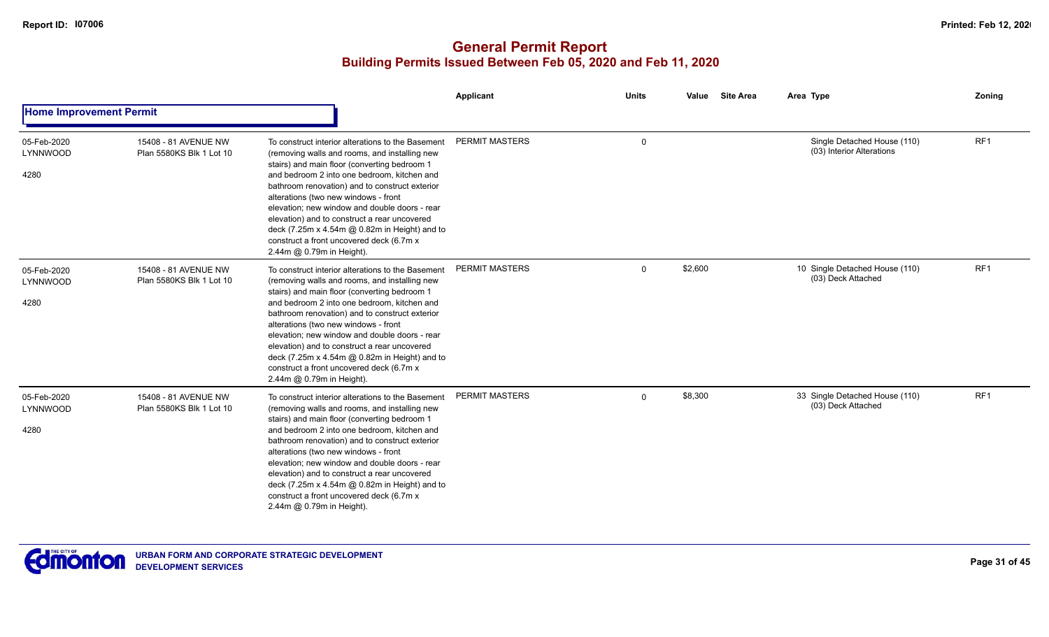# General Permit Report

## Building Permits Issued Between Feb 05, 2020 and Feb 11, 2020

### Home Improvement Permit

| Date / Neighbourhood | Address / Legal | Description | Applicant | Units | Value | Site Area | Area Type | Zoning |
|---|---|---|---|---|---|---|---|---|
| 05-Feb-2020 LYNNWOOD 4280 | 15408 - 81 AVENUE NW Plan 5580KS Blk 1 Lot 10 | To construct interior alterations to the Basement (removing walls and rooms, and installing new stairs) and main floor (converting bedroom 1 and bedroom 2 into one bedroom, kitchen and bathroom renovation) and to construct exterior alterations (two new windows - front elevation; new window and double doors - rear elevation) and to construct a rear uncovered deck (7.25m x 4.54m @ 0.82m in Height) and to construct a front uncovered deck (6.7m x 2.44m @ 0.79m in Height). | PERMIT MASTERS | 0 | | | Single Detached House (110) (03) Interior Alterations | RF1 |
| 05-Feb-2020 LYNNWOOD 4280 | 15408 - 81 AVENUE NW Plan 5580KS Blk 1 Lot 10 | To construct interior alterations to the Basement (removing walls and rooms, and installing new stairs) and main floor (converting bedroom 1 and bedroom 2 into one bedroom, kitchen and bathroom renovation) and to construct exterior alterations (two new windows - front elevation; new window and double doors - rear elevation) and to construct a rear uncovered deck (7.25m x 4.54m @ 0.82m in Height) and to construct a front uncovered deck (6.7m x 2.44m @ 0.79m in Height). | PERMIT MASTERS | 0 | $2,600 | | 10 Single Detached House (110) (03) Deck Attached | RF1 |
| 05-Feb-2020 LYNNWOOD 4280 | 15408 - 81 AVENUE NW Plan 5580KS Blk 1 Lot 10 | To construct interior alterations to the Basement (removing walls and rooms, and installing new stairs) and main floor (converting bedroom 1 and bedroom 2 into one bedroom, kitchen and bathroom renovation) and to construct exterior alterations (two new windows - front elevation; new window and double doors - rear elevation) and to construct a rear uncovered deck (7.25m x 4.54m @ 0.82m in Height) and to construct a front uncovered deck (6.7m x 2.44m @ 0.79m in Height). | PERMIT MASTERS | 0 | $8,300 | | 33 Single Detached House (110) (03) Deck Attached | RF1 |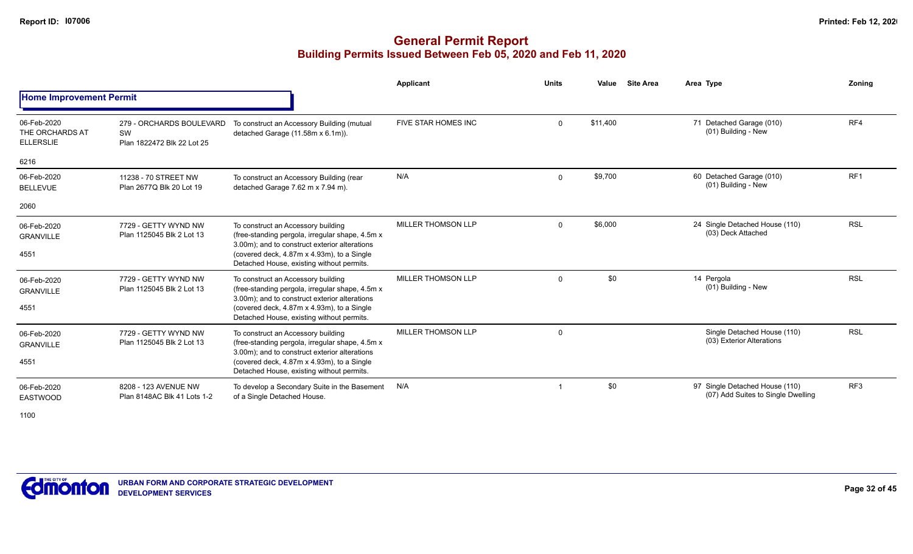# General Permit Report

## Building Permits Issued Between Feb 05, 2020 and Feb 11, 2020

### Home Improvement Permit

| Date / Neighbourhood | Address / Legal | Description | Applicant | Units | Value | Site Area | Area Type | Zoning |
|---|---|---|---|---|---|---|---|---|
| 06-Feb-2020 THE ORCHARDS AT ELLERSLIE 6216 | 279 - ORCHARDS BOULEVARD SW Plan 1822472 Blk 22 Lot 25 | To construct an Accessory Building (mutual detached Garage (11.58m x 6.1m)). | FIVE STAR HOMES INC | 0 | $11,400 | | 71 Detached Garage (010) (01) Building - New | RF4 |
| 06-Feb-2020 BELLEVUE 2060 | 11238 - 70 STREET NW Plan 2677Q Blk 20 Lot 19 | To construct an Accessory Building (rear detached Garage 7.62 m x 7.94 m). | N/A | 0 | $9,700 | | 60 Detached Garage (010) (01) Building - New | RF1 |
| 06-Feb-2020 GRANVILLE 4551 | 7729 - GETTY WYND NW Plan 1125045 Blk 2 Lot 13 | To construct an Accessory building (free-standing pergola, irregular shape, 4.5m x 3.00m); and to construct exterior alterations (covered deck, 4.87m x 4.93m), to a Single Detached House, existing without permits. | MILLER THOMSON LLP | 0 | $6,000 | | 24 Single Detached House (110) (03) Deck Attached | RSL |
| 06-Feb-2020 GRANVILLE 4551 | 7729 - GETTY WYND NW Plan 1125045 Blk 2 Lot 13 | To construct an Accessory building (free-standing pergola, irregular shape, 4.5m x 3.00m); and to construct exterior alterations (covered deck, 4.87m x 4.93m), to a Single Detached House, existing without permits. | MILLER THOMSON LLP | 0 | $0 | | 14 Pergola (01) Building - New | RSL |
| 06-Feb-2020 GRANVILLE 4551 | 7729 - GETTY WYND NW Plan 1125045 Blk 2 Lot 13 | To construct an Accessory building (free-standing pergola, irregular shape, 4.5m x 3.00m); and to construct exterior alterations (covered deck, 4.87m x 4.93m), to a Single Detached House, existing without permits. | MILLER THOMSON LLP | 0 | | | Single Detached House (110) (03) Exterior Alterations | RSL |
| 06-Feb-2020 EASTWOOD 1100 | 8208 - 123 AVENUE NW Plan 8148AC Blk 41 Lots 1-2 | To develop a Secondary Suite in the Basement of a Single Detached House. | N/A | 1 | $0 | | 97 Single Detached House (110) (07) Add Suites to Single Dwelling | RF3 |

URBAN FORM AND CORPORATE STRATEGIC DEVELOPMENT
DEVELOPMENT SERVICES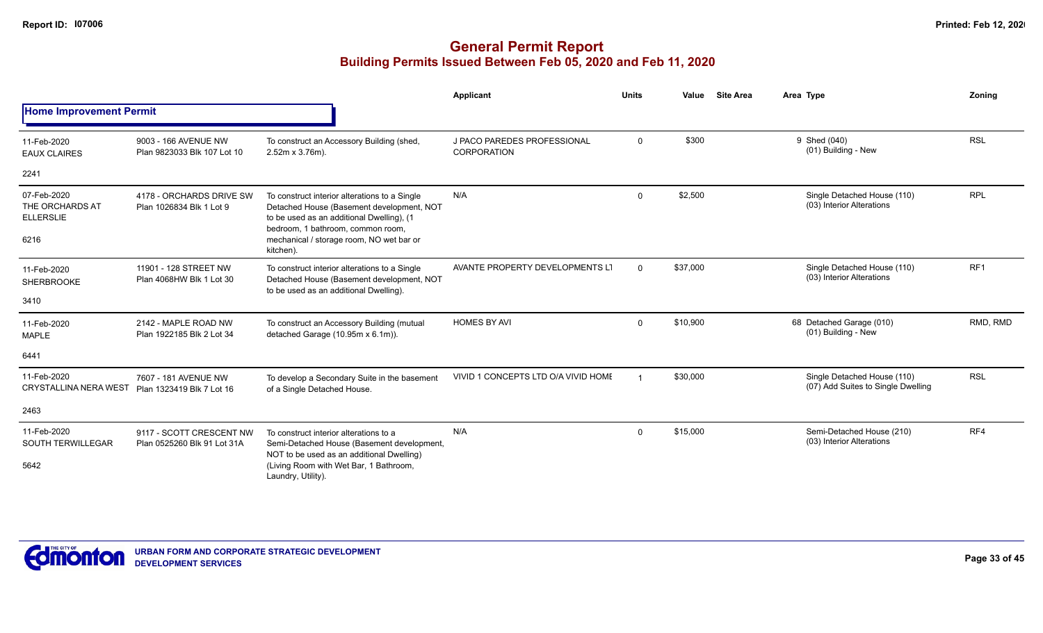# General Permit Report
## Building Permits Issued Between Feb 05, 2020 and Feb 11, 2020

**Home Improvement Permit**

| Date / Neighbourhood | Address / Legal | Description | Applicant | Units | Value | Site Area | Area Type | Zoning |
|---|---|---|---|---|---|---|---|---|
| 11-Feb-2020<br>EAUX CLAIRES<br>2241 | 9003 - 166 AVENUE NW<br>Plan 9823033 Blk 107 Lot 10 | To construct an Accessory Building (shed, 2.52m x 3.76m). | J PACO PAREDES PROFESSIONAL CORPORATION | 0 | $300 | | 9 Shed (040)<br>(01) Building - New | RSL |
| 07-Feb-2020<br>THE ORCHARDS AT ELLERSLIE<br>6216 | 4178 - ORCHARDS DRIVE SW<br>Plan 1026834 Blk 1 Lot 9 | To construct interior alterations to a Single Detached House (Basement development, NOT to be used as an additional Dwelling), (1 bedroom, 1 bathroom, common room, mechanical / storage room, NO wet bar or kitchen). | N/A | 0 | $2,500 | | Single Detached House (110)<br>(03) Interior Alterations | RPL |
| 11-Feb-2020<br>SHERBROOKE<br>3410 | 11901 - 128 STREET NW<br>Plan 4068HW Blk 1 Lot 30 | To construct interior alterations to a Single Detached House (Basement development, NOT to be used as an additional Dwelling). | AVANTE PROPERTY DEVELOPMENTS LT | 0 | $37,000 | | Single Detached House (110)<br>(03) Interior Alterations | RF1 |
| 11-Feb-2020<br>MAPLE<br>6441 | 2142 - MAPLE ROAD NW<br>Plan 1922185 Blk 2 Lot 34 | To construct an Accessory Building (mutual detached Garage (10.95m x 6.1m)). | HOMES BY AVI | 0 | $10,900 | | 68 Detached Garage (010)<br>(01) Building - New | RMD, RMD |
| 11-Feb-2020<br>CRYSTALLINA NERA WEST<br>2463 | 7607 - 181 AVENUE NW<br>Plan 1323419 Blk 7 Lot 16 | To develop a Secondary Suite in the basement of a Single Detached House. | VIVID 1 CONCEPTS LTD O/A VIVID HOME | 1 | $30,000 | | Single Detached House (110)<br>(07) Add Suites to Single Dwelling | RSL |
| 11-Feb-2020<br>SOUTH TERWILLEGAR<br>5642 | 9117 - SCOTT CRESCENT NW<br>Plan 0525260 Blk 91 Lot 31A | To construct interior alterations to a Semi-Detached House (Basement development, NOT to be used as an additional Dwelling) (Living Room with Wet Bar, 1 Bathroom, Laundry, Utility). | N/A | 0 | $15,000 | | Semi-Detached House (210)<br>(03) Interior Alterations | RF4 |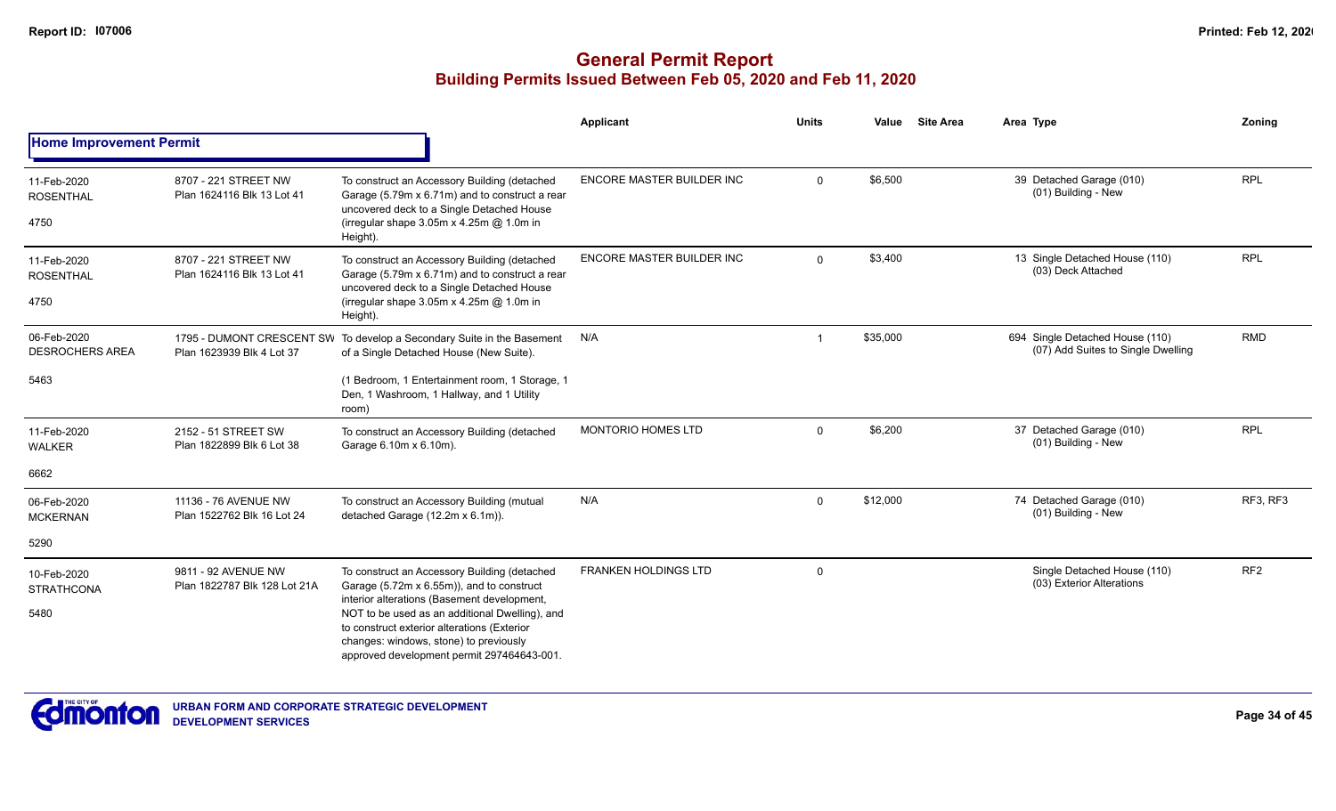# General Permit Report

## Building Permits Issued Between Feb 05, 2020 and Feb 11, 2020

| | | | Applicant | Units | Value | Site Area | Area | Type | Zoning |
|---|---|---|---|---|---|---|---|---|---|
| **Home Improvement Permit** | | | | | | | | | |
| 11-Feb-2020 ROSENTHAL 4750 | 8707 - 221 STREET NW Plan 1624116 Blk 13 Lot 41 | To construct an Accessory Building (detached Garage (5.79m x 6.71m) and to construct a rear uncovered deck to a Single Detached House (irregular shape 3.05m x 4.25m @ 1.0m in Height). | ENCORE MASTER BUILDER INC | 0 | $6,500 | | 39 | Detached Garage (010) (01) Building - New | RPL |
| 11-Feb-2020 ROSENTHAL 4750 | 8707 - 221 STREET NW Plan 1624116 Blk 13 Lot 41 | To construct an Accessory Building (detached Garage (5.79m x 6.71m) and to construct a rear uncovered deck to a Single Detached House (irregular shape 3.05m x 4.25m @ 1.0m in Height). | ENCORE MASTER BUILDER INC | 0 | $3,400 | | 13 | Single Detached House (110) (03) Deck Attached | RPL |
| 06-Feb-2020 DESROCHERS AREA 5463 | 1795 - DUMONT CRESCENT SW Plan 1623939 Blk 4 Lot 37 | To develop a Secondary Suite in the Basement of a Single Detached House (New Suite). (1 Bedroom, 1 Entertainment room, 1 Storage, 1 Den, 1 Washroom, 1 Hallway, and 1 Utility room) | N/A | 1 | $35,000 | | 694 | Single Detached House (110) (07) Add Suites to Single Dwelling | RMD |
| 11-Feb-2020 WALKER 6662 | 2152 - 51 STREET SW Plan 1822899 Blk 6 Lot 38 | To construct an Accessory Building (detached Garage 6.10m x 6.10m). | MONTORIO HOMES LTD | 0 | $6,200 | | 37 | Detached Garage (010) (01) Building - New | RPL |
| 06-Feb-2020 MCKERNAN 5290 | 11136 - 76 AVENUE NW Plan 1522762 Blk 16 Lot 24 | To construct an Accessory Building (mutual detached Garage (12.2m x 6.1m)). | N/A | 0 | $12,000 | | 74 | Detached Garage (010) (01) Building - New | RF3, RF3 |
| 10-Feb-2020 STRATHCONA 5480 | 9811 - 92 AVENUE NW Plan 1822787 Blk 128 Lot 21A | To construct an Accessory Building (detached Garage (5.72m x 6.55m)), and to construct interior alterations (Basement development, NOT to be used as an additional Dwelling), and to construct exterior alterations (Exterior changes: windows, stone) to previously approved development permit 297464643-001. | FRANKEN HOLDINGS LTD | 0 | | | | Single Detached House (110) (03) Exterior Alterations | RF2 |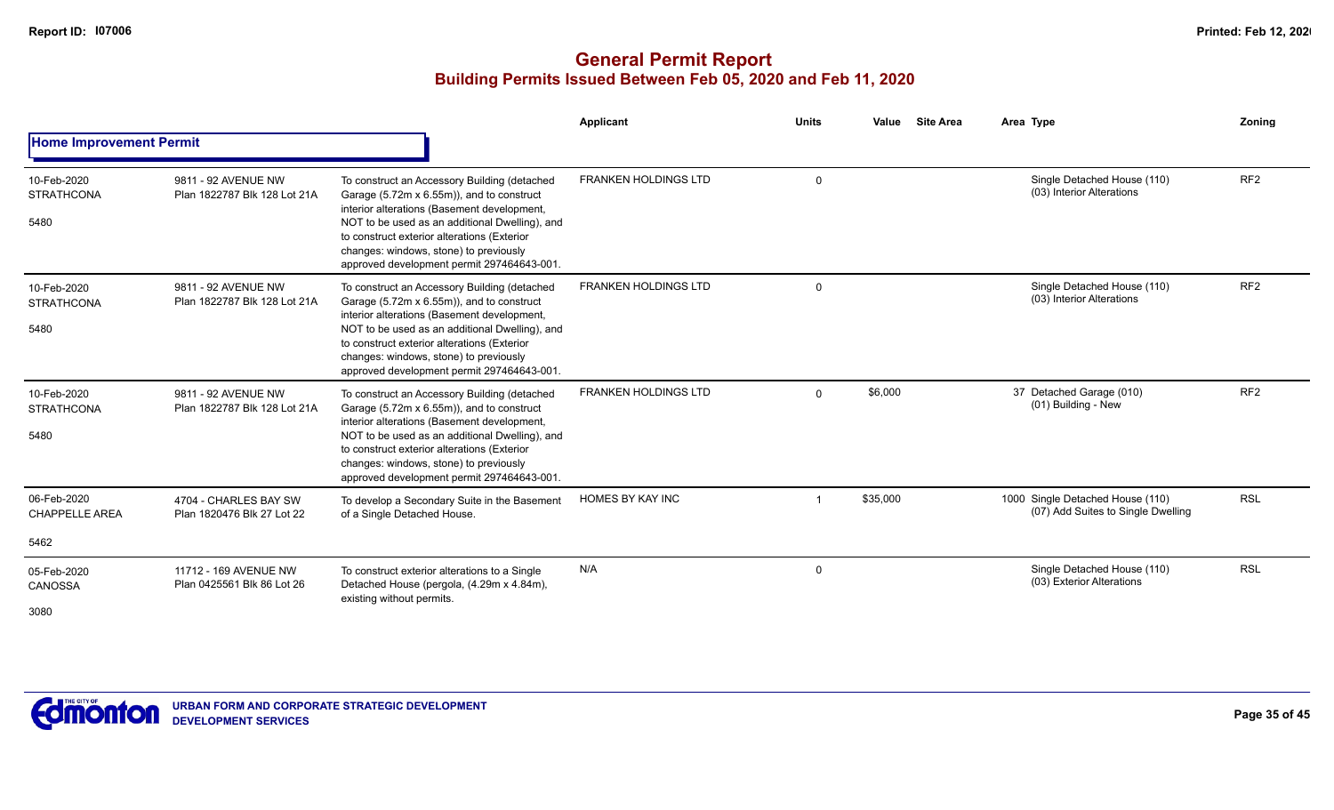# General Permit Report

## Building Permits Issued Between Feb 05, 2020 and Feb 11, 2020

### Home Improvement Permit

| Date / Neighbourhood | Address / Legal | Description | Applicant | Units | Value | Site Area | Area | Type | Zoning |
|---|---|---|---|---|---|---|---|---|---|
| 10-Feb-2020 STRATHCONA 5480 | 9811 - 92 AVENUE NW Plan 1822787 Blk 128 Lot 21A | To construct an Accessory Building (detached Garage (5.72m x 6.55m)), and to construct interior alterations (Basement development, NOT to be used as an additional Dwelling), and to construct exterior alterations (Exterior changes: windows, stone) to previously approved development permit 297464643-001. | FRANKEN HOLDINGS LTD | 0 | | | | Single Detached House (110) (03) Interior Alterations | RF2 |
| 10-Feb-2020 STRATHCONA 5480 | 9811 - 92 AVENUE NW Plan 1822787 Blk 128 Lot 21A | To construct an Accessory Building (detached Garage (5.72m x 6.55m)), and to construct interior alterations (Basement development, NOT to be used as an additional Dwelling), and to construct exterior alterations (Exterior changes: windows, stone) to previously approved development permit 297464643-001. | FRANKEN HOLDINGS LTD | 0 | | | | Single Detached House (110) (03) Interior Alterations | RF2 |
| 10-Feb-2020 STRATHCONA 5480 | 9811 - 92 AVENUE NW Plan 1822787 Blk 128 Lot 21A | To construct an Accessory Building (detached Garage (5.72m x 6.55m)), and to construct interior alterations (Basement development, NOT to be used as an additional Dwelling), and to construct exterior alterations (Exterior changes: windows, stone) to previously approved development permit 297464643-001. | FRANKEN HOLDINGS LTD | 0 | $6,000 | | 37 | Detached Garage (010) (01) Building - New | RF2 |
| 06-Feb-2020 CHAPPELLE AREA 5462 | 4704 - CHARLES BAY SW Plan 1820476 Blk 27 Lot 22 | To develop a Secondary Suite in the Basement of a Single Detached House. | HOMES BY KAY INC | 1 | $35,000 | | 1000 | Single Detached House (110) (07) Add Suites to Single Dwelling | RSL |
| 05-Feb-2020 CANOSSA 3080 | 11712 - 169 AVENUE NW Plan 0425561 Blk 86 Lot 26 | To construct exterior alterations to a Single Detached House (pergola, (4.29m x 4.84m), existing without permits. | N/A | 0 | | | | Single Detached House (110) (03) Exterior Alterations | RSL |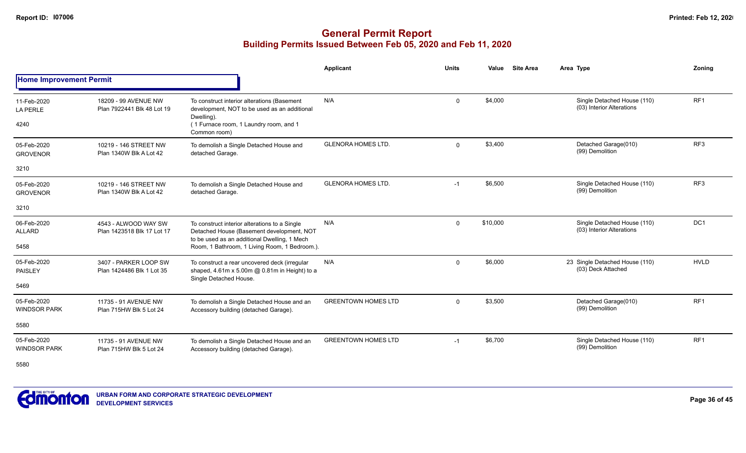# General Permit Report
## Building Permits Issued Between Feb 05, 2020 and Feb 11, 2020

### Home Improvement Permit

| Date / Neighbourhood | Address / Legal | Description | Applicant | Units | Value | Site Area | Area Type | Zoning |
|---|---|---|---|---|---|---|---|---|
| 11-Feb-2020 LA PERLE 4240 | 18209 - 99 AVENUE NW Plan 7922441 Blk 48 Lot 19 | To construct interior alterations (Basement development, NOT to be used as an additional Dwelling). (1 Furnace room, 1 Laundry room, and 1 Common room) | N/A | 0 | $4,000 | | Single Detached House (110) (03) Interior Alterations | RF1 |
| 05-Feb-2020 GROVENOR 3210 | 10219 - 146 STREET NW Plan 1340W Blk A Lot 42 | To demolish a Single Detached House and detached Garage. | GLENORA HOMES LTD. | 0 | $3,400 | | Detached Garage(010) (99) Demolition | RF3 |
| 05-Feb-2020 GROVENOR 3210 | 10219 - 146 STREET NW Plan 1340W Blk A Lot 42 | To demolish a Single Detached House and detached Garage. | GLENORA HOMES LTD. | -1 | $6,500 | | Single Detached House (110) (99) Demolition | RF3 |
| 06-Feb-2020 ALLARD 5458 | 4543 - ALWOOD WAY SW Plan 1423518 Blk 17 Lot 17 | To construct interior alterations to a Single Detached House (Basement development, NOT to be used as an additional Dwelling, 1 Mech Room, 1 Bathroom, 1 Living Room, 1 Bedroom.). | N/A | 0 | $10,000 | | Single Detached House (110) (03) Interior Alterations | DC1 |
| 05-Feb-2020 PAISLEY 5469 | 3407 - PARKER LOOP SW Plan 1424486 Blk 1 Lot 35 | To construct a rear uncovered deck (irregular shaped, 4.61m x 5.00m @ 0.81m in Height) to a Single Detached House. | N/A | 0 | $6,000 | 23 | Single Detached House (110) (03) Deck Attached | HVLD |
| 05-Feb-2020 WINDSOR PARK 5580 | 11735 - 91 AVENUE NW Plan 715HW Blk 5 Lot 24 | To demolish a Single Detached House and an Accessory building (detached Garage). | GREENTOWN HOMES LTD | 0 | $3,500 | | Detached Garage(010) (99) Demolition | RF1 |
| 05-Feb-2020 WINDSOR PARK 5580 | 11735 - 91 AVENUE NW Plan 715HW Blk 5 Lot 24 | To demolish a Single Detached House and an Accessory building (detached Garage). | GREENTOWN HOMES LTD | -1 | $6,700 | | Single Detached House (110) (99) Demolition | RF1 |

URBAN FORM AND CORPORATE STRATEGIC DEVELOPMENT
DEVELOPMENT SERVICES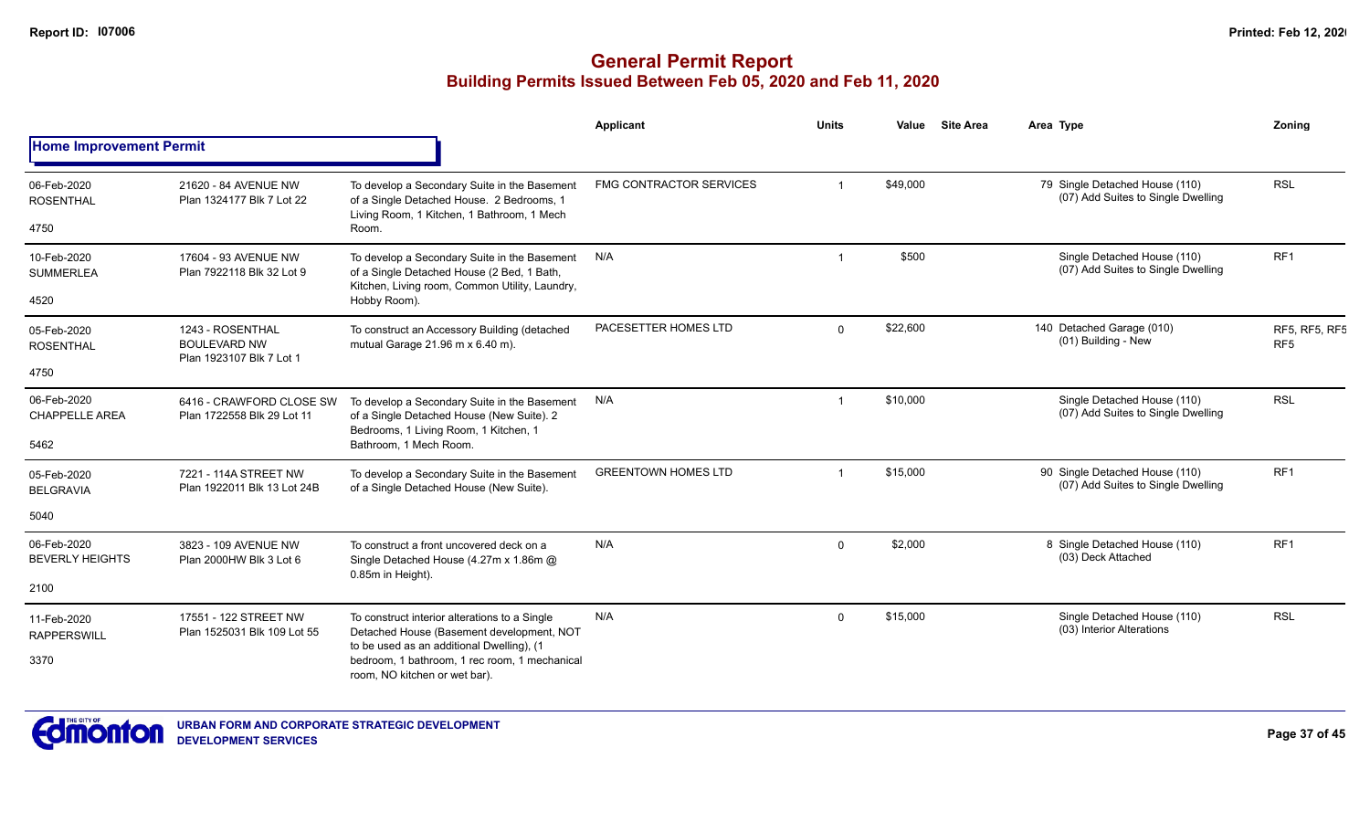# General Permit Report

## Building Permits Issued Between Feb 05, 2020 and Feb 11, 2020

### Home Improvement Permit

| Date / Neighbourhood | Address / Legal | Description | Applicant | Units | Value | Site Area | Area | Type | Zoning |
|---|---|---|---|---|---|---|---|---|---|
| 06-Feb-2020 ROSENTHAL 4750 | 21620 - 84 AVENUE NW Plan 1324177 Blk 7 Lot 22 | To develop a Secondary Suite in the Basement of a Single Detached House. 2 Bedrooms, 1 Living Room, 1 Kitchen, 1 Bathroom, 1 Mech Room. | FMG CONTRACTOR SERVICES | 1 | $49,000 | | 79 | Single Detached House (110) (07) Add Suites to Single Dwelling | RSL |
| 10-Feb-2020 SUMMERLEA 4520 | 17604 - 93 AVENUE NW Plan 7922118 Blk 32 Lot 9 | To develop a Secondary Suite in the Basement of a Single Detached House (2 Bed, 1 Bath, Kitchen, Living room, Common Utility, Laundry, Hobby Room). | N/A | 1 | $500 | | | Single Detached House (110) (07) Add Suites to Single Dwelling | RF1 |
| 05-Feb-2020 ROSENTHAL 4750 | 1243 - ROSENTHAL BOULEVARD NW Plan 1923107 Blk 7 Lot 1 | To construct an Accessory Building (detached mutual Garage 21.96 m x 6.40 m). | PACESETTER HOMES LTD | 0 | $22,600 | | 140 | Detached Garage (010) (01) Building - New | RF5, RF5, RF5 RF5 |
| 06-Feb-2020 CHAPPELLE AREA 5462 | 6416 - CRAWFORD CLOSE SW Plan 1722558 Blk 29 Lot 11 | To develop a Secondary Suite in the Basement of a Single Detached House (New Suite). 2 Bedrooms, 1 Living Room, 1 Kitchen, 1 Bathroom, 1 Mech Room. | N/A | 1 | $10,000 | | | Single Detached House (110) (07) Add Suites to Single Dwelling | RSL |
| 05-Feb-2020 BELGRAVIA 5040 | 7221 - 114A STREET NW Plan 1922011 Blk 13 Lot 24B | To develop a Secondary Suite in the Basement of a Single Detached House (New Suite). | GREENTOWN HOMES LTD | 1 | $15,000 | | 90 | Single Detached House (110) (07) Add Suites to Single Dwelling | RF1 |
| 06-Feb-2020 BEVERLY HEIGHTS 2100 | 3823 - 109 AVENUE NW Plan 2000HW Blk 3 Lot 6 | To construct a front uncovered deck on a Single Detached House (4.27m x 1.86m @ 0.85m in Height). | N/A | 0 | $2,000 | | 8 | Single Detached House (110) (03) Deck Attached | RF1 |
| 11-Feb-2020 RAPPERSWILL 3370 | 17551 - 122 STREET NW Plan 1525031 Blk 109 Lot 55 | To construct interior alterations to a Single Detached House (Basement development, NOT to be used as an additional Dwelling), (1 bedroom, 1 bathroom, 1 rec room, 1 mechanical room, NO kitchen or wet bar). | N/A | 0 | $15,000 | | | Single Detached House (110) (03) Interior Alterations | RSL |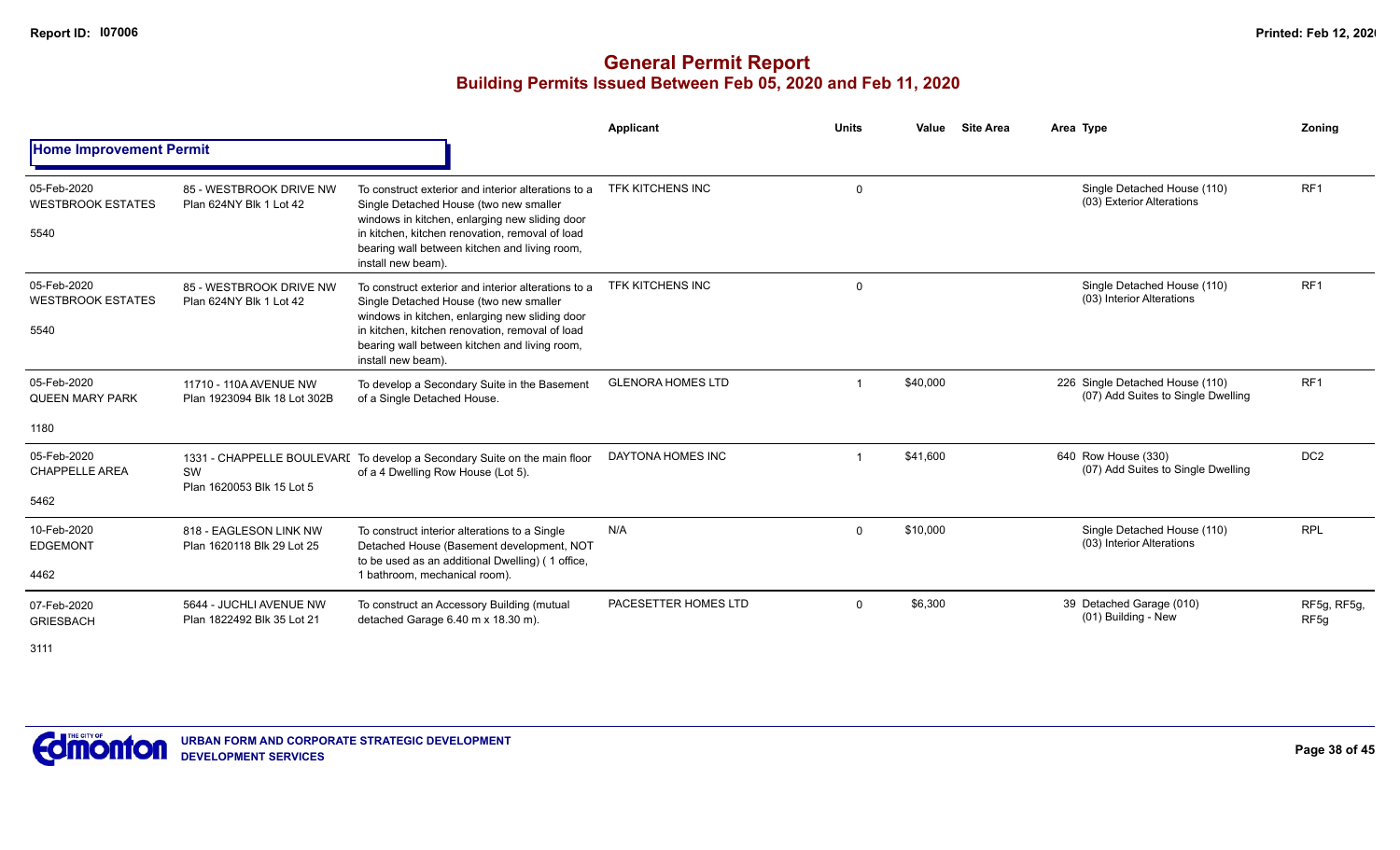# General Permit Report

## Building Permits Issued Between Feb 05, 2020 and Feb 11, 2020

### Home Improvement Permit

| Date / Neighbourhood | Address / Legal | Description | Applicant | Units | Value | Site Area | Area | Type | Zoning |
|---|---|---|---|---|---|---|---|---|---|
| 05-Feb-2020 WESTBROOK ESTATES 5540 | 85 - WESTBROOK DRIVE NW Plan 624NY Blk 1 Lot 42 | To construct exterior and interior alterations to a Single Detached House (two new smaller windows in kitchen, enlarging new sliding door in kitchen, kitchen renovation, removal of load bearing wall between kitchen and living room, install new beam). | TFK KITCHENS INC | 0 | | | | Single Detached House (110) (03) Exterior Alterations | RF1 |
| 05-Feb-2020 WESTBROOK ESTATES 5540 | 85 - WESTBROOK DRIVE NW Plan 624NY Blk 1 Lot 42 | To construct exterior and interior alterations to a Single Detached House (two new smaller windows in kitchen, enlarging new sliding door in kitchen, kitchen renovation, removal of load bearing wall between kitchen and living room, install new beam). | TFK KITCHENS INC | 0 | | | | Single Detached House (110) (03) Interior Alterations | RF1 |
| 05-Feb-2020 QUEEN MARY PARK 1180 | 11710 - 110A AVENUE NW Plan 1923094 Blk 18 Lot 302B | To develop a Secondary Suite in the Basement of a Single Detached House. | GLENORA HOMES LTD | 1 | $40,000 | | 226 | Single Detached House (110) (07) Add Suites to Single Dwelling | RF1 |
| 05-Feb-2020 CHAPPELLE AREA 5462 | 1331 - CHAPPELLE BOULEVARD SW Plan 1620053 Blk 15 Lot 5 | To develop a Secondary Suite on the main floor of a 4 Dwelling Row House (Lot 5). | DAYTONA HOMES INC | 1 | $41,600 | | 640 | Row House (330) (07) Add Suites to Single Dwelling | DC2 |
| 10-Feb-2020 EDGEMONT 4462 | 818 - EAGLESON LINK NW Plan 1620118 Blk 29 Lot 25 | To construct interior alterations to a Single Detached House (Basement development, NOT to be used as an additional Dwelling) ( 1 office, 1 bathroom, mechanical room). | N/A | 0 | $10,000 | | | Single Detached House (110) (03) Interior Alterations | RPL |
| 07-Feb-2020 GRIESBACH 3111 | 5644 - JUCHLI AVENUE NW Plan 1822492 Blk 35 Lot 21 | To construct an Accessory Building (mutual detached Garage 6.40 m x 18.30 m). | PACESETTER HOMES LTD | 0 | $6,300 | | 39 | Detached Garage (010) (01) Building - New | RF5g, RF5g, RF5g |

URBAN FORM AND CORPORATE STRATEGIC DEVELOPMENT
DEVELOPMENT SERVICES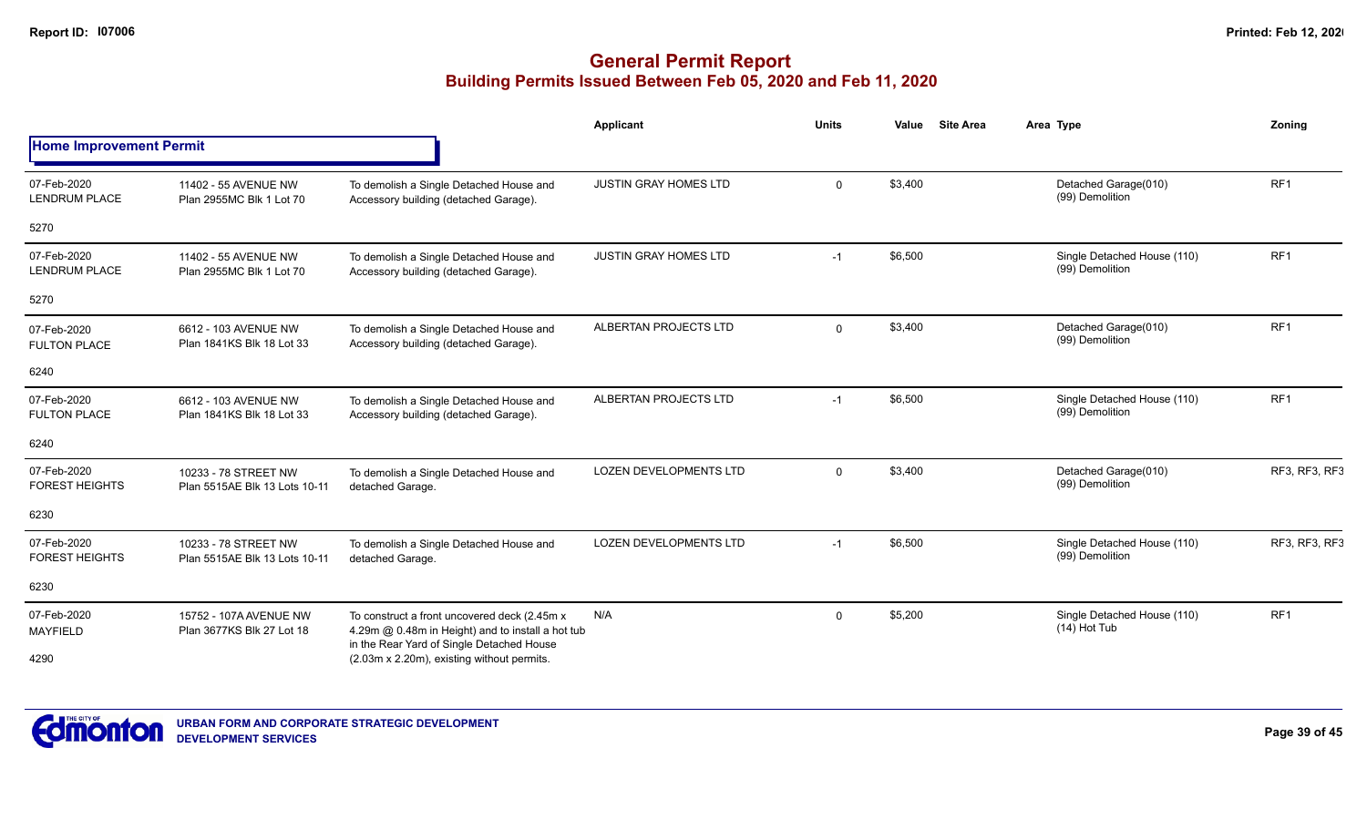# General Permit Report
## Building Permits Issued Between Feb 05, 2020 and Feb 11, 2020

### Home Improvement Permit

| | | | Applicant | Units | Value | Site Area | Area Type | Zoning |
|---|---|---|---|---|---|---|---|---|
| 07-Feb-2020 LENDRUM PLACE 5270 | 11402 - 55 AVENUE NW Plan 2955MC Blk 1 Lot 70 | To demolish a Single Detached House and Accessory building (detached Garage). | JUSTIN GRAY HOMES LTD | 0 | $3,400 | | Detached Garage(010) (99) Demolition | RF1 |
| 07-Feb-2020 LENDRUM PLACE 5270 | 11402 - 55 AVENUE NW Plan 2955MC Blk 1 Lot 70 | To demolish a Single Detached House and Accessory building (detached Garage). | JUSTIN GRAY HOMES LTD | -1 | $6,500 | | Single Detached House (110) (99) Demolition | RF1 |
| 07-Feb-2020 FULTON PLACE 6240 | 6612 - 103 AVENUE NW Plan 1841KS Blk 18 Lot 33 | To demolish a Single Detached House and Accessory building (detached Garage). | ALBERTAN PROJECTS LTD | 0 | $3,400 | | Detached Garage(010) (99) Demolition | RF1 |
| 07-Feb-2020 FULTON PLACE 6240 | 6612 - 103 AVENUE NW Plan 1841KS Blk 18 Lot 33 | To demolish a Single Detached House and Accessory building (detached Garage). | ALBERTAN PROJECTS LTD | -1 | $6,500 | | Single Detached House (110) (99) Demolition | RF1 |
| 07-Feb-2020 FOREST HEIGHTS 6230 | 10233 - 78 STREET NW Plan 5515AE Blk 13 Lots 10-11 | To demolish a Single Detached House and detached Garage. | LOZEN DEVELOPMENTS LTD | 0 | $3,400 | | Detached Garage(010) (99) Demolition | RF3, RF3, RF3 |
| 07-Feb-2020 FOREST HEIGHTS 6230 | 10233 - 78 STREET NW Plan 5515AE Blk 13 Lots 10-11 | To demolish a Single Detached House and detached Garage. | LOZEN DEVELOPMENTS LTD | -1 | $6,500 | | Single Detached House (110) (99) Demolition | RF3, RF3, RF3 |
| 07-Feb-2020 MAYFIELD 4290 | 15752 - 107A AVENUE NW Plan 3677KS Blk 27 Lot 18 | To construct a front uncovered deck (2.45m x 4.29m @ 0.48m in Height) and to install a hot tub in the Rear Yard of Single Detached House (2.03m x 2.20m), existing without permits. | N/A | 0 | $5,200 | | Single Detached House (110) (14) Hot Tub | RF1 |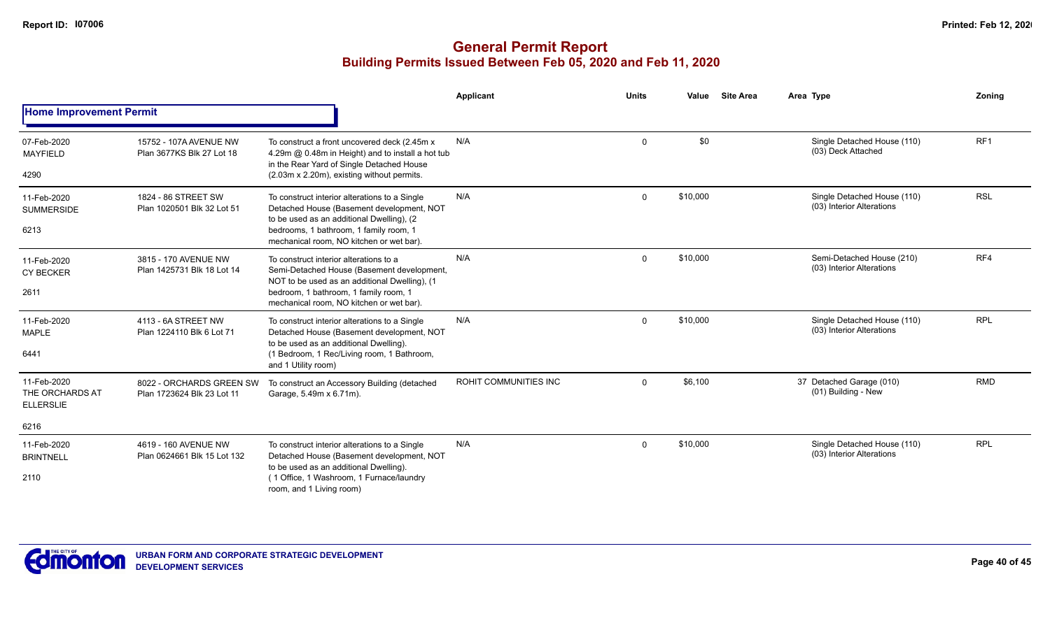# General Permit Report

## Building Permits Issued Between Feb 05, 2020 and Feb 11, 2020

### Home Improvement Permit

| Date / Neighbourhood / Code | Address / Legal | Description | Applicant | Units | Value | Site Area | Area | Type | Zoning |
|---|---|---|---|---|---|---|---|---|---|
| 07-Feb-2020 MAYFIELD 4290 | 15752 - 107A AVENUE NW Plan 3677KS Blk 27 Lot 18 | To construct a front uncovered deck (2.45m x 4.29m @ 0.48m in Height) and to install a hot tub in the Rear Yard of Single Detached House (2.03m x 2.20m), existing without permits. | N/A | 0 | $0 | | | Single Detached House (110) (03) Deck Attached | RF1 |
| 11-Feb-2020 SUMMERSIDE 6213 | 1824 - 86 STREET SW Plan 1020501 Blk 32 Lot 51 | To construct interior alterations to a Single Detached House (Basement development, NOT to be used as an additional Dwelling), (2 bedrooms, 1 bathroom, 1 family room, 1 mechanical room, NO kitchen or wet bar). | N/A | 0 | $10,000 | | | Single Detached House (110) (03) Interior Alterations | RSL |
| 11-Feb-2020 CY BECKER 2611 | 3815 - 170 AVENUE NW Plan 1425731 Blk 18 Lot 14 | To construct interior alterations to a Semi-Detached House (Basement development, NOT to be used as an additional Dwelling), (1 bedroom, 1 bathroom, 1 family room, 1 mechanical room, NO kitchen or wet bar). | N/A | 0 | $10,000 | | | Semi-Detached House (210) (03) Interior Alterations | RF4 |
| 11-Feb-2020 MAPLE 6441 | 4113 - 6A STREET NW Plan 1224110 Blk 6 Lot 71 | To construct interior alterations to a Single Detached House (Basement development, NOT to be used as an additional Dwelling). (1 Bedroom, 1 Rec/Living room, 1 Bathroom, and 1 Utility room) | N/A | 0 | $10,000 | | | Single Detached House (110) (03) Interior Alterations | RPL |
| 11-Feb-2020 THE ORCHARDS AT THE ELLERSLIE 6216 | 8022 - ORCHARDS GREEN SW Plan 1723624 Blk 23 Lot 11 | To construct an Accessory Building (detached Garage, 5.49m x 6.71m). | ROHIT COMMUNITIES INC | 0 | $6,100 | | 37 | Detached Garage (010) (01) Building - New | RMD |
| 11-Feb-2020 BRINTNELL 2110 | 4619 - 160 AVENUE NW Plan 0624661 Blk 15 Lot 132 | To construct interior alterations to a Single Detached House (Basement development, NOT to be used as an additional Dwelling). ( 1 Office, 1 Washroom, 1 Furnace/laundry room, and 1 Living room) | N/A | 0 | $10,000 | | | Single Detached House (110) (03) Interior Alterations | RPL |

URBAN FORM AND CORPORATE STRATEGIC DEVELOPMENT
DEVELOPMENT SERVICES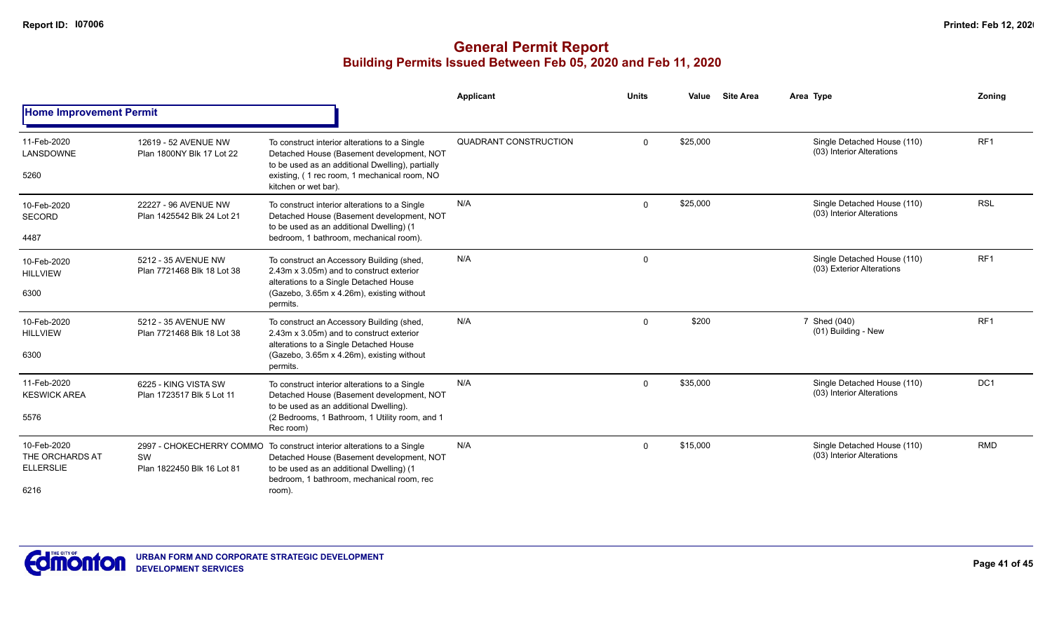# General Permit Report

## Building Permits Issued Between Feb 05, 2020 and Feb 11, 2020

### Home Improvement Permit

| Date / Neighbourhood | Address / Legal | Description | Applicant | Units | Value | Site Area | Area Type | Zoning |
|---|---|---|---|---|---|---|---|---|
| 11-Feb-2020 LANSDOWNE 5260 | 12619 - 52 AVENUE NW Plan 1800NY Blk 17 Lot 22 | To construct interior alterations to a Single Detached House (Basement development, NOT to be used as an additional Dwelling), partially existing, ( 1 rec room, 1 mechanical room, NO kitchen or wet bar). | QUADRANT CONSTRUCTION | 0 | $25,000 | | Single Detached House (110) (03) Interior Alterations | RF1 |
| 10-Feb-2020 SECORD 4487 | 22227 - 96 AVENUE NW Plan 1425542 Blk 24 Lot 21 | To construct interior alterations to a Single Detached House (Basement development, NOT to be used as an additional Dwelling) (1 bedroom, 1 bathroom, mechanical room). | N/A | 0 | $25,000 | | Single Detached House (110) (03) Interior Alterations | RSL |
| 10-Feb-2020 HILLVIEW 6300 | 5212 - 35 AVENUE NW Plan 7721468 Blk 18 Lot 38 | To construct an Accessory Building (shed, 2.43m x 3.05m) and to construct exterior alterations to a Single Detached House (Gazebo, 3.65m x 4.26m), existing without permits. | N/A | 0 | | | Single Detached House (110) (03) Exterior Alterations | RF1 |
| 10-Feb-2020 HILLVIEW 6300 | 5212 - 35 AVENUE NW Plan 7721468 Blk 18 Lot 38 | To construct an Accessory Building (shed, 2.43m x 3.05m) and to construct exterior alterations to a Single Detached House (Gazebo, 3.65m x 4.26m), existing without permits. | N/A | 0 | $200 | | 7 Shed (040) (01) Building - New | RF1 |
| 11-Feb-2020 KESWICK AREA 5576 | 6225 - KING VISTA SW Plan 1723517 Blk 5 Lot 11 | To construct interior alterations to a Single Detached House (Basement development, NOT to be used as an additional Dwelling). (2 Bedrooms, 1 Bathroom, 1 Utility room, and 1 Rec room) | N/A | 0 | $35,000 | | Single Detached House (110) (03) Interior Alterations | DC1 |
| 10-Feb-2020 THE ORCHARDS AT ELLERSLIE 6216 | 2997 - CHOKECHERRY COMMO SW Plan 1822450 Blk 16 Lot 81 | To construct interior alterations to a Single Detached House (Basement development, NOT to be used as an additional Dwelling) (1 bedroom, 1 bathroom, mechanical room, rec room). | N/A | 0 | $15,000 | | Single Detached House (110) (03) Interior Alterations | RMD |

URBAN FORM AND CORPORATE STRATEGIC DEVELOPMENT
DEVELOPMENT SERVICES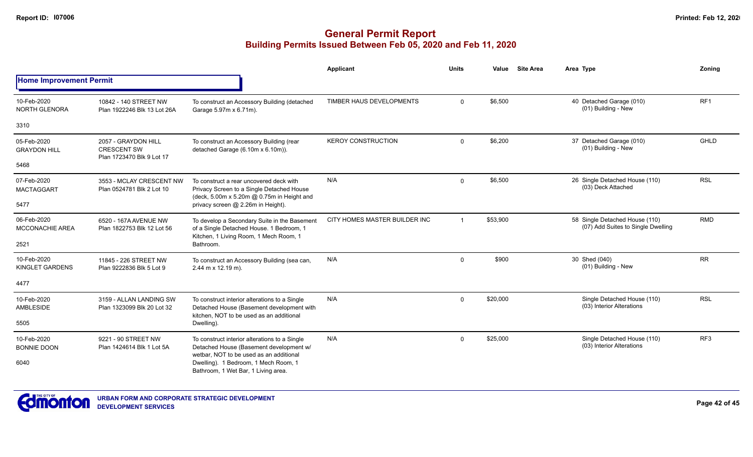# General Permit Report
## Building Permits Issued Between Feb 05, 2020 and Feb 11, 2020

### Home Improvement Permit

| Date / Neighbourhood | Address / Legal | Description | Applicant | Units | Value | Site Area | Area Type | Zoning |
|---|---|---|---|---|---|---|---|---|
| 10-Feb-2020<br>NORTH GLENORA<br>3310 | 10842 - 140 STREET NW<br>Plan 1922246 Blk 13 Lot 26A | To construct an Accessory Building (detached Garage 5.97m x 6.71m). | TIMBER HAUS DEVELOPMENTS | 0 | $6,500 | | 40 Detached Garage (010)<br>(01) Building - New | RF1 |
| 05-Feb-2020<br>GRAYDON HILL<br>5468 | 2057 - GRAYDON HILL CRESCENT SW<br>Plan 1723470 Blk 9 Lot 17 | To construct an Accessory Building (rear detached Garage (6.10m x 6.10m)). | KEROY CONSTRUCTION | 0 | $6,200 | | 37 Detached Garage (010)<br>(01) Building - New | GHLD |
| 07-Feb-2020<br>MACTAGGART<br>5477 | 3553 - MCLAY CRESCENT NW<br>Plan 0524781 Blk 2 Lot 10 | To construct a rear uncovered deck with Privacy Screen to a Single Detached House (deck, 5.00m x 5.20m @ 0.75m in Height and privacy screen @ 2.26m in Height). | N/A | 0 | $6,500 | | 26 Single Detached House (110)<br>(03) Deck Attached | RSL |
| 06-Feb-2020<br>MCCONACHIE AREA<br>2521 | 6520 - 167A AVENUE NW<br>Plan 1822753 Blk 12 Lot 56 | To develop a Secondary Suite in the Basement of a Single Detached House. 1 Bedroom, 1 Kitchen, 1 Living Room, 1 Mech Room, 1 Bathroom. | CITY HOMES MASTER BUILDER INC | 1 | $53,900 | | 58 Single Detached House (110)<br>(07) Add Suites to Single Dwelling | RMD |
| 10-Feb-2020<br>KINGLET GARDENS<br>4477 | 11845 - 226 STREET NW<br>Plan 9222836 Blk 5 Lot 9 | To construct an Accessory Building (sea can, 2.44 m x 12.19 m). | N/A | 0 | $900 | | 30 Shed (040)<br>(01) Building - New | RR |
| 10-Feb-2020<br>AMBLESIDE<br>5505 | 3159 - ALLAN LANDING SW<br>Plan 1323099 Blk 20 Lot 32 | To construct interior alterations to a Single Detached House (Basement development with kitchen, NOT to be used as an additional Dwelling). | N/A | 0 | $20,000 | | Single Detached House (110)<br>(03) Interior Alterations | RSL |
| 10-Feb-2020<br>BONNIE DOON<br>6040 | 9221 - 90 STREET NW<br>Plan 1424614 Blk 1 Lot 5A | To construct interior alterations to a Single Detached House (Basement development w/ wetbar, NOT to be used as an additional Dwelling). 1 Bedroom, 1 Mech Room, 1 Bathroom, 1 Wet Bar, 1 Living area. | N/A | 0 | $25,000 | | Single Detached House (110)<br>(03) Interior Alterations | RF3 |

URBAN FORM AND CORPORATE STRATEGIC DEVELOPMENT
DEVELOPMENT SERVICES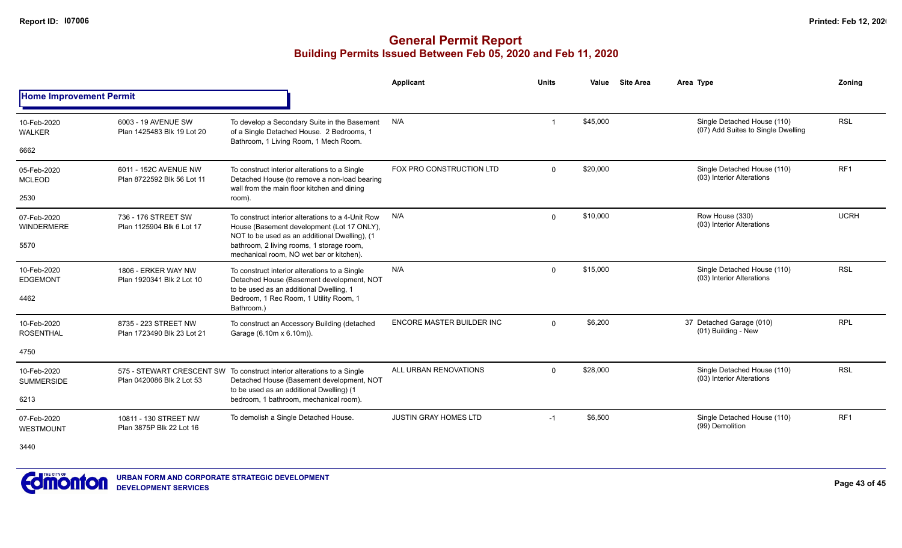# General Permit Report

## Building Permits Issued Between Feb 05, 2020 and Feb 11, 2020

### Home Improvement Permit

| Date / Neighbourhood | Address / Legal | Description | Applicant | Units | Value | Site Area | Area Type | Zoning |
|---|---|---|---|---|---|---|---|---|
| 10-Feb-2020 WALKER 6662 | 6003 - 19 AVENUE SW Plan 1425483 Blk 19 Lot 20 | To develop a Secondary Suite in the Basement of a Single Detached House. 2 Bedrooms, 1 Bathroom, 1 Living Room, 1 Mech Room. | N/A | 1 | $45,000 | | Single Detached House (110) (07) Add Suites to Single Dwelling | RSL |
| 05-Feb-2020 MCLEOD 2530 | 6011 - 152C AVENUE NW Plan 8722592 Blk 56 Lot 11 | To construct interior alterations to a Single Detached House (to remove a non-load bearing wall from the main floor kitchen and dining room). | FOX PRO CONSTRUCTION LTD | 0 | $20,000 | | Single Detached House (110) (03) Interior Alterations | RF1 |
| 07-Feb-2020 WINDERMERE 5570 | 736 - 176 STREET SW Plan 1125904 Blk 6 Lot 17 | To construct interior alterations to a 4-Unit Row House (Basement development (Lot 17 ONLY), NOT to be used as an additional Dwelling), (1 bathroom, 2 living rooms, 1 storage room, mechanical room, NO wet bar or kitchen). | N/A | 0 | $10,000 | | Row House (330) (03) Interior Alterations | UCRH |
| 10-Feb-2020 EDGEMONT 4462 | 1806 - ERKER WAY NW Plan 1920341 Blk 2 Lot 10 | To construct interior alterations to a Single Detached House (Basement development, NOT to be used as an additional Dwelling, 1 Bedroom, 1 Rec Room, 1 Utility Room, 1 Bathroom.) | N/A | 0 | $15,000 | | Single Detached House (110) (03) Interior Alterations | RSL |
| 10-Feb-2020 ROSENTHAL 4750 | 8735 - 223 STREET NW Plan 1723490 Blk 23 Lot 21 | To construct an Accessory Building (detached Garage (6.10m x 6.10m)). | ENCORE MASTER BUILDER INC | 0 | $6,200 | 37 | Detached Garage (010) (01) Building - New | RPL |
| 10-Feb-2020 SUMMERSIDE 6213 | 575 - STEWART CRESCENT SW Plan 0420086 Blk 2 Lot 53 | To construct interior alterations to a Single Detached House (Basement development, NOT to be used as an additional Dwelling) (1 bedroom, 1 bathroom, mechanical room). | ALL URBAN RENOVATIONS | 0 | $28,000 | | Single Detached House (110) (03) Interior Alterations | RSL |
| 07-Feb-2020 WESTMOUNT 3440 | 10811 - 130 STREET NW Plan 3875P Blk 22 Lot 16 | To demolish a Single Detached House. | JUSTIN GRAY HOMES LTD | -1 | $6,500 | | Single Detached House (110) (99) Demolition | RF1 |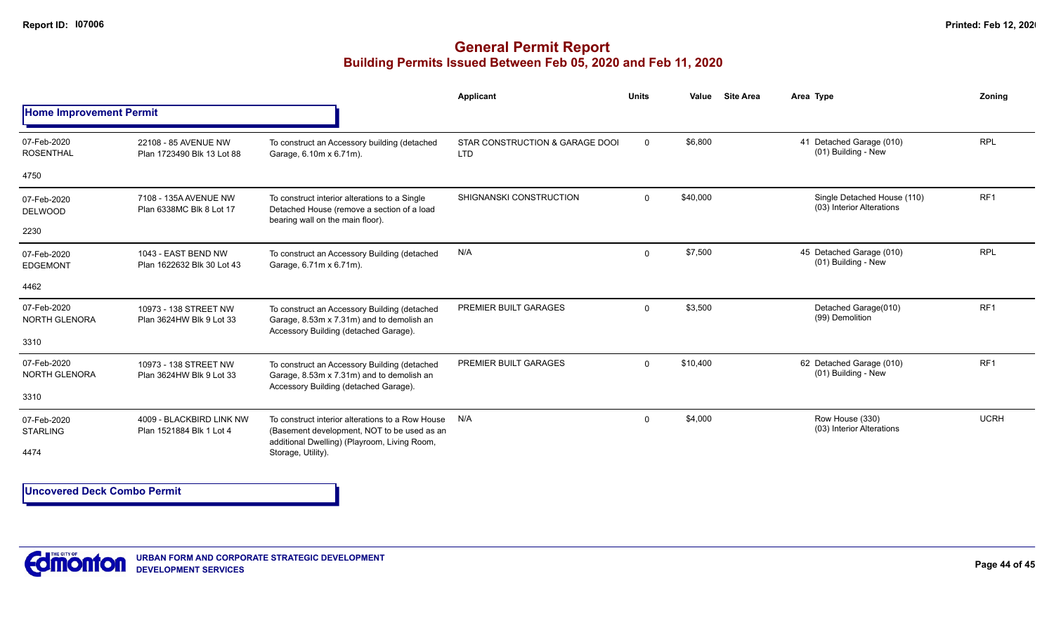# General Permit Report
## Building Permits Issued Between Feb 05, 2020 and Feb 11, 2020

### Home Improvement Permit

| Date / Neighbourhood | Address / Legal | Description | Applicant | Units | Value | Site Area | Area | Type | Zoning |
|---|---|---|---|---|---|---|---|---|---|
| 07-Feb-2020 ROSENTHAL 4750 | 22108 - 85 AVENUE NW Plan 1723490 Blk 13 Lot 88 | To construct an Accessory building (detached Garage, 6.10m x 6.71m). | STAR CONSTRUCTION & GARAGE DOOI LTD | 0 | $6,800 | | 41 | Detached Garage (010) (01) Building - New | RPL |
| 07-Feb-2020 DELWOOD 2230 | 7108 - 135A AVENUE NW Plan 6338MC Blk 8 Lot 17 | To construct interior alterations to a Single Detached House (remove a section of a load bearing wall on the main floor). | SHIGNANSKI CONSTRUCTION | 0 | $40,000 | | | Single Detached House (110) (03) Interior Alterations | RF1 |
| 07-Feb-2020 EDGEMONT 4462 | 1043 - EAST BEND NW Plan 1622632 Blk 30 Lot 43 | To construct an Accessory Building (detached Garage, 6.71m x 6.71m). | N/A | 0 | $7,500 | | 45 | Detached Garage (010) (01) Building - New | RPL |
| 07-Feb-2020 NORTH GLENORA 3310 | 10973 - 138 STREET NW Plan 3624HW Blk 9 Lot 33 | To construct an Accessory Building (detached Garage, 8.53m x 7.31m) and to demolish an Accessory Building (detached Garage). | PREMIER BUILT GARAGES | 0 | $3,500 | | | Detached Garage(010) (99) Demolition | RF1 |
| 07-Feb-2020 NORTH GLENORA 3310 | 10973 - 138 STREET NW Plan 3624HW Blk 9 Lot 33 | To construct an Accessory Building (detached Garage, 8.53m x 7.31m) and to demolish an Accessory Building (detached Garage). | PREMIER BUILT GARAGES | 0 | $10,400 | | 62 | Detached Garage (010) (01) Building - New | RF1 |
| 07-Feb-2020 STARLING 4474 | 4009 - BLACKBIRD LINK NW Plan 1521884 Blk 1 Lot 4 | To construct interior alterations to a Row House (Basement development, NOT to be used as an additional Dwelling) (Playroom, Living Room, Storage, Utility). | N/A | 0 | $4,000 | | | Row House (330) (03) Interior Alterations | UCRH |

### Uncovered Deck Combo Permit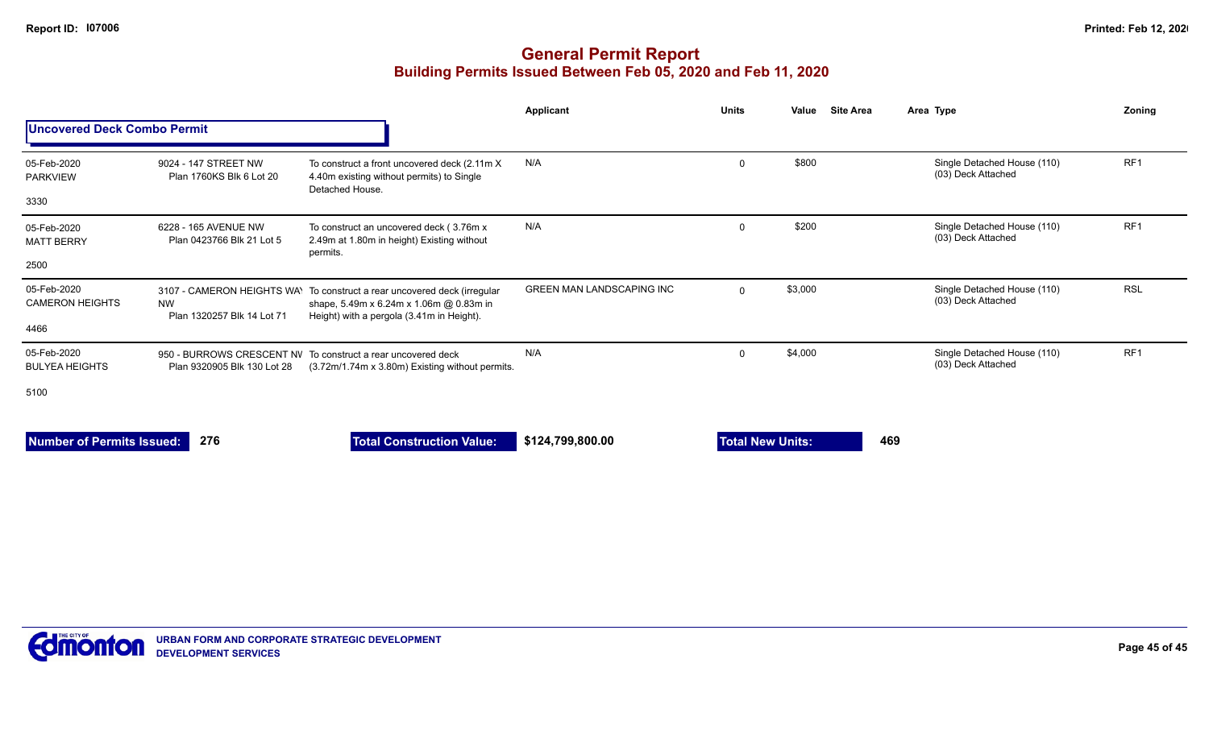# General Permit Report

## Building Permits Issued Between Feb 05, 2020 and Feb 11, 2020

### Uncovered Deck Combo Permit

| | | | Applicant | Units | Value | Site Area | Area Type | Zoning |
|---|---|---|---|---|---|---|---|---|
| 05-Feb-2020 PARKVIEW 3330 | 9024 - 147 STREET NW Plan 1760KS Blk 6 Lot 20 | To construct a front uncovered deck (2.11m X 4.40m existing without permits) to Single Detached House. | N/A | 0 | $800 | | Single Detached House (110) (03) Deck Attached | RF1 |
| 05-Feb-2020 MATT BERRY 2500 | 6228 - 165 AVENUE NW Plan 0423766 Blk 21 Lot 5 | To construct an uncovered deck ( 3.76m x 2.49m at 1.80m in height) Existing without permits. | N/A | 0 | $200 | | Single Detached House (110) (03) Deck Attached | RF1 |
| 05-Feb-2020 CAMERON HEIGHTS 4466 | 3107 - CAMERON HEIGHTS WAY NW Plan 1320257 Blk 14 Lot 71 | To construct a rear uncovered deck (irregular shape, 5.49m x 6.24m x 1.06m @ 0.83m in Height) with a pergola (3.41m in Height). | GREEN MAN LANDSCAPING INC | 0 | $3,000 | | Single Detached House (110) (03) Deck Attached | RSL |
| 05-Feb-2020 BULYEA HEIGHTS 5100 | 950 - BURROWS CRESCENT NW Plan 9320905 Blk 130 Lot 28 | To construct a rear uncovered deck (3.72m/1.74m x 3.80m) Existing without permits. | N/A | 0 | $4,000 | | Single Detached House (110) (03) Deck Attached | RF1 |

**Number of Permits Issued:** 276 **Total Construction Value:** $124,799,800.00 **Total New Units:** 469

URBAN FORM AND CORPORATE STRATEGIC DEVELOPMENT
DEVELOPMENT SERVICES